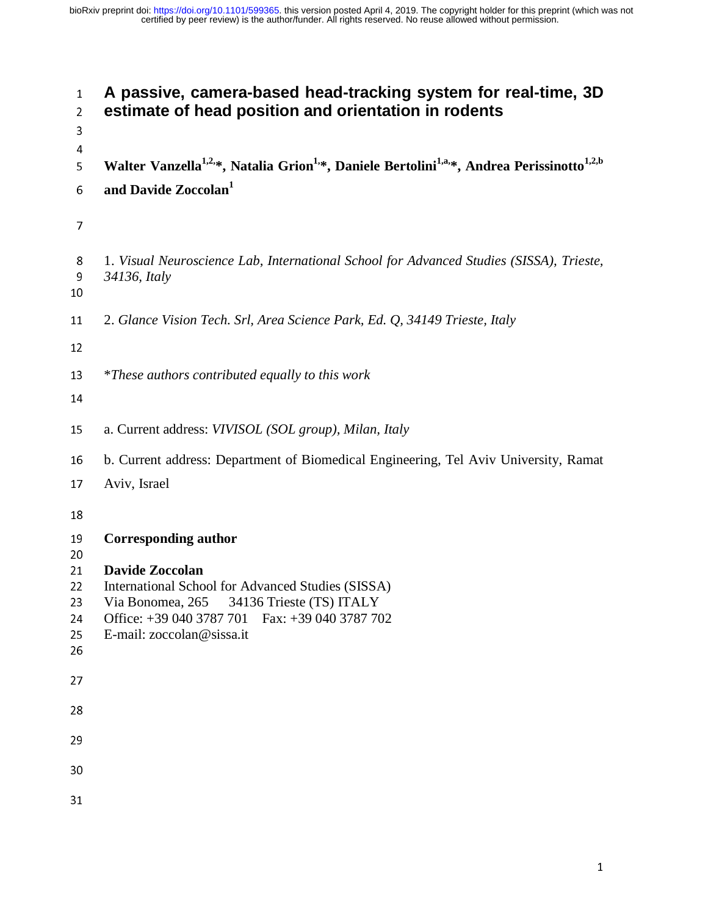# A passive, camera-based head-tracking system for real-time, 3D estimate of head position and orientation in rodents

**Walter Vanzella[1,2,*], Natalia Grion[1,*], Daniele Bertolini[1,a,*], Andrea Perissinotto[1,2,b] and Davide Zoccolan[1]**

1. *Visual Neuroscience Lab, International School for Advanced Studies (SISSA), Trieste, 34136, Italy*

2. *Glance Vision Tech. Srl, Area Science Park, Ed. Q, 34149 Trieste, Italy*

**These authors contributed equally to this work*

a. Current address: *VIVISOL (SOL group), Milan, Italy*

b. Current address: Department of Biomedical Engineering, Tel Aviv University, Ramat Aviv, Israel

**Corresponding author**

**Davide Zoccolan**
International School for Advanced Studies (SISSA)
Via Bonomea, 265 34136 Trieste (TS) ITALY
Office: +39 040 3787 701 Fax: +39 040 3787 702
E-mail: zoccolan@sissa.it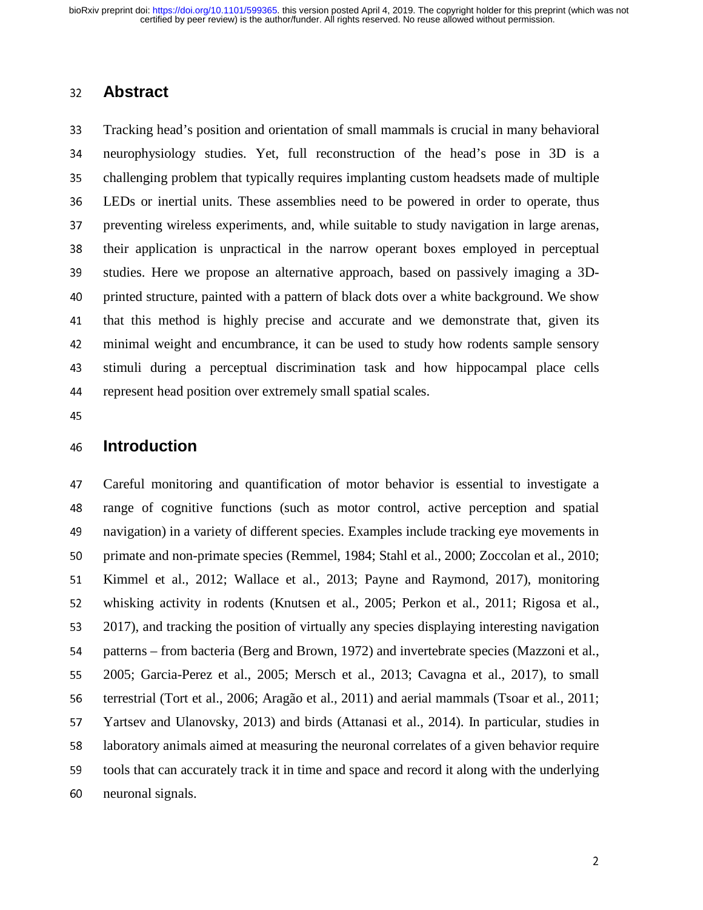## Abstract

Tracking head's position and orientation of small mammals is crucial in many behavioral neurophysiology studies. Yet, full reconstruction of the head's pose in 3D is a challenging problem that typically requires implanting custom headsets made of multiple LEDs or inertial units. These assemblies need to be powered in order to operate, thus preventing wireless experiments, and, while suitable to study navigation in large arenas, their application is unpractical in the narrow operant boxes employed in perceptual studies. Here we propose an alternative approach, based on passively imaging a 3D-printed structure, painted with a pattern of black dots over a white background. We show that this method is highly precise and accurate and we demonstrate that, given its minimal weight and encumbrance, it can be used to study how rodents sample sensory stimuli during a perceptual discrimination task and how hippocampal place cells represent head position over extremely small spatial scales.

## Introduction

Careful monitoring and quantification of motor behavior is essential to investigate a range of cognitive functions (such as motor control, active perception and spatial navigation) in a variety of different species. Examples include tracking eye movements in primate and non-primate species (Remmel, 1984; Stahl et al., 2000; Zoccolan et al., 2010; Kimmel et al., 2012; Wallace et al., 2013; Payne and Raymond, 2017), monitoring whisking activity in rodents (Knutsen et al., 2005; Perkon et al., 2011; Rigosa et al., 2017), and tracking the position of virtually any species displaying interesting navigation patterns – from bacteria (Berg and Brown, 1972) and invertebrate species (Mazzoni et al., 2005; Garcia-Perez et al., 2005; Mersch et al., 2013; Cavagna et al., 2017), to small terrestrial (Tort et al., 2006; Aragão et al., 2011) and aerial mammals (Tsoar et al., 2011; Yartsev and Ulanovsky, 2013) and birds (Attanasi et al., 2014). In particular, studies in laboratory animals aimed at measuring the neuronal correlates of a given behavior require tools that can accurately track it in time and space and record it along with the underlying neuronal signals.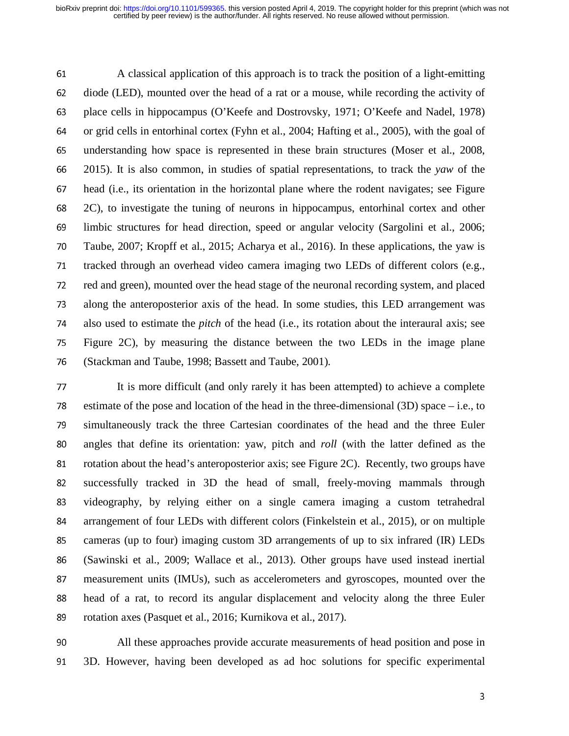A classical application of this approach is to track the position of a light-emitting diode (LED), mounted over the head of a rat or a mouse, while recording the activity of place cells in hippocampus (O'Keefe and Dostrovsky, 1971; O'Keefe and Nadel, 1978) or grid cells in entorhinal cortex (Fyhn et al., 2004; Hafting et al., 2005), with the goal of understanding how space is represented in these brain structures (Moser et al., 2008, 2015). It is also common, in studies of spatial representations, to track the *yaw* of the head (i.e., its orientation in the horizontal plane where the rodent navigates; see Figure 2C), to investigate the tuning of neurons in hippocampus, entorhinal cortex and other limbic structures for head direction, speed or angular velocity (Sargolini et al., 2006; Taube, 2007; Kropff et al., 2015; Acharya et al., 2016). In these applications, the yaw is tracked through an overhead video camera imaging two LEDs of different colors (e.g., red and green), mounted over the head stage of the neuronal recording system, and placed along the anteroposterior axis of the head. In some studies, this LED arrangement was also used to estimate the *pitch* of the head (i.e., its rotation about the interaural axis; see Figure 2C), by measuring the distance between the two LEDs in the image plane (Stackman and Taube, 1998; Bassett and Taube, 2001).

It is more difficult (and only rarely it has been attempted) to achieve a complete estimate of the pose and location of the head in the three-dimensional (3D) space – i.e., to simultaneously track the three Cartesian coordinates of the head and the three Euler angles that define its orientation: yaw, pitch and *roll* (with the latter defined as the rotation about the head's anteroposterior axis; see Figure 2C). Recently, two groups have successfully tracked in 3D the head of small, freely-moving mammals through videography, by relying either on a single camera imaging a custom tetrahedral arrangement of four LEDs with different colors (Finkelstein et al., 2015), or on multiple cameras (up to four) imaging custom 3D arrangements of up to six infrared (IR) LEDs (Sawinski et al., 2009; Wallace et al., 2013). Other groups have used instead inertial measurement units (IMUs), such as accelerometers and gyroscopes, mounted over the head of a rat, to record its angular displacement and velocity along the three Euler rotation axes (Pasquet et al., 2016; Kurnikova et al., 2017).

All these approaches provide accurate measurements of head position and pose in 3D. However, having been developed as ad hoc solutions for specific experimental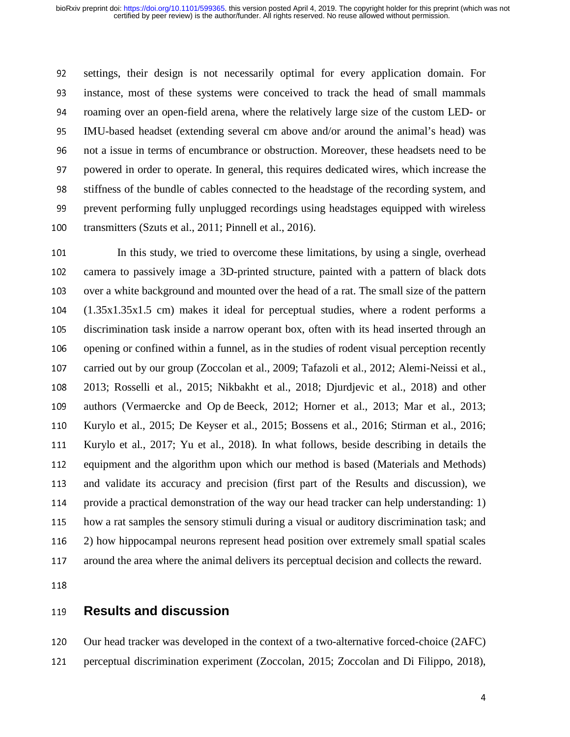settings, their design is not necessarily optimal for every application domain. For instance, most of these systems were conceived to track the head of small mammals roaming over an open-field arena, where the relatively large size of the custom LED- or IMU-based headset (extending several cm above and/or around the animal's head) was not a issue in terms of encumbrance or obstruction. Moreover, these headsets need to be powered in order to operate. In general, this requires dedicated wires, which increase the stiffness of the bundle of cables connected to the headstage of the recording system, and prevent performing fully unplugged recordings using headstages equipped with wireless transmitters (Szuts et al., 2011; Pinnell et al., 2016).

In this study, we tried to overcome these limitations, by using a single, overhead camera to passively image a 3D-printed structure, painted with a pattern of black dots over a white background and mounted over the head of a rat. The small size of the pattern (1.35x1.35x1.5 cm) makes it ideal for perceptual studies, where a rodent performs a discrimination task inside a narrow operant box, often with its head inserted through an opening or confined within a funnel, as in the studies of rodent visual perception recently carried out by our group (Zoccolan et al., 2009; Tafazoli et al., 2012; Alemi-Neissi et al., 2013; Rosselli et al., 2015; Nikbakht et al., 2018; Djurdjevic et al., 2018) and other authors (Vermaercke and Op de Beeck, 2012; Horner et al., 2013; Mar et al., 2013; Kurylo et al., 2015; De Keyser et al., 2015; Bossens et al., 2016; Stirman et al., 2016; Kurylo et al., 2017; Yu et al., 2018). In what follows, beside describing in details the equipment and the algorithm upon which our method is based (Materials and Methods) and validate its accuracy and precision (first part of the Results and discussion), we provide a practical demonstration of the way our head tracker can help understanding: 1) how a rat samples the sensory stimuli during a visual or auditory discrimination task; and 2) how hippocampal neurons represent head position over extremely small spatial scales around the area where the animal delivers its perceptual decision and collects the reward.

## Results and discussion

Our head tracker was developed in the context of a two-alternative forced-choice (2AFC) perceptual discrimination experiment (Zoccolan, 2015; Zoccolan and Di Filippo, 2018),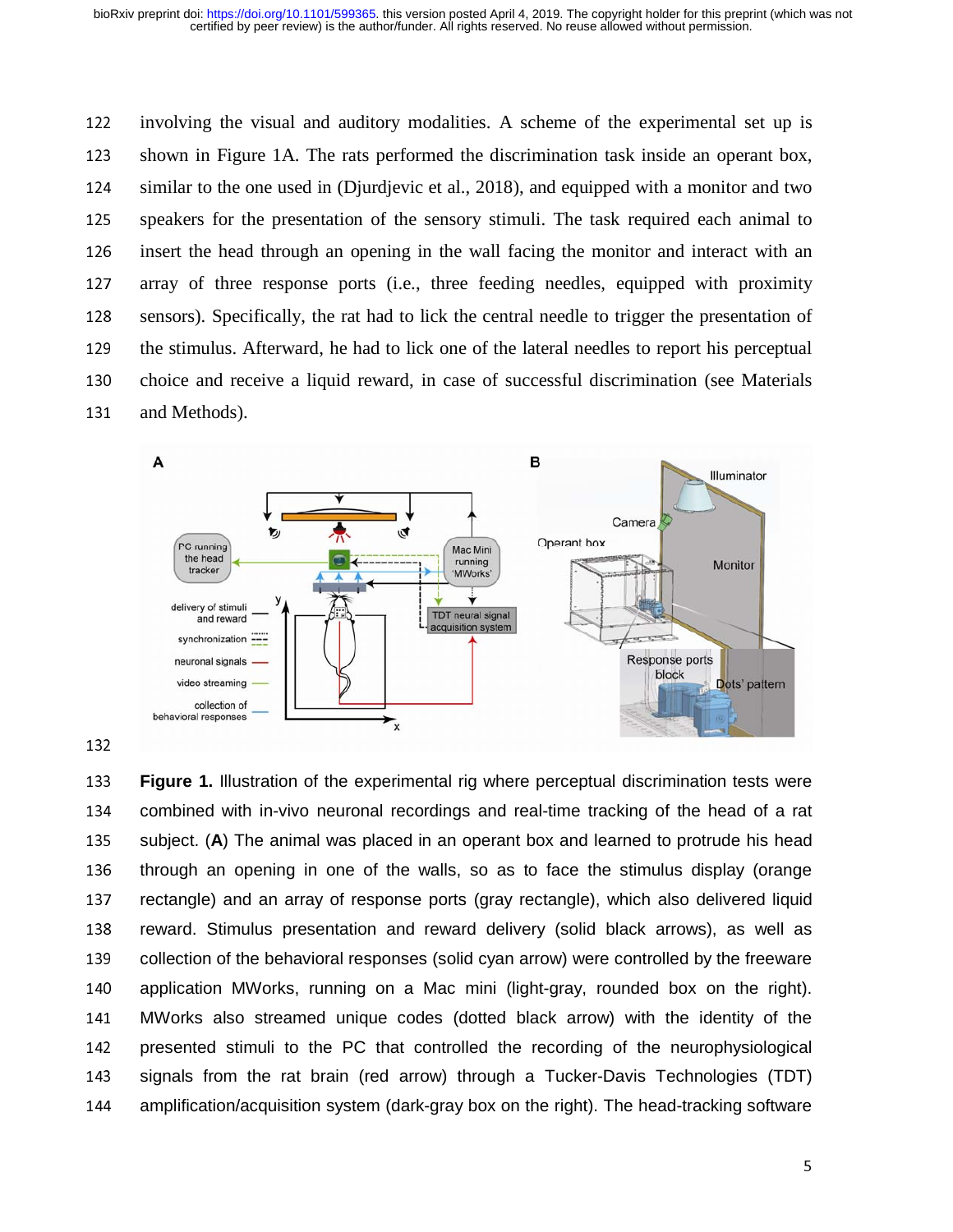involving the visual and auditory modalities. A scheme of the experimental set up is shown in Figure 1A. The rats performed the discrimination task inside an operant box, similar to the one used in (Djurdjevic et al., 2018), and equipped with a monitor and two speakers for the presentation of the sensory stimuli. The task required each animal to insert the head through an opening in the wall facing the monitor and interact with an array of three response ports (i.e., three feeding needles, equipped with proximity sensors). Specifically, the rat had to lick the central needle to trigger the presentation of the stimulus. Afterward, he had to lick one of the lateral needles to report his perceptual choice and receive a liquid reward, in case of successful discrimination (see Materials and Methods).

**Figure 1.** Illustration of the experimental rig where perceptual discrimination tests were combined with in-vivo neuronal recordings and real-time tracking of the head of a rat subject. (**A**) The animal was placed in an operant box and learned to protrude his head through an opening in one of the walls, so as to face the stimulus display (orange rectangle) and an array of response ports (gray rectangle), which also delivered liquid reward. Stimulus presentation and reward delivery (solid black arrows), as well as collection of the behavioral responses (solid cyan arrow) were controlled by the freeware application MWorks, running on a Mac mini (light-gray, rounded box on the right). MWorks also streamed unique codes (dotted black arrow) with the identity of the presented stimuli to the PC that controlled the recording of the neurophysiological signals from the rat brain (red arrow) through a Tucker-Davis Technologies (TDT) amplification/acquisition system (dark-gray box on the right). The head-tracking software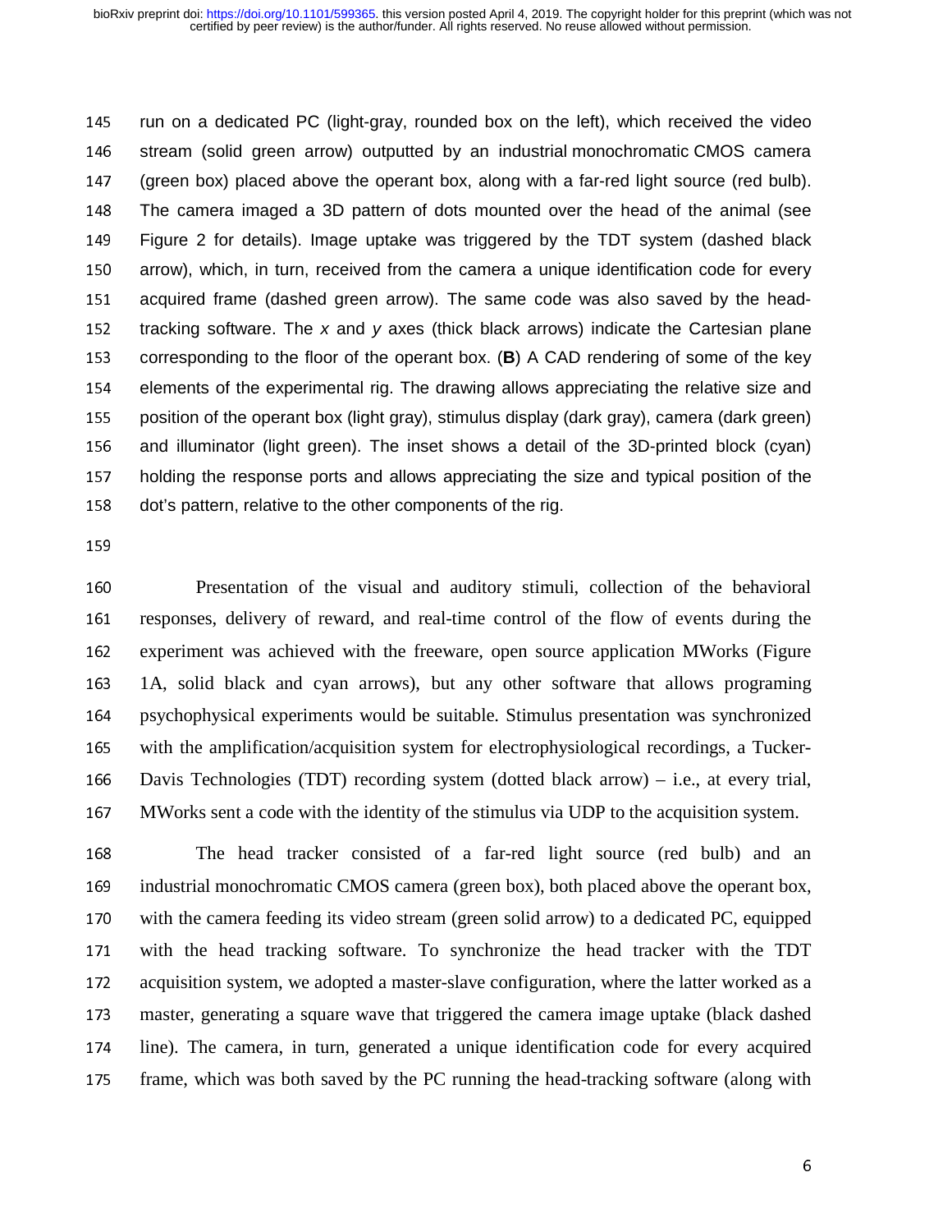run on a dedicated PC (light-gray, rounded box on the left), which received the video stream (solid green arrow) outputted by an industrial monochromatic CMOS camera (green box) placed above the operant box, along with a far-red light source (red bulb). The camera imaged a 3D pattern of dots mounted over the head of the animal (see Figure 2 for details). Image uptake was triggered by the TDT system (dashed black arrow), which, in turn, received from the camera a unique identification code for every acquired frame (dashed green arrow). The same code was also saved by the head-tracking software. The *x* and *y* axes (thick black arrows) indicate the Cartesian plane corresponding to the floor of the operant box. (**B**) A CAD rendering of some of the key elements of the experimental rig. The drawing allows appreciating the relative size and position of the operant box (light gray), stimulus display (dark gray), camera (dark green) and illuminator (light green). The inset shows a detail of the 3D-printed block (cyan) holding the response ports and allows appreciating the size and typical position of the dot's pattern, relative to the other components of the rig.

Presentation of the visual and auditory stimuli, collection of the behavioral responses, delivery of reward, and real-time control of the flow of events during the experiment was achieved with the freeware, open source application MWorks (Figure 1A, solid black and cyan arrows), but any other software that allows programing psychophysical experiments would be suitable. Stimulus presentation was synchronized with the amplification/acquisition system for electrophysiological recordings, a Tucker-Davis Technologies (TDT) recording system (dotted black arrow) – i.e., at every trial, MWorks sent a code with the identity of the stimulus via UDP to the acquisition system.

The head tracker consisted of a far-red light source (red bulb) and an industrial monochromatic CMOS camera (green box), both placed above the operant box, with the camera feeding its video stream (green solid arrow) to a dedicated PC, equipped with the head tracking software. To synchronize the head tracker with the TDT acquisition system, we adopted a master-slave configuration, where the latter worked as a master, generating a square wave that triggered the camera image uptake (black dashed line). The camera, in turn, generated a unique identification code for every acquired frame, which was both saved by the PC running the head-tracking software (along with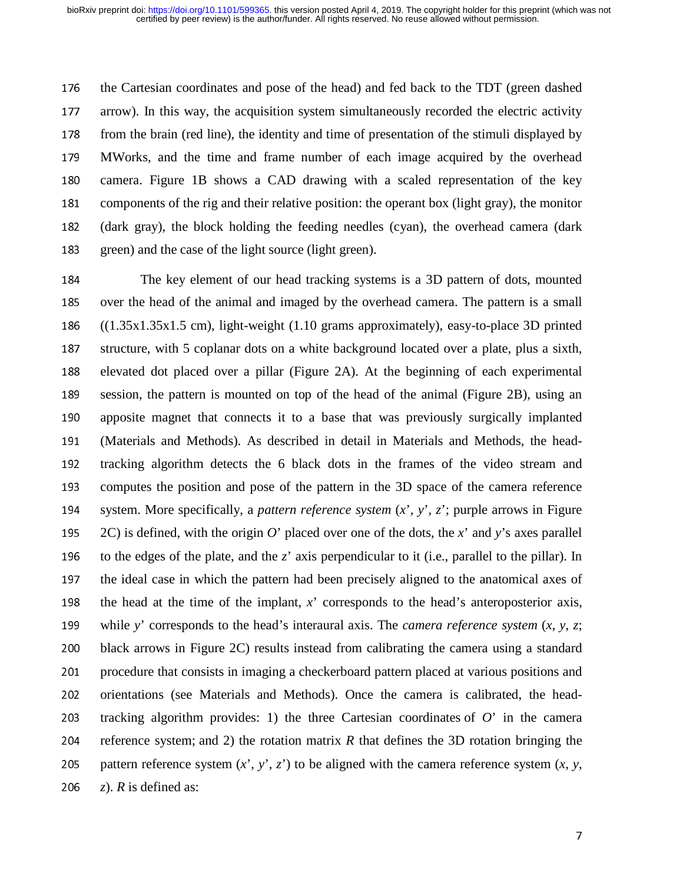the Cartesian coordinates and pose of the head) and fed back to the TDT (green dashed arrow). In this way, the acquisition system simultaneously recorded the electric activity from the brain (red line), the identity and time of presentation of the stimuli displayed by MWorks, and the time and frame number of each image acquired by the overhead camera. Figure 1B shows a CAD drawing with a scaled representation of the key components of the rig and their relative position: the operant box (light gray), the monitor (dark gray), the block holding the feeding needles (cyan), the overhead camera (dark green) and the case of the light source (light green).

The key element of our head tracking systems is a 3D pattern of dots, mounted over the head of the animal and imaged by the overhead camera. The pattern is a small ((1.35x1.35x1.5 cm), light-weight (1.10 grams approximately), easy-to-place 3D printed structure, with 5 coplanar dots on a white background located over a plate, plus a sixth, elevated dot placed over a pillar (Figure 2A). At the beginning of each experimental session, the pattern is mounted on top of the head of the animal (Figure 2B), using an apposite magnet that connects it to a base that was previously surgically implanted (Materials and Methods). As described in detail in Materials and Methods, the head-tracking algorithm detects the 6 black dots in the frames of the video stream and computes the position and pose of the pattern in the 3D space of the camera reference system. More specifically, a *pattern reference system* ($x'$, $y'$, $z'$; purple arrows in Figure 2C) is defined, with the origin $O'$ placed over one of the dots, the $x'$ and $y'$s axes parallel to the edges of the plate, and the $z'$ axis perpendicular to it (i.e., parallel to the pillar). In the ideal case in which the pattern had been precisely aligned to the anatomical axes of the head at the time of the implant, $x'$ corresponds to the head's anteroposterior axis, while $y'$ corresponds to the head's interaural axis. The *camera reference system* ($x$, $y$, $z$; black arrows in Figure 2C) results instead from calibrating the camera using a standard procedure that consists in imaging a checkerboard pattern placed at various positions and orientations (see Materials and Methods). Once the camera is calibrated, the head-tracking algorithm provides: 1) the three Cartesian coordinates of $O'$ in the camera reference system; and 2) the rotation matrix $R$ that defines the 3D rotation bringing the pattern reference system ($x'$, $y'$, $z'$) to be aligned with the camera reference system ($x$, $y$, $z$). $R$ is defined as: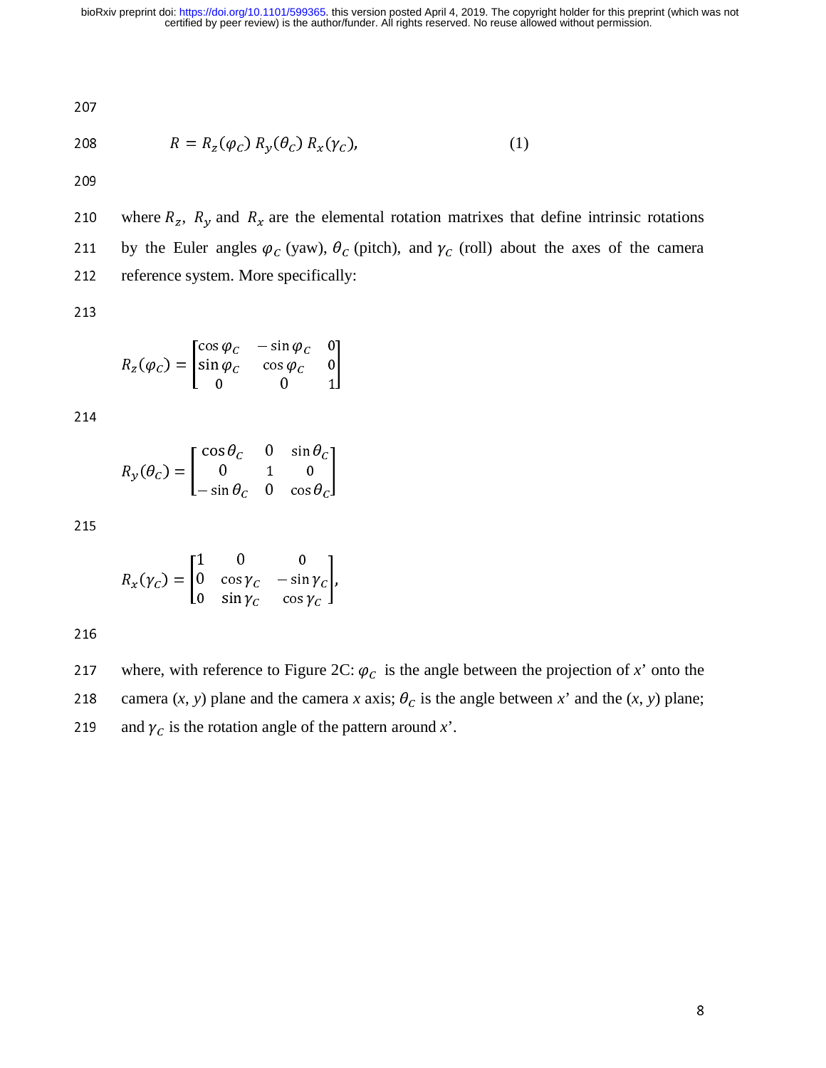$$R = R_z(\varphi_C)\, R_y(\theta_C)\, R_x(\gamma_C), \qquad (1)$$

where $R_z$, $R_y$ and $R_x$ are the elemental rotation matrixes that define intrinsic rotations by the Euler angles $\varphi_C$ (yaw), $\theta_C$ (pitch), and $\gamma_C$ (roll) about the axes of the camera reference system. More specifically:

$$R_z(\varphi_C) = \begin{bmatrix} \cos\varphi_C & -\sin\varphi_C & 0 \\ \sin\varphi_C & \cos\varphi_C & 0 \\ 0 & 0 & 1 \end{bmatrix}$$

$$R_y(\theta_C) = \begin{bmatrix} \cos\theta_C & 0 & \sin\theta_C \\ 0 & 1 & 0 \\ -\sin\theta_C & 0 & \cos\theta_C \end{bmatrix}$$

$$R_x(\gamma_C) = \begin{bmatrix} 1 & 0 & 0 \\ 0 & \cos\gamma_C & -\sin\gamma_C \\ 0 & \sin\gamma_C & \cos\gamma_C \end{bmatrix},$$

where, with reference to Figure 2C: $\varphi_C$ is the angle between the projection of *x*' onto the camera (*x*, *y*) plane and the camera *x* axis; $\theta_C$ is the angle between *x*' and the (*x*, *y*) plane; and $\gamma_C$ is the rotation angle of the pattern around *x*'.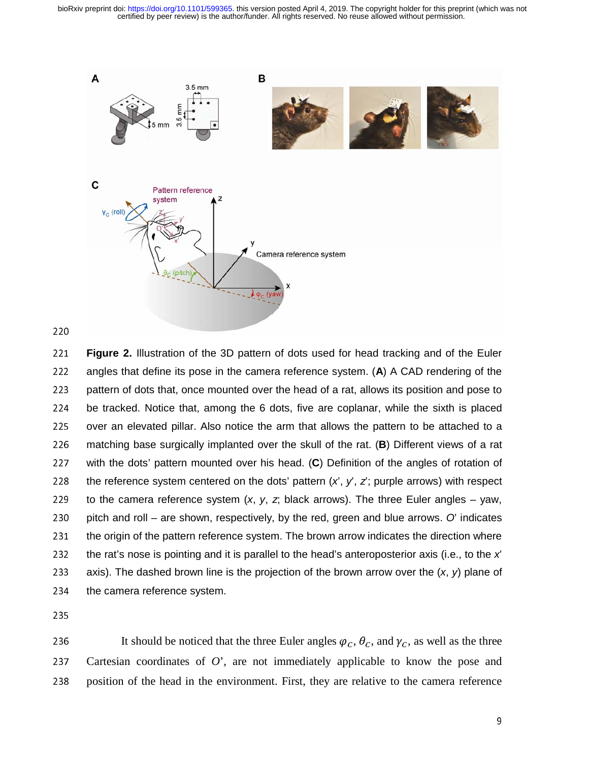**Figure 2.** Illustration of the 3D pattern of dots used for head tracking and of the Euler angles that define its pose in the camera reference system. (**A**) A CAD rendering of the pattern of dots that, once mounted over the head of a rat, allows its position and pose to be tracked. Notice that, among the 6 dots, five are coplanar, while the sixth is placed over an elevated pillar. Also notice the arm that allows the pattern to be attached to a matching base surgically implanted over the skull of the rat. (**B**) Different views of a rat with the dots' pattern mounted over his head. (**C**) Definition of the angles of rotation of the reference system centered on the dots' pattern (*x*', *y*', *z*'; purple arrows) with respect to the camera reference system (*x*, *y*, *z*; black arrows). The three Euler angles – yaw, pitch and roll – are shown, respectively, by the red, green and blue arrows. *O*' indicates the origin of the pattern reference system. The brown arrow indicates the direction where the rat's nose is pointing and it is parallel to the head's anteroposterior axis (i.e., to the *x*' axis). The dashed brown line is the projection of the brown arrow over the (*x*, *y*) plane of the camera reference system.

It should be noticed that the three Euler angles $\varphi_C$, $\theta_C$, and $\gamma_C$, as well as the three Cartesian coordinates of *O*', are not immediately applicable to know the pose and position of the head in the environment. First, they are relative to the camera reference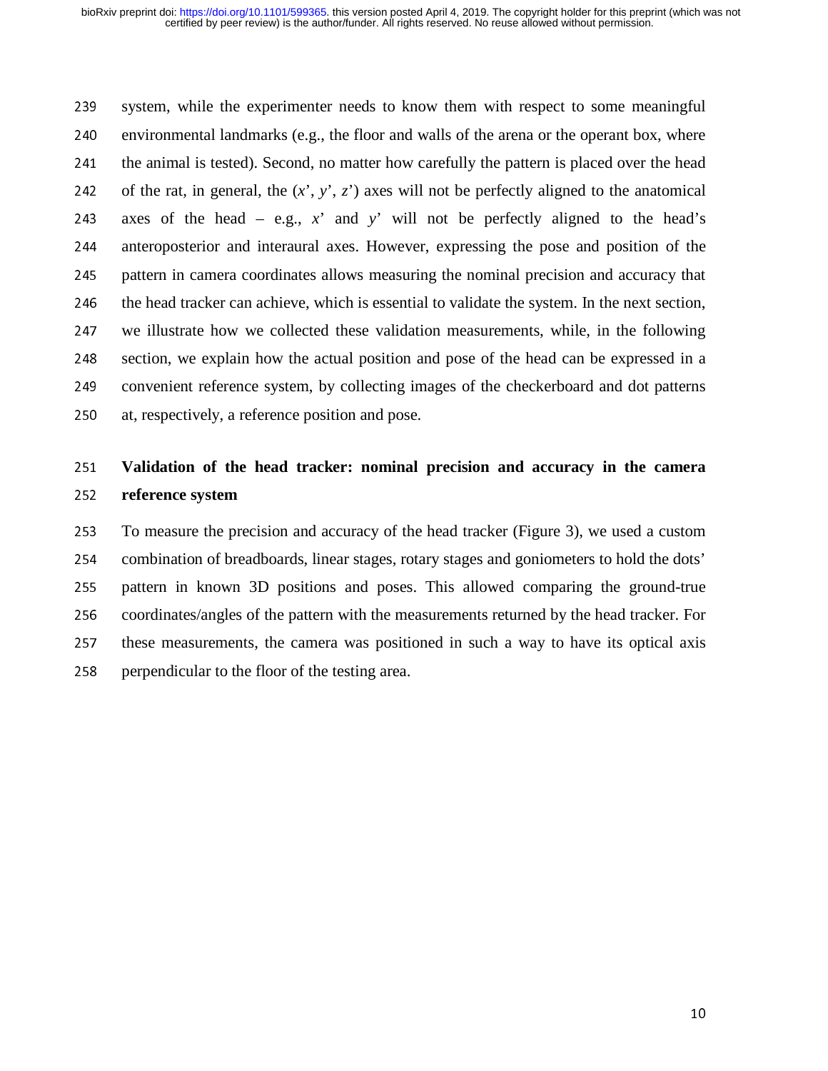system, while the experimenter needs to know them with respect to some meaningful environmental landmarks (e.g., the floor and walls of the arena or the operant box, where the animal is tested). Second, no matter how carefully the pattern is placed over the head of the rat, in general, the ($x'$, $y'$, $z'$) axes will not be perfectly aligned to the anatomical axes of the head – e.g., $x'$ and $y'$ will not be perfectly aligned to the head's anteroposterior and interaural axes. However, expressing the pose and position of the pattern in camera coordinates allows measuring the nominal precision and accuracy that the head tracker can achieve, which is essential to validate the system. In the next section, we illustrate how we collected these validation measurements, while, in the following section, we explain how the actual position and pose of the head can be expressed in a convenient reference system, by collecting images of the checkerboard and dot patterns at, respectively, a reference position and pose.

**Validation of the head tracker: nominal precision and accuracy in the camera reference system**

To measure the precision and accuracy of the head tracker (Figure 3), we used a custom combination of breadboards, linear stages, rotary stages and goniometers to hold the dots' pattern in known 3D positions and poses. This allowed comparing the ground-true coordinates/angles of the pattern with the measurements returned by the head tracker. For these measurements, the camera was positioned in such a way to have its optical axis perpendicular to the floor of the testing area.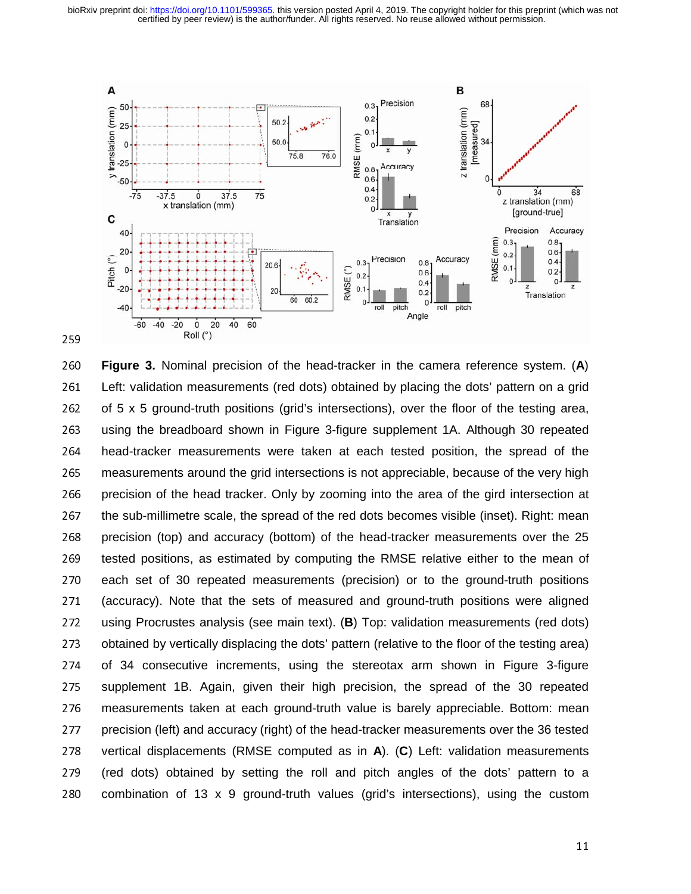**Figure 3.** Nominal precision of the head-tracker in the camera reference system. (**A**) Left: validation measurements (red dots) obtained by placing the dots' pattern on a grid of 5 x 5 ground-truth positions (grid's intersections), over the floor of the testing area, using the breadboard shown in Figure 3-figure supplement 1A. Although 30 repeated head-tracker measurements were taken at each tested position, the spread of the measurements around the grid intersections is not appreciable, because of the very high precision of the head tracker. Only by zooming into the area of the gird intersection at the sub-millimetre scale, the spread of the red dots becomes visible (inset). Right: mean precision (top) and accuracy (bottom) of the head-tracker measurements over the 25 tested positions, as estimated by computing the RMSE relative either to the mean of each set of 30 repeated measurements (precision) or to the ground-truth positions (accuracy). Note that the sets of measured and ground-truth positions were aligned using Procrustes analysis (see main text). (**B**) Top: validation measurements (red dots) obtained by vertically displacing the dots' pattern (relative to the floor of the testing area) of 34 consecutive increments, using the stereotax arm shown in Figure 3-figure supplement 1B. Again, given their high precision, the spread of the 30 repeated measurements taken at each ground-truth value is barely appreciable. Bottom: mean precision (left) and accuracy (right) of the head-tracker measurements over the 36 tested vertical displacements (RMSE computed as in **A**). (**C**) Left: validation measurements (red dots) obtained by setting the roll and pitch angles of the dots' pattern to a combination of 13 x 9 ground-truth values (grid's intersections), using the custom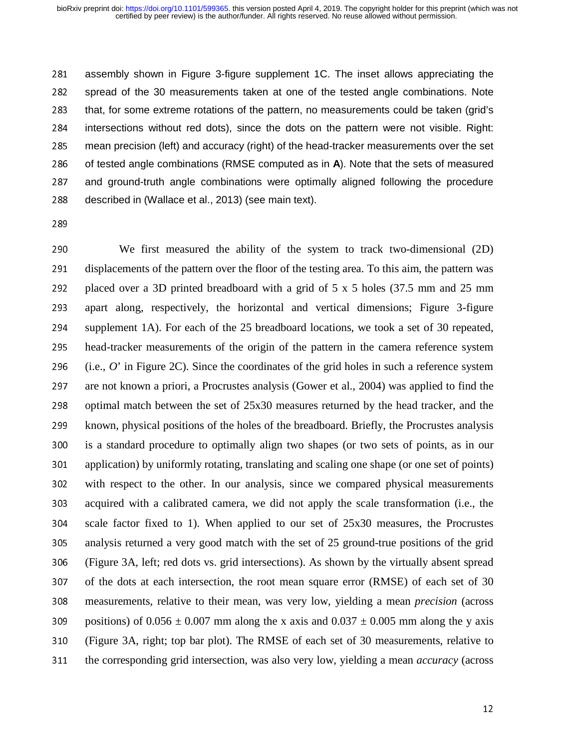assembly shown in Figure 3-figure supplement 1C. The inset allows appreciating the spread of the 30 measurements taken at one of the tested angle combinations. Note that, for some extreme rotations of the pattern, no measurements could be taken (grid's intersections without red dots), since the dots on the pattern were not visible. Right: mean precision (left) and accuracy (right) of the head-tracker measurements over the set of tested angle combinations (RMSE computed as in **A**). Note that the sets of measured and ground-truth angle combinations were optimally aligned following the procedure described in (Wallace et al., 2013) (see main text).

We first measured the ability of the system to track two-dimensional (2D) displacements of the pattern over the floor of the testing area. To this aim, the pattern was placed over a 3D printed breadboard with a grid of 5 x 5 holes (37.5 mm and 25 mm apart along, respectively, the horizontal and vertical dimensions; Figure 3-figure supplement 1A). For each of the 25 breadboard locations, we took a set of 30 repeated, head-tracker measurements of the origin of the pattern in the camera reference system (i.e., *O*' in Figure 2C). Since the coordinates of the grid holes in such a reference system are not known a priori, a Procrustes analysis (Gower et al., 2004) was applied to find the optimal match between the set of 25x30 measures returned by the head tracker, and the known, physical positions of the holes of the breadboard. Briefly, the Procrustes analysis is a standard procedure to optimally align two shapes (or two sets of points, as in our application) by uniformly rotating, translating and scaling one shape (or one set of points) with respect to the other. In our analysis, since we compared physical measurements acquired with a calibrated camera, we did not apply the scale transformation (i.e., the scale factor fixed to 1). When applied to our set of 25x30 measures, the Procrustes analysis returned a very good match with the set of 25 ground-true positions of the grid (Figure 3A, left; red dots vs. grid intersections). As shown by the virtually absent spread of the dots at each intersection, the root mean square error (RMSE) of each set of 30 measurements, relative to their mean, was very low, yielding a mean *precision* (across positions) of $0.056 \pm 0.007$ mm along the x axis and $0.037 \pm 0.005$ mm along the y axis (Figure 3A, right; top bar plot). The RMSE of each set of 30 measurements, relative to the corresponding grid intersection, was also very low, yielding a mean *accuracy* (across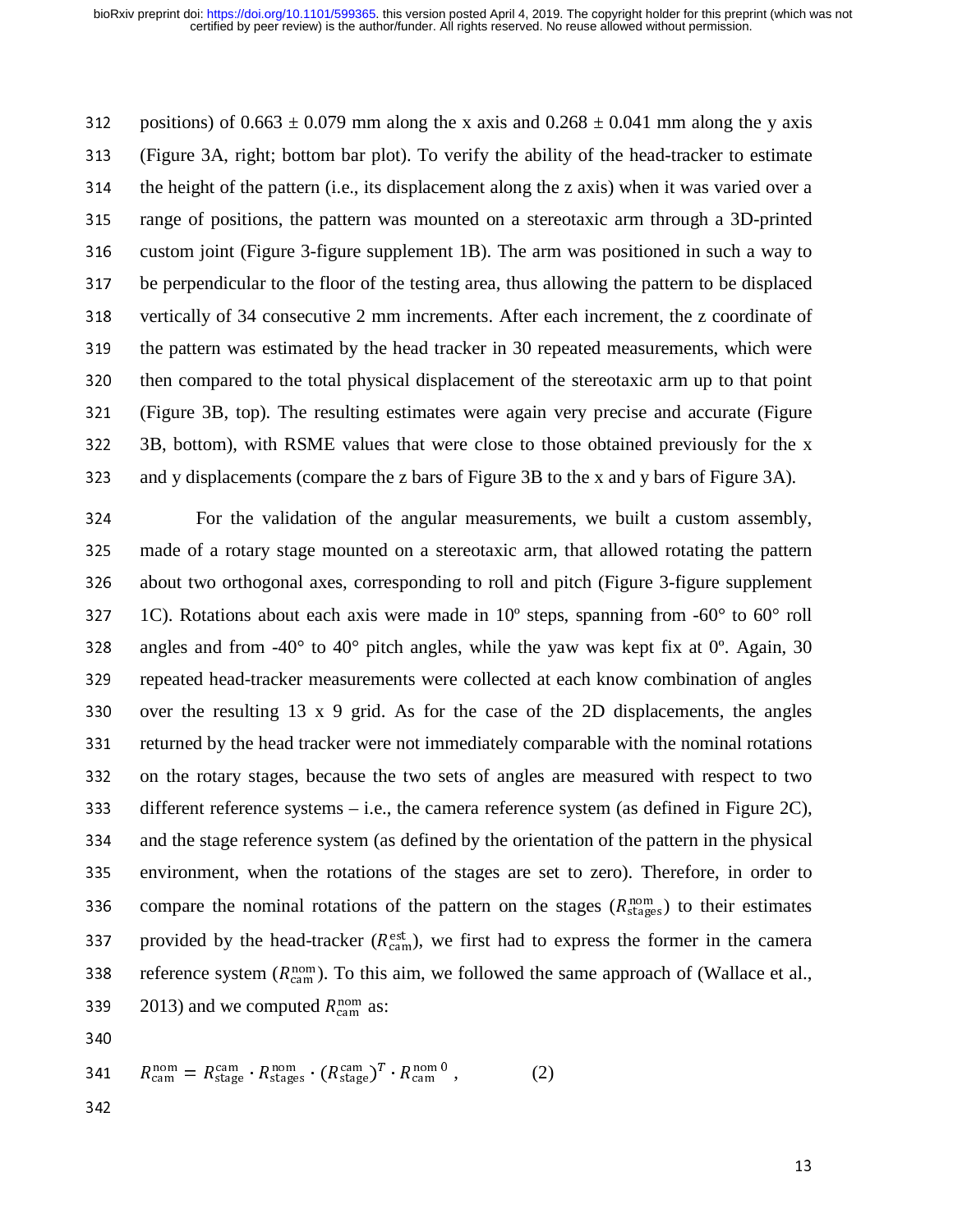positions) of 0.663 ± 0.079 mm along the x axis and 0.268 ± 0.041 mm along the y axis (Figure 3A, right; bottom bar plot). To verify the ability of the head-tracker to estimate the height of the pattern (i.e., its displacement along the z axis) when it was varied over a range of positions, the pattern was mounted on a stereotaxic arm through a 3D-printed custom joint (Figure 3-figure supplement 1B). The arm was positioned in such a way to be perpendicular to the floor of the testing area, thus allowing the pattern to be displaced vertically of 34 consecutive 2 mm increments. After each increment, the z coordinate of the pattern was estimated by the head tracker in 30 repeated measurements, which were then compared to the total physical displacement of the stereotaxic arm up to that point (Figure 3B, top). The resulting estimates were again very precise and accurate (Figure 3B, bottom), with RSME values that were close to those obtained previously for the x and y displacements (compare the z bars of Figure 3B to the x and y bars of Figure 3A).

For the validation of the angular measurements, we built a custom assembly, made of a rotary stage mounted on a stereotaxic arm, that allowed rotating the pattern about two orthogonal axes, corresponding to roll and pitch (Figure 3-figure supplement 1C). Rotations about each axis were made in 10º steps, spanning from -60° to 60° roll angles and from -40° to 40° pitch angles, while the yaw was kept fix at 0º. Again, 30 repeated head-tracker measurements were collected at each know combination of angles over the resulting 13 x 9 grid. As for the case of the 2D displacements, the angles returned by the head tracker were not immediately comparable with the nominal rotations on the rotary stages, because the two sets of angles are measured with respect to two different reference systems – i.e., the camera reference system (as defined in Figure 2C), and the stage reference system (as defined by the orientation of the pattern in the physical environment, when the rotations of the stages are set to zero). Therefore, in order to compare the nominal rotations of the pattern on the stages ($R_{\text{stages}}^{\text{nom}}$) to their estimates provided by the head-tracker ($R_{\text{cam}}^{\text{est}}$), we first had to express the former in the camera reference system ($R_{\text{cam}}^{\text{nom}}$). To this aim, we followed the same approach of (Wallace et al., 2013) and we computed $R_{\text{cam}}^{\text{nom}}$ as:

$$R_{\text{cam}}^{\text{nom}} = R_{\text{stage}}^{\text{cam}} \cdot R_{\text{stages}}^{\text{nom}} \cdot (R_{\text{stage}}^{\text{cam}})^{T} \cdot R_{\text{cam}}^{\text{nom}\,0}\,, \qquad (2)$$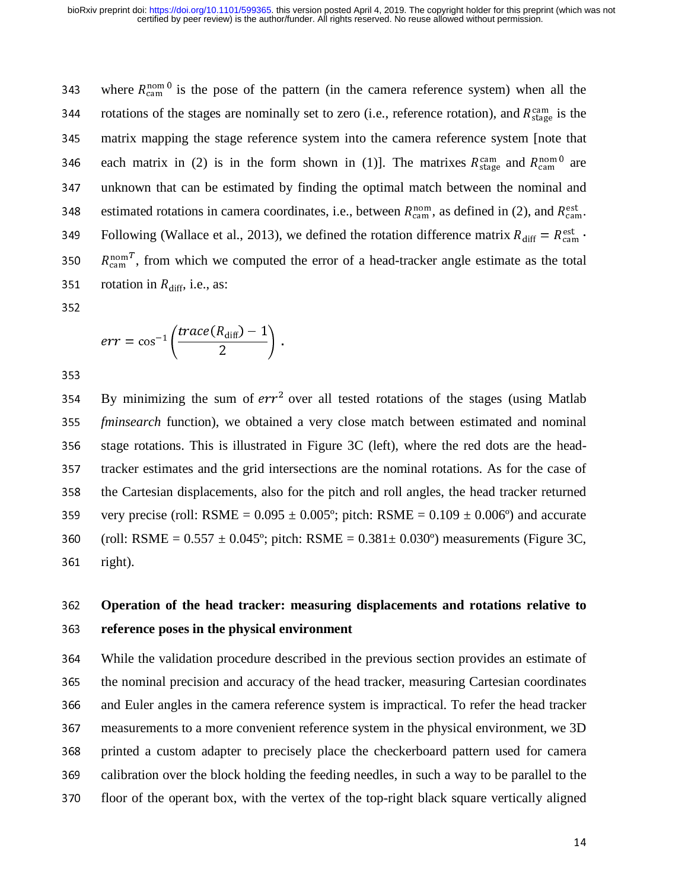where $R_{\text{cam}}^{\text{nom}\,0}$ is the pose of the pattern (in the camera reference system) when all the rotations of the stages are nominally set to zero (i.e., reference rotation), and $R_{\text{stage}}^{\text{cam}}$ is the matrix mapping the stage reference system into the camera reference system [note that each matrix in (2) is in the form shown in (1)]. The matrixes $R_{\text{stage}}^{\text{cam}}$ and $R_{\text{cam}}^{\text{nom}\,0}$ are unknown that can be estimated by finding the optimal match between the nominal and estimated rotations in camera coordinates, i.e., between $R_{\text{cam}}^{\text{nom}}$, as defined in (2), and $R_{\text{cam}}^{\text{est}}$. Following (Wallace et al., 2013), we defined the rotation difference matrix $R_{\text{diff}} = R_{\text{cam}}^{\text{est}} \cdot R_{\text{cam}}^{\text{nom}\,T}$, from which we computed the error of a head-tracker angle estimate as the total rotation in $R_{\text{diff}}$, i.e., as:

$$err = \cos^{-1}\left(\frac{trace(R_{\text{diff}}) - 1}{2}\right).$$

By minimizing the sum of $err^2$ over all tested rotations of the stages (using Matlab *fminsearch* function), we obtained a very close match between estimated and nominal stage rotations. This is illustrated in Figure 3C (left), where the red dots are the head-tracker estimates and the grid intersections are the nominal rotations. As for the case of the Cartesian displacements, also for the pitch and roll angles, the head tracker returned very precise (roll: RSME = 0.095 ± 0.005º; pitch: RSME = 0.109 ± 0.006º) and accurate (roll: RSME = 0.557 ± 0.045º; pitch: RSME = 0.381± 0.030º) measurements (Figure 3C, right).

## Operation of the head tracker: measuring displacements and rotations relative to reference poses in the physical environment

While the validation procedure described in the previous section provides an estimate of the nominal precision and accuracy of the head tracker, measuring Cartesian coordinates and Euler angles in the camera reference system is impractical. To refer the head tracker measurements to a more convenient reference system in the physical environment, we 3D printed a custom adapter to precisely place the checkerboard pattern used for camera calibration over the block holding the feeding needles, in such a way to be parallel to the floor of the operant box, with the vertex of the top-right black square vertically aligned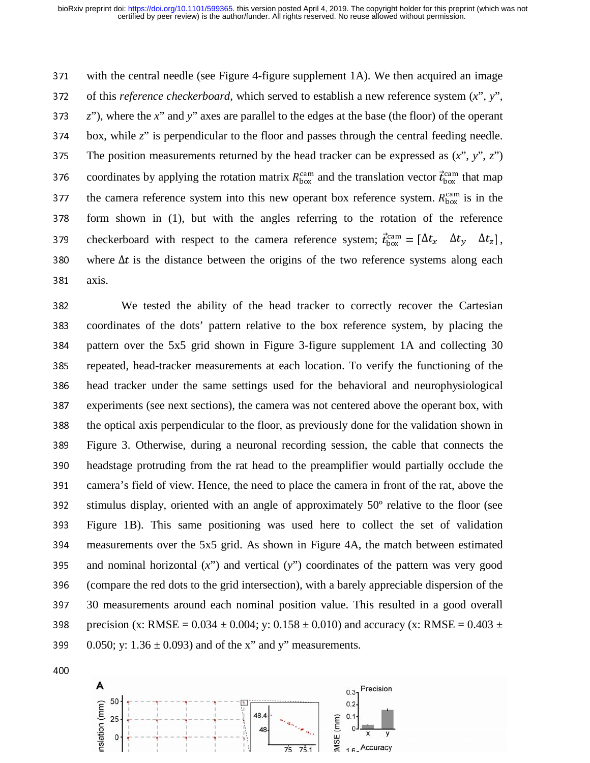with the central needle (see Figure 4-figure supplement 1A). We then acquired an image of this *reference checkerboard*, which served to establish a new reference system (*x*", *y*", *z*"), where the *x*" and *y*" axes are parallel to the edges at the base (the floor) of the operant box, while *z*" is perpendicular to the floor and passes through the central feeding needle. The position measurements returned by the head tracker can be expressed as (*x*", *y*", *z*") coordinates by applying the rotation matrix $R_{\text{box}}^{\text{cam}}$ and the translation vector $\vec{t}_{\text{box}}^{\text{cam}}$ that map the camera reference system into this new operant box reference system. $R_{\text{box}}^{\text{cam}}$ is in the form shown in (1), but with the angles referring to the rotation of the reference checkerboard with respect to the camera reference system; $\vec{t}_{\text{box}}^{\text{cam}} = [\Delta t_x \quad \Delta t_y \quad \Delta t_z]$, where $\Delta t$ is the distance between the origins of the two reference systems along each axis.

We tested the ability of the head tracker to correctly recover the Cartesian coordinates of the dots' pattern relative to the box reference system, by placing the pattern over the 5x5 grid shown in Figure 3-figure supplement 1A and collecting 30 repeated, head-tracker measurements at each location. To verify the functioning of the head tracker under the same settings used for the behavioral and neurophysiological experiments (see next sections), the camera was not centered above the operant box, with the optical axis perpendicular to the floor, as previously done for the validation shown in Figure 3. Otherwise, during a neuronal recording session, the cable that connects the headstage protruding from the rat head to the preamplifier would partially occlude the camera's field of view. Hence, the need to place the camera in front of the rat, above the stimulus display, oriented with an angle of approximately 50º relative to the floor (see Figure 1B). This same positioning was used here to collect the set of validation measurements over the 5x5 grid. As shown in Figure 4A, the match between estimated and nominal horizontal (*x*") and vertical (*y*") coordinates of the pattern was very good (compare the red dots to the grid intersection), with a barely appreciable dispersion of the 30 measurements around each nominal position value. This resulted in a good overall precision (x: RMSE = 0.034 ± 0.004; y: 0.158 ± 0.010) and accuracy (x: RMSE = 0.403 ± 0.050; y: 1.36 ± 0.093) and of the x" and y" measurements.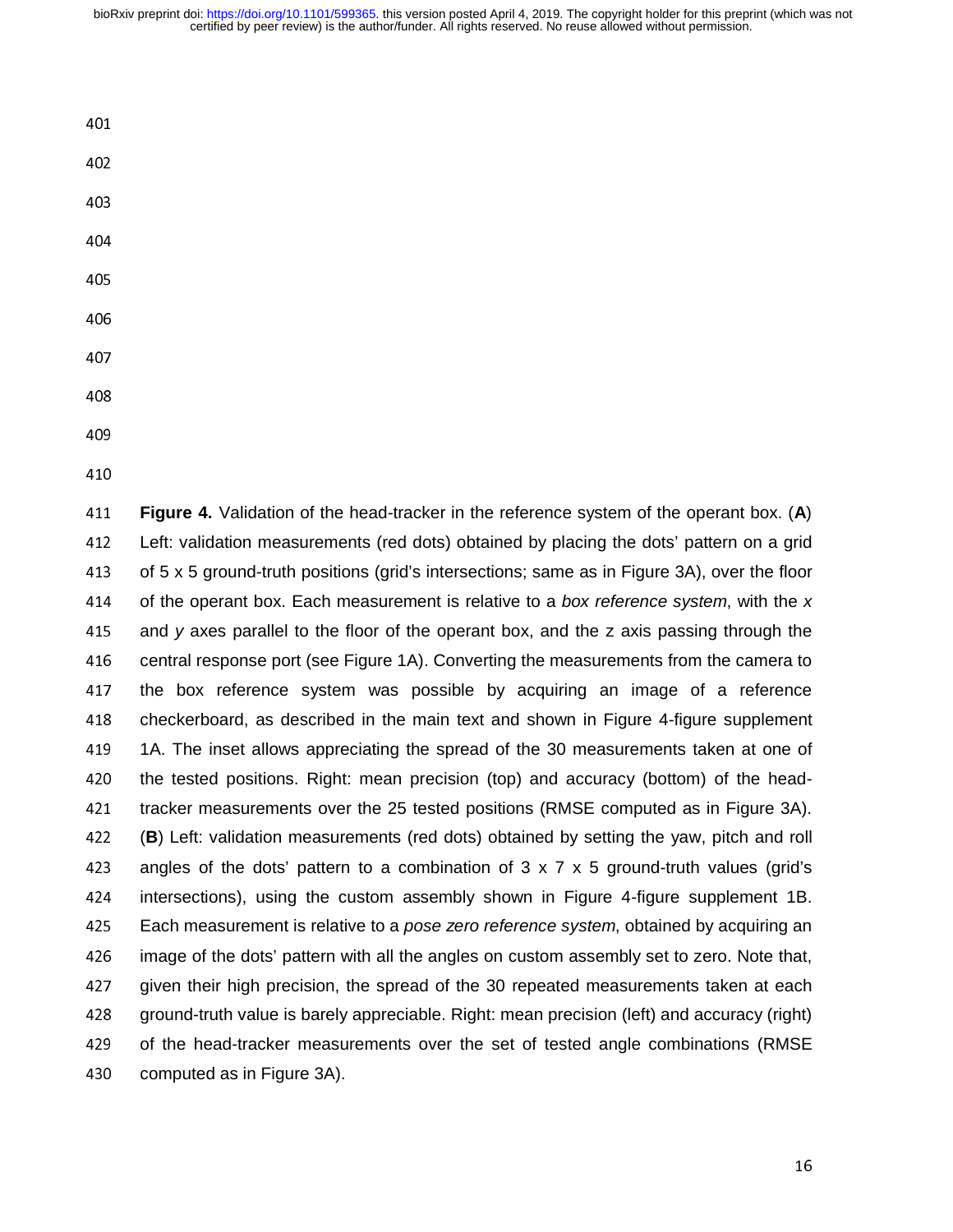**Figure 4.** Validation of the head-tracker in the reference system of the operant box. (**A**) Left: validation measurements (red dots) obtained by placing the dots' pattern on a grid of 5 x 5 ground-truth positions (grid's intersections; same as in Figure 3A), over the floor of the operant box. Each measurement is relative to a *box reference system*, with the *x* and *y* axes parallel to the floor of the operant box, and the z axis passing through the central response port (see Figure 1A). Converting the measurements from the camera to the box reference system was possible by acquiring an image of a reference checkerboard, as described in the main text and shown in Figure 4-figure supplement 1A. The inset allows appreciating the spread of the 30 measurements taken at one of the tested positions. Right: mean precision (top) and accuracy (bottom) of the head-tracker measurements over the 25 tested positions (RMSE computed as in Figure 3A). (**B**) Left: validation measurements (red dots) obtained by setting the yaw, pitch and roll angles of the dots' pattern to a combination of 3 x 7 x 5 ground-truth values (grid's intersections), using the custom assembly shown in Figure 4-figure supplement 1B. Each measurement is relative to a *pose zero reference system*, obtained by acquiring an image of the dots' pattern with all the angles on custom assembly set to zero. Note that, given their high precision, the spread of the 30 repeated measurements taken at each ground-truth value is barely appreciable. Right: mean precision (left) and accuracy (right) of the head-tracker measurements over the set of tested angle combinations (RMSE computed as in Figure 3A).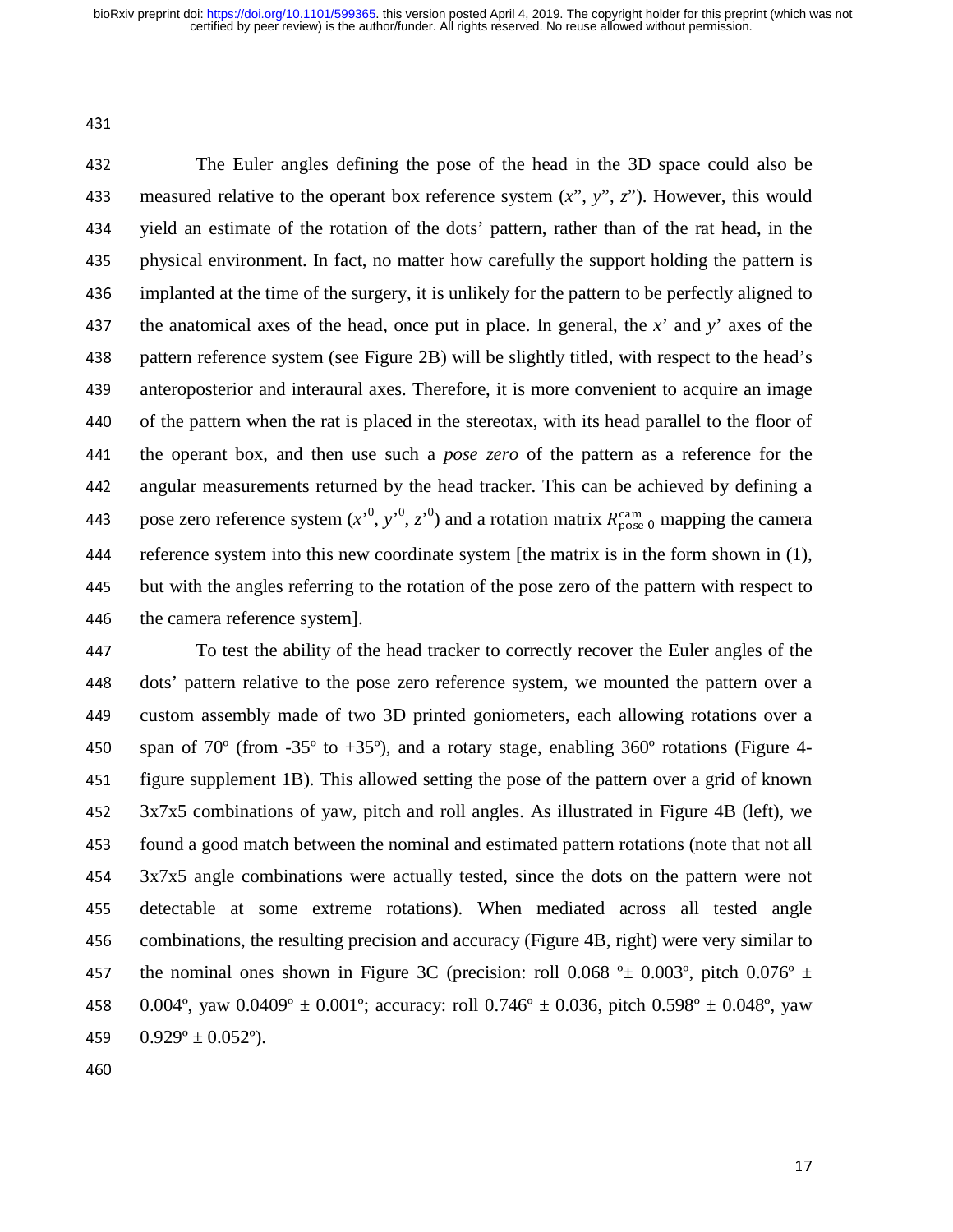The Euler angles defining the pose of the head in the 3D space could also be measured relative to the operant box reference system (*x*", *y*", *z*"). However, this would yield an estimate of the rotation of the dots' pattern, rather than of the rat head, in the physical environment. In fact, no matter how carefully the support holding the pattern is implanted at the time of the surgery, it is unlikely for the pattern to be perfectly aligned to the anatomical axes of the head, once put in place. In general, the *x*' and *y*' axes of the pattern reference system (see Figure 2B) will be slightly titled, with respect to the head's anteroposterior and interaural axes. Therefore, it is more convenient to acquire an image of the pattern when the rat is placed in the stereotax, with its head parallel to the floor of the operant box, and then use such a *pose zero* of the pattern as a reference for the angular measurements returned by the head tracker. This can be achieved by defining a pose zero reference system ($x'^0$, $y'^0$, $z'^0$) and a rotation matrix $R_{\text{pose 0}}^{\text{cam}}$ mapping the camera reference system into this new coordinate system [the matrix is in the form shown in (1), but with the angles referring to the rotation of the pose zero of the pattern with respect to the camera reference system].

To test the ability of the head tracker to correctly recover the Euler angles of the dots' pattern relative to the pose zero reference system, we mounted the pattern over a custom assembly made of two 3D printed goniometers, each allowing rotations over a span of 70º (from -35º to +35º), and a rotary stage, enabling 360º rotations (Figure 4-figure supplement 1B). This allowed setting the pose of the pattern over a grid of known 3x7x5 combinations of yaw, pitch and roll angles. As illustrated in Figure 4B (left), we found a good match between the nominal and estimated pattern rotations (note that not all 3x7x5 angle combinations were actually tested, since the dots on the pattern were not detectable at some extreme rotations). When mediated across all tested angle combinations, the resulting precision and accuracy (Figure 4B, right) were very similar to the nominal ones shown in Figure 3C (precision: roll 0.068 º± 0.003º, pitch 0.076º ± 0.004º, yaw 0.0409º ± 0.001º; accuracy: roll 0.746º ± 0.036, pitch 0.598º ± 0.048º, yaw 0.929º ± 0.052º).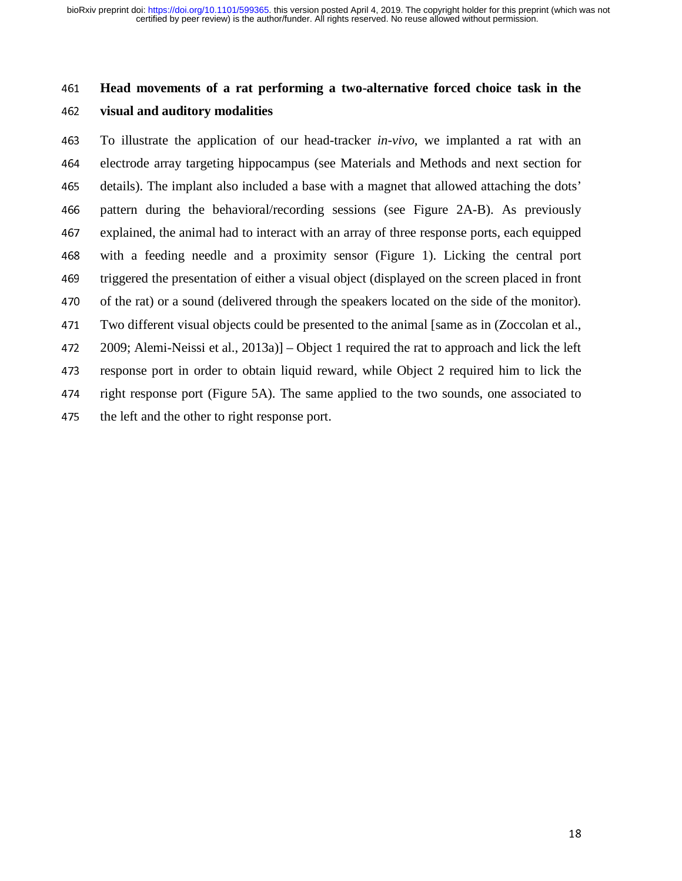## Head movements of a rat performing a two-alternative forced choice task in the visual and auditory modalities

To illustrate the application of our head-tracker *in-vivo*, we implanted a rat with an electrode array targeting hippocampus (see Materials and Methods and next section for details). The implant also included a base with a magnet that allowed attaching the dots' pattern during the behavioral/recording sessions (see Figure 2A-B). As previously explained, the animal had to interact with an array of three response ports, each equipped with a feeding needle and a proximity sensor (Figure 1). Licking the central port triggered the presentation of either a visual object (displayed on the screen placed in front of the rat) or a sound (delivered through the speakers located on the side of the monitor). Two different visual objects could be presented to the animal [same as in (Zoccolan et al., 2009; Alemi-Neissi et al., 2013a)] – Object 1 required the rat to approach and lick the left response port in order to obtain liquid reward, while Object 2 required him to lick the right response port (Figure 5A). The same applied to the two sounds, one associated to the left and the other to right response port.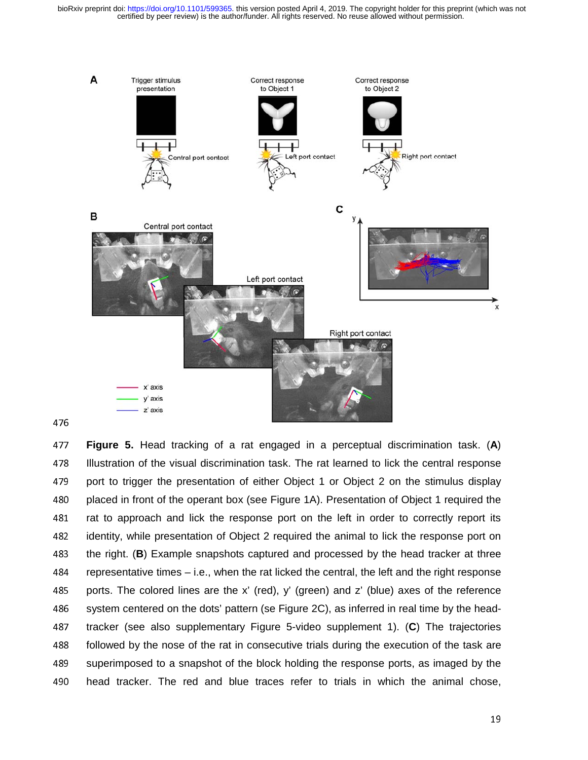**Figure 5.** Head tracking of a rat engaged in a perceptual discrimination task. (**A**) Illustration of the visual discrimination task. The rat learned to lick the central response port to trigger the presentation of either Object 1 or Object 2 on the stimulus display placed in front of the operant box (see Figure 1A). Presentation of Object 1 required the rat to approach and lick the response port on the left in order to correctly report its identity, while presentation of Object 2 required the animal to lick the response port on the right. (**B**) Example snapshots captured and processed by the head tracker at three representative times – i.e., when the rat licked the central, the left and the right response ports. The colored lines are the x' (red), y' (green) and z' (blue) axes of the reference system centered on the dots' pattern (se Figure 2C), as inferred in real time by the head-tracker (see also supplementary Figure 5-video supplement 1). (**C**) The trajectories followed by the nose of the rat in consecutive trials during the execution of the task are superimposed to a snapshot of the block holding the response ports, as imaged by the head tracker. The red and blue traces refer to trials in which the animal chose,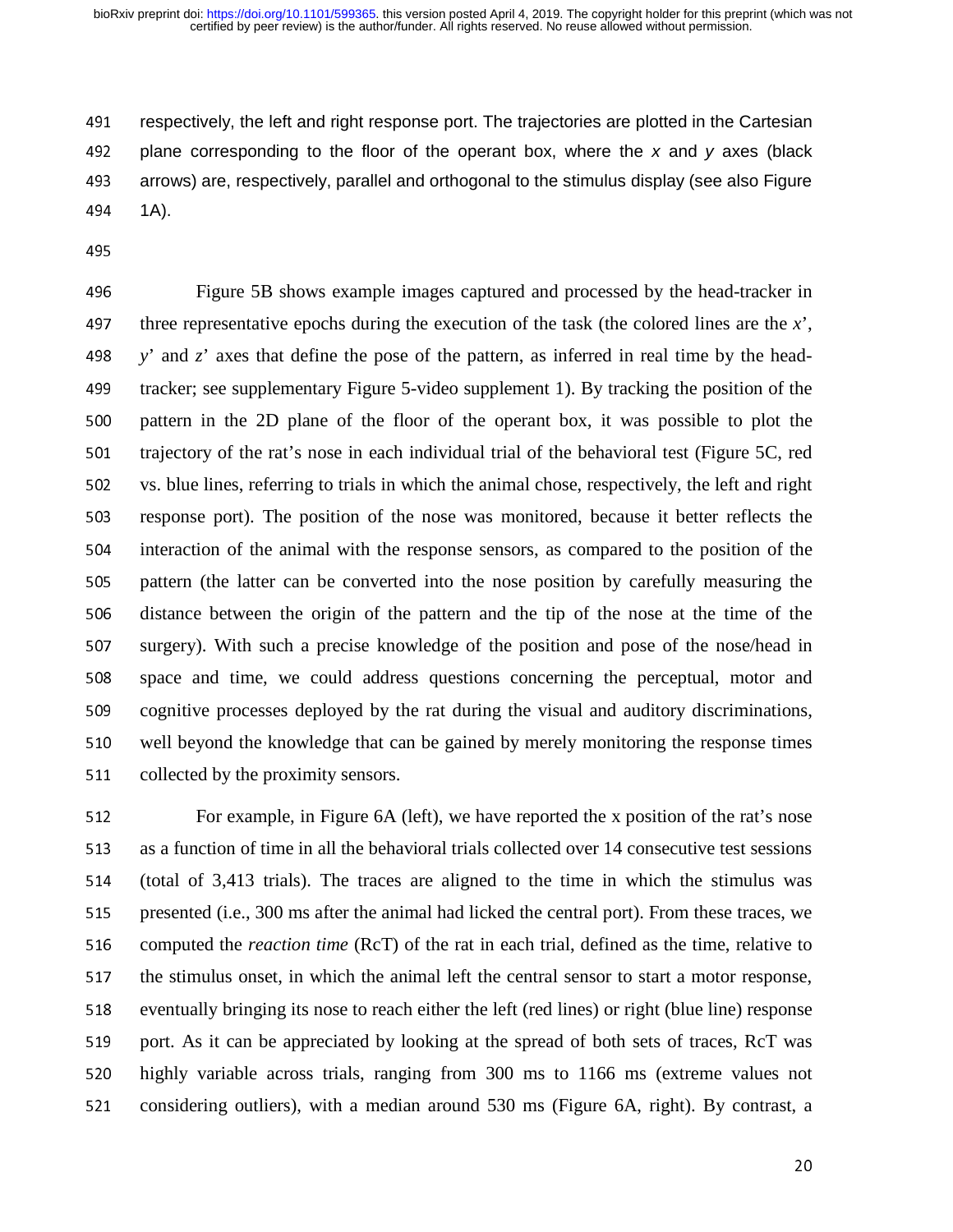respectively, the left and right response port. The trajectories are plotted in the Cartesian plane corresponding to the floor of the operant box, where the *x* and *y* axes (black arrows) are, respectively, parallel and orthogonal to the stimulus display (see also Figure 1A).

Figure 5B shows example images captured and processed by the head-tracker in three representative epochs during the execution of the task (the colored lines are the *x*', *y*' and *z*' axes that define the pose of the pattern, as inferred in real time by the head-tracker; see supplementary Figure 5-video supplement 1). By tracking the position of the pattern in the 2D plane of the floor of the operant box, it was possible to plot the trajectory of the rat's nose in each individual trial of the behavioral test (Figure 5C, red vs. blue lines, referring to trials in which the animal chose, respectively, the left and right response port). The position of the nose was monitored, because it better reflects the interaction of the animal with the response sensors, as compared to the position of the pattern (the latter can be converted into the nose position by carefully measuring the distance between the origin of the pattern and the tip of the nose at the time of the surgery). With such a precise knowledge of the position and pose of the nose/head in space and time, we could address questions concerning the perceptual, motor and cognitive processes deployed by the rat during the visual and auditory discriminations, well beyond the knowledge that can be gained by merely monitoring the response times collected by the proximity sensors.

For example, in Figure 6A (left), we have reported the x position of the rat's nose as a function of time in all the behavioral trials collected over 14 consecutive test sessions (total of 3,413 trials). The traces are aligned to the time in which the stimulus was presented (i.e., 300 ms after the animal had licked the central port). From these traces, we computed the *reaction time* (RcT) of the rat in each trial, defined as the time, relative to the stimulus onset, in which the animal left the central sensor to start a motor response, eventually bringing its nose to reach either the left (red lines) or right (blue line) response port. As it can be appreciated by looking at the spread of both sets of traces, RcT was highly variable across trials, ranging from 300 ms to 1166 ms (extreme values not considering outliers), with a median around 530 ms (Figure 6A, right). By contrast, a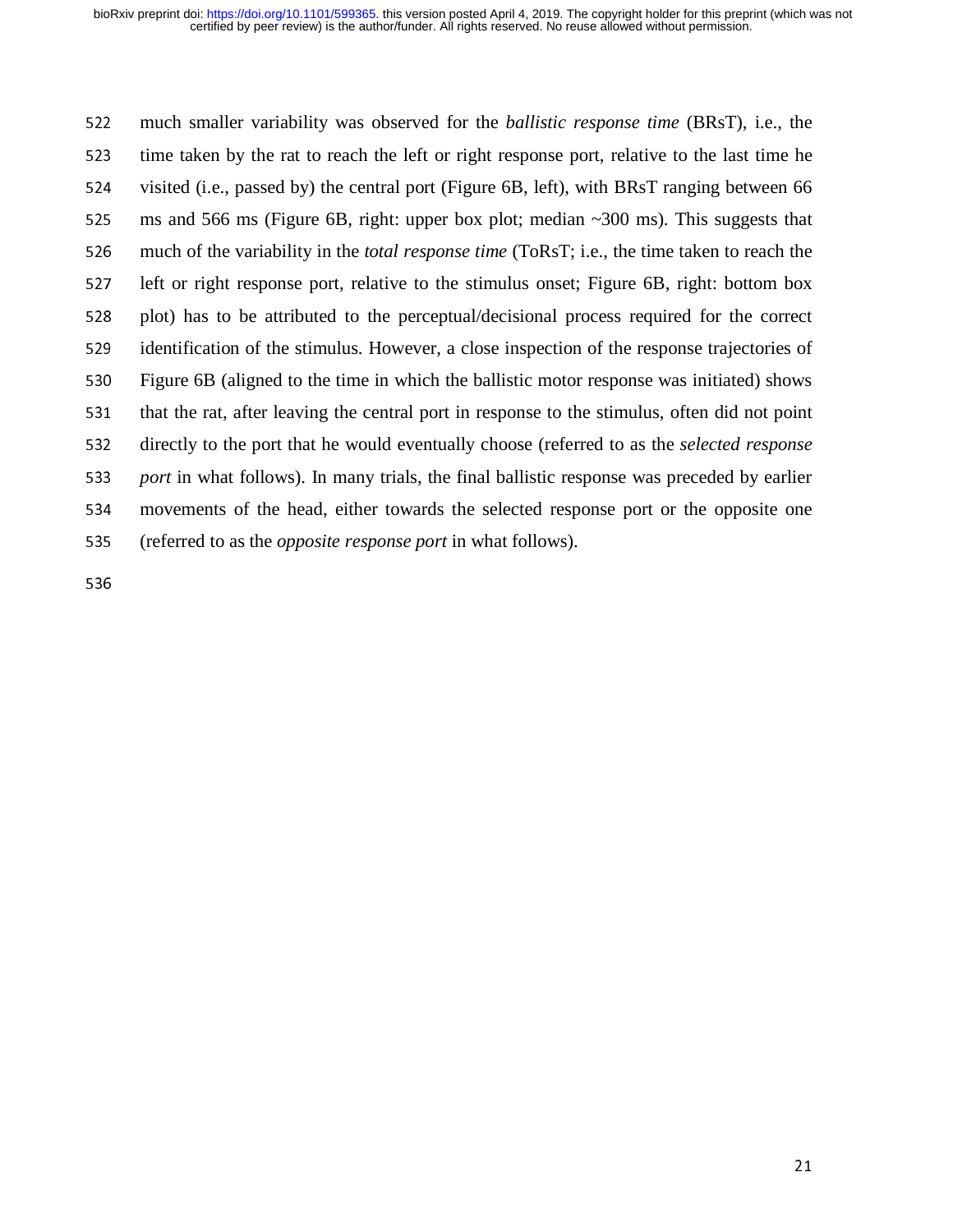much smaller variability was observed for the *ballistic response time* (BRsT), i.e., the time taken by the rat to reach the left or right response port, relative to the last time he visited (i.e., passed by) the central port (Figure 6B, left), with BRsT ranging between 66 ms and 566 ms (Figure 6B, right: upper box plot; median ~300 ms). This suggests that much of the variability in the *total response time* (ToRsT; i.e., the time taken to reach the left or right response port, relative to the stimulus onset; Figure 6B, right: bottom box plot) has to be attributed to the perceptual/decisional process required for the correct identification of the stimulus. However, a close inspection of the response trajectories of Figure 6B (aligned to the time in which the ballistic motor response was initiated) shows that the rat, after leaving the central port in response to the stimulus, often did not point directly to the port that he would eventually choose (referred to as the *selected response port* in what follows). In many trials, the final ballistic response was preceded by earlier movements of the head, either towards the selected response port or the opposite one (referred to as the *opposite response port* in what follows).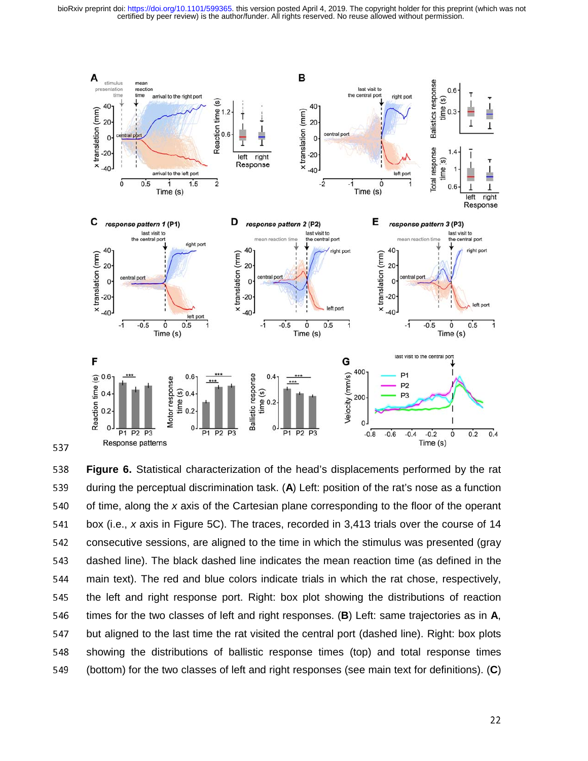**Figure 6.** Statistical characterization of the head's displacements performed by the rat during the perceptual discrimination task. (**A**) Left: position of the rat's nose as a function of time, along the *x* axis of the Cartesian plane corresponding to the floor of the operant box (i.e., *x* axis in Figure 5C). The traces, recorded in 3,413 trials over the course of 14 consecutive sessions, are aligned to the time in which the stimulus was presented (gray dashed line). The black dashed line indicates the mean reaction time (as defined in the main text). The red and blue colors indicate trials in which the rat chose, respectively, the left and right response port. Right: box plot showing the distributions of reaction times for the two classes of left and right responses. (**B**) Left: same trajectories as in **A**, but aligned to the last time the rat visited the central port (dashed line). Right: box plots showing the distributions of ballistic response times (top) and total response times (bottom) for the two classes of left and right responses (see main text for definitions). (**C**)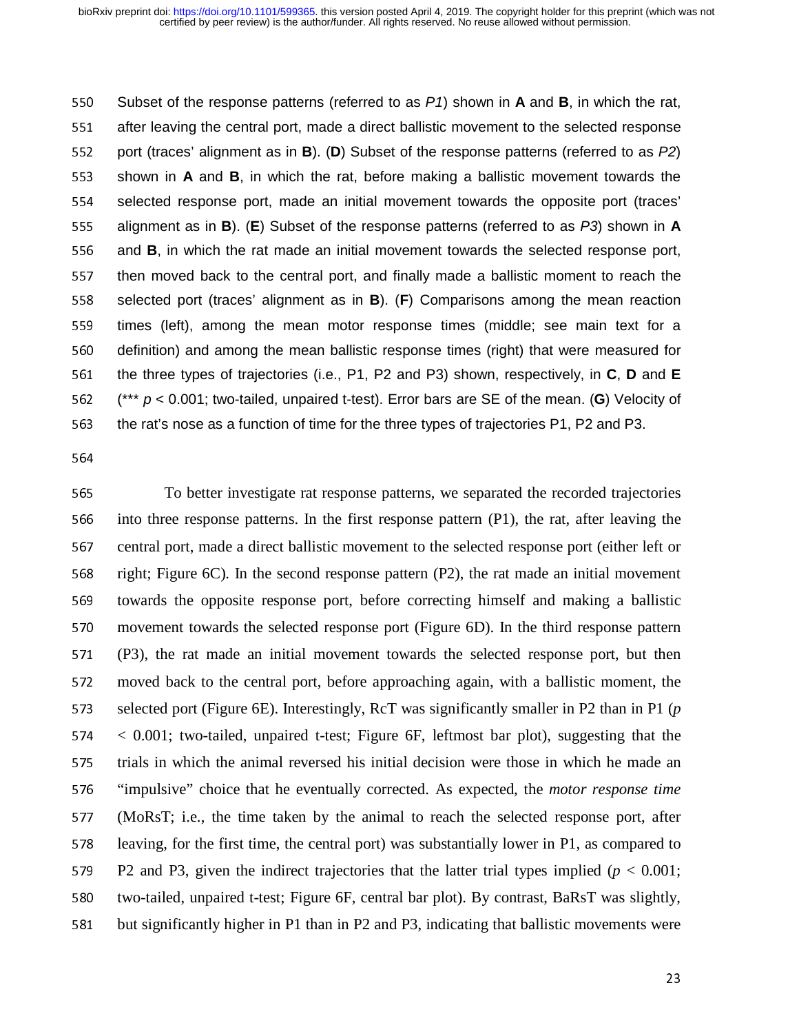Subset of the response patterns (referred to as *P1*) shown in **A** and **B**, in which the rat, after leaving the central port, made a direct ballistic movement to the selected response port (traces' alignment as in **B**). (**D**) Subset of the response patterns (referred to as *P2*) shown in **A** and **B**, in which the rat, before making a ballistic movement towards the selected response port, made an initial movement towards the opposite port (traces' alignment as in **B**). (**E**) Subset of the response patterns (referred to as *P3*) shown in **A** and **B**, in which the rat made an initial movement towards the selected response port, then moved back to the central port, and finally made a ballistic moment to reach the selected port (traces' alignment as in **B**). (**F**) Comparisons among the mean reaction times (left), among the mean motor response times (middle; see main text for a definition) and among the mean ballistic response times (right) that were measured for the three types of trajectories (i.e., P1, P2 and P3) shown, respectively, in **C**, **D** and **E** (*** $p < 0.001$; two-tailed, unpaired t-test). Error bars are SE of the mean. (**G**) Velocity of the rat's nose as a function of time for the three types of trajectories P1, P2 and P3.

To better investigate rat response patterns, we separated the recorded trajectories into three response patterns. In the first response pattern (P1), the rat, after leaving the central port, made a direct ballistic movement to the selected response port (either left or right; Figure 6C). In the second response pattern (P2), the rat made an initial movement towards the opposite response port, before correcting himself and making a ballistic movement towards the selected response port (Figure 6D). In the third response pattern (P3), the rat made an initial movement towards the selected response port, but then moved back to the central port, before approaching again, with a ballistic moment, the selected port (Figure 6E). Interestingly, RcT was significantly smaller in P2 than in P1 ($p < 0.001$; two-tailed, unpaired t-test; Figure 6F, leftmost bar plot), suggesting that the trials in which the animal reversed his initial decision were those in which he made an "impulsive" choice that he eventually corrected. As expected, the *motor response time* (MoRsT; i.e., the time taken by the animal to reach the selected response port, after leaving, for the first time, the central port) was substantially lower in P1, as compared to P2 and P3, given the indirect trajectories that the latter trial types implied ($p < 0.001$; two-tailed, unpaired t-test; Figure 6F, central bar plot). By contrast, BaRsT was slightly, but significantly higher in P1 than in P2 and P3, indicating that ballistic movements were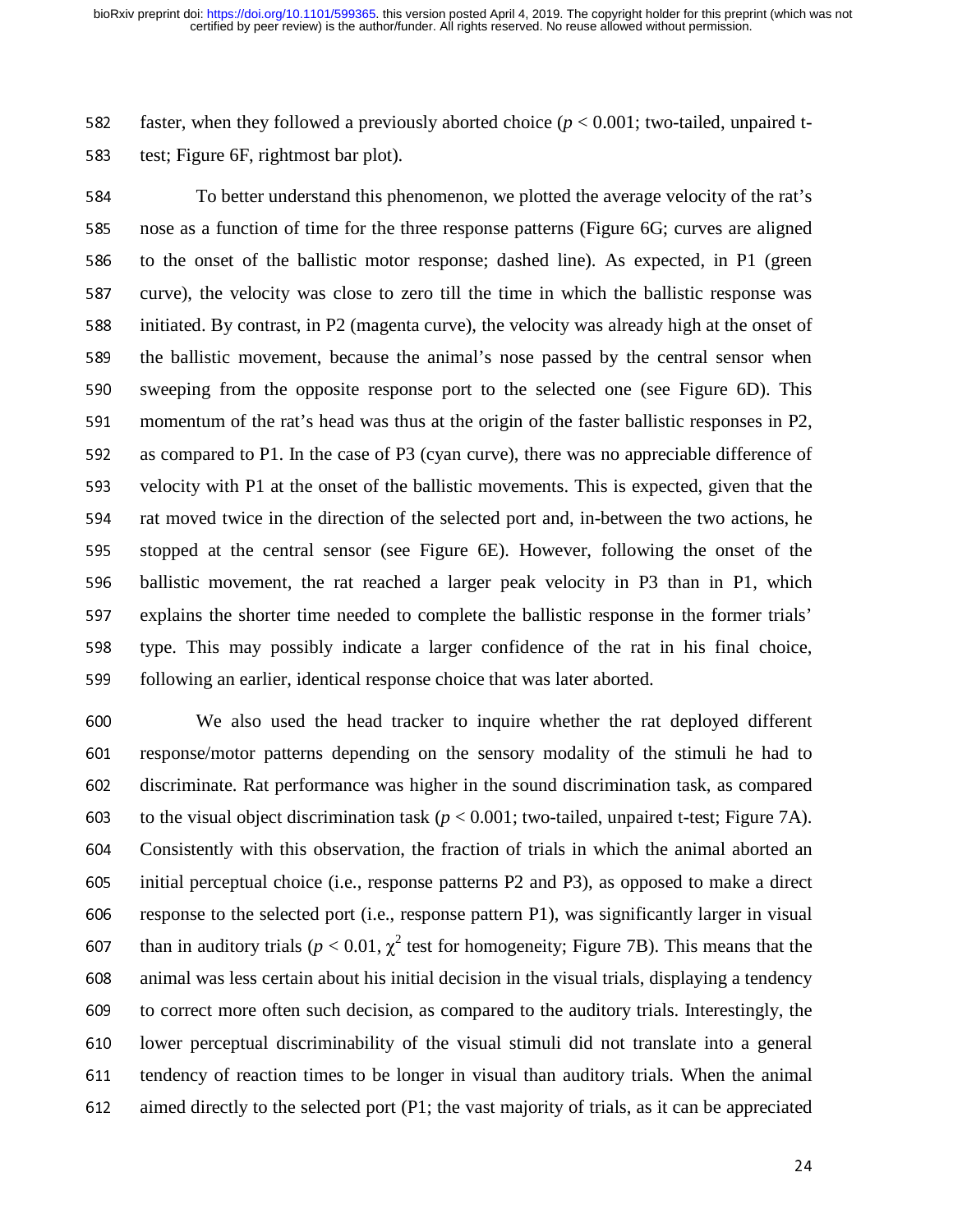faster, when they followed a previously aborted choice ($p < 0.001$; two-tailed, unpaired t-test; Figure 6F, rightmost bar plot).

To better understand this phenomenon, we plotted the average velocity of the rat's nose as a function of time for the three response patterns (Figure 6G; curves are aligned to the onset of the ballistic motor response; dashed line). As expected, in P1 (green curve), the velocity was close to zero till the time in which the ballistic response was initiated. By contrast, in P2 (magenta curve), the velocity was already high at the onset of the ballistic movement, because the animal's nose passed by the central sensor when sweeping from the opposite response port to the selected one (see Figure 6D). This momentum of the rat's head was thus at the origin of the faster ballistic responses in P2, as compared to P1. In the case of P3 (cyan curve), there was no appreciable difference of velocity with P1 at the onset of the ballistic movements. This is expected, given that the rat moved twice in the direction of the selected port and, in-between the two actions, he stopped at the central sensor (see Figure 6E). However, following the onset of the ballistic movement, the rat reached a larger peak velocity in P3 than in P1, which explains the shorter time needed to complete the ballistic response in the former trials' type. This may possibly indicate a larger confidence of the rat in his final choice, following an earlier, identical response choice that was later aborted.

We also used the head tracker to inquire whether the rat deployed different response/motor patterns depending on the sensory modality of the stimuli he had to discriminate. Rat performance was higher in the sound discrimination task, as compared to the visual object discrimination task ($p < 0.001$; two-tailed, unpaired t-test; Figure 7A). Consistently with this observation, the fraction of trials in which the animal aborted an initial perceptual choice (i.e., response patterns P2 and P3), as opposed to make a direct response to the selected port (i.e., response pattern P1), was significantly larger in visual than in auditory trials ($p < 0.01$, $\chi^2$ test for homogeneity; Figure 7B). This means that the animal was less certain about his initial decision in the visual trials, displaying a tendency to correct more often such decision, as compared to the auditory trials. Interestingly, the lower perceptual discriminability of the visual stimuli did not translate into a general tendency of reaction times to be longer in visual than auditory trials. When the animal aimed directly to the selected port (P1; the vast majority of trials, as it can be appreciated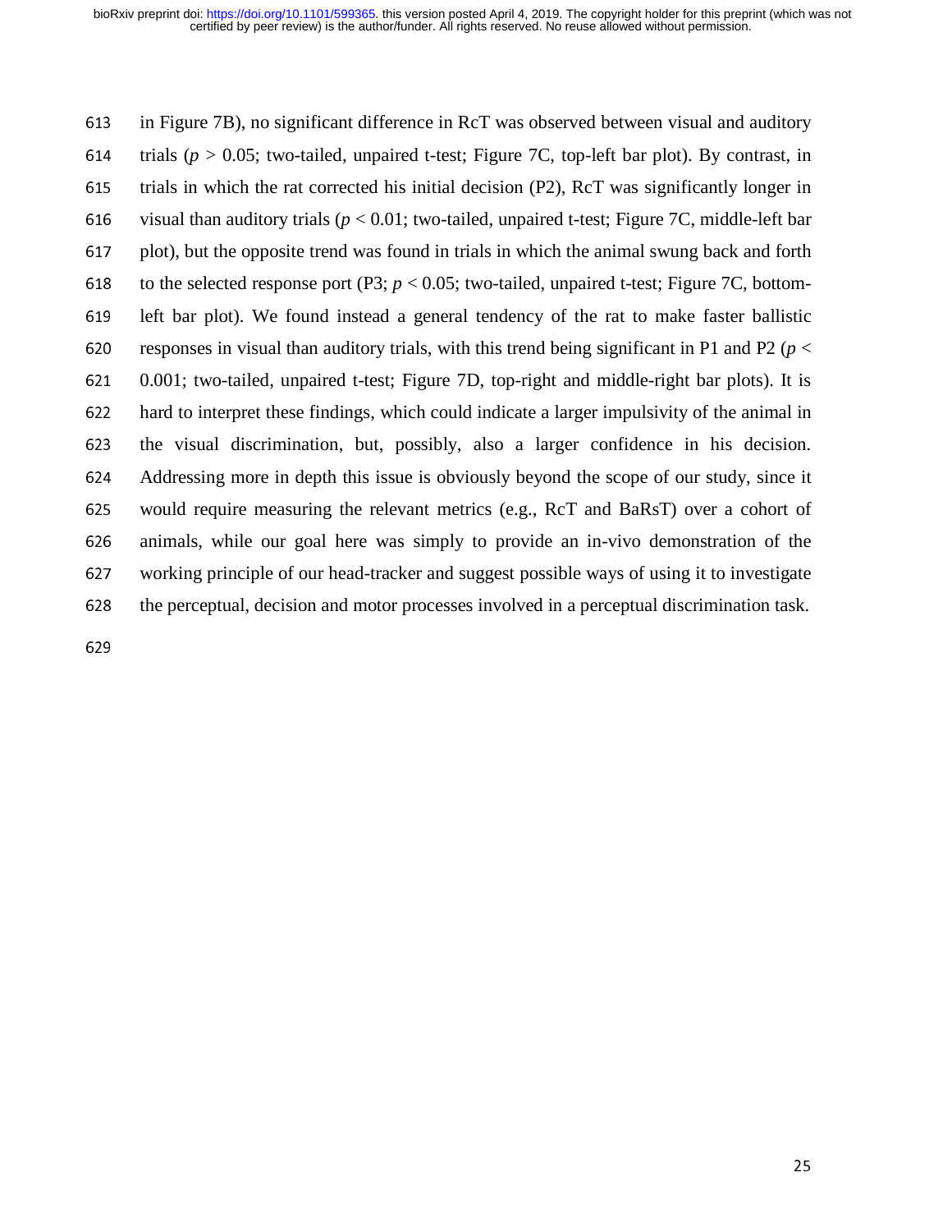in Figure 7B), no significant difference in RcT was observed between visual and auditory trials ($p > 0.05$; two-tailed, unpaired t-test; Figure 7C, top-left bar plot). By contrast, in trials in which the rat corrected his initial decision (P2), RcT was significantly longer in visual than auditory trials ($p < 0.01$; two-tailed, unpaired t-test; Figure 7C, middle-left bar plot), but the opposite trend was found in trials in which the animal swung back and forth to the selected response port (P3; $p < 0.05$; two-tailed, unpaired t-test; Figure 7C, bottom-left bar plot). We found instead a general tendency of the rat to make faster ballistic responses in visual than auditory trials, with this trend being significant in P1 and P2 ($p < 0.001$; two-tailed, unpaired t-test; Figure 7D, top-right and middle-right bar plots). It is hard to interpret these findings, which could indicate a larger impulsivity of the animal in the visual discrimination, but, possibly, also a larger confidence in his decision. Addressing more in depth this issue is obviously beyond the scope of our study, since it would require measuring the relevant metrics (e.g., RcT and BaRsT) over a cohort of animals, while our goal here was simply to provide an in-vivo demonstration of the working principle of our head-tracker and suggest possible ways of using it to investigate the perceptual, decision and motor processes involved in a perceptual discrimination task.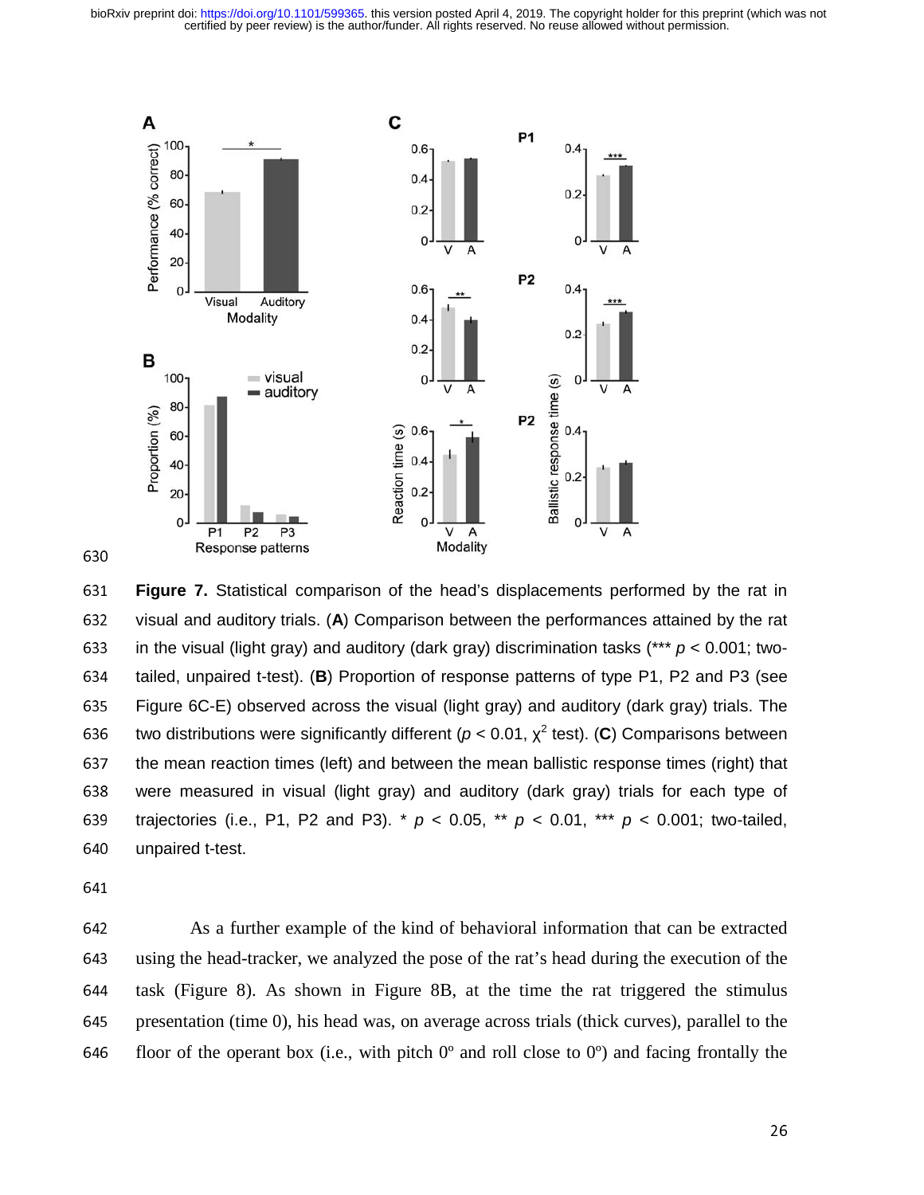**Figure 7.** Statistical comparison of the head's displacements performed by the rat in visual and auditory trials. (**A**) Comparison between the performances attained by the rat in the visual (light gray) and auditory (dark gray) discrimination tasks (*** $p < 0.001$; two-tailed, unpaired t-test). (**B**) Proportion of response patterns of type P1, P2 and P3 (see Figure 6C-E) observed across the visual (light gray) and auditory (dark gray) trials. The two distributions were significantly different ($p < 0.01$, $\chi^2$ test). (**C**) Comparisons between the mean reaction times (left) and between the mean ballistic response times (right) that were measured in visual (light gray) and auditory (dark gray) trials for each type of trajectories (i.e., P1, P2 and P3). * $p < 0.05$, ** $p < 0.01$, *** $p < 0.001$; two-tailed, unpaired t-test.

As a further example of the kind of behavioral information that can be extracted using the head-tracker, we analyzed the pose of the rat's head during the execution of the task (Figure 8). As shown in Figure 8B, at the time the rat triggered the stimulus presentation (time 0), his head was, on average across trials (thick curves), parallel to the floor of the operant box (i.e., with pitch 0º and roll close to 0º) and facing frontally the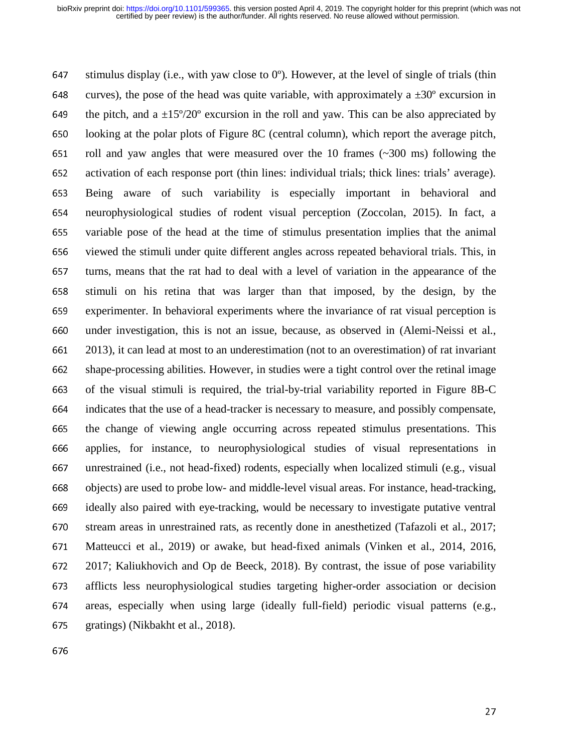stimulus display (i.e., with yaw close to 0º). However, at the level of single of trials (thin curves), the pose of the head was quite variable, with approximately a ±30º excursion in the pitch, and a ±15º/20º excursion in the roll and yaw. This can be also appreciated by looking at the polar plots of Figure 8C (central column), which report the average pitch, roll and yaw angles that were measured over the 10 frames (~300 ms) following the activation of each response port (thin lines: individual trials; thick lines: trials' average). Being aware of such variability is especially important in behavioral and neurophysiological studies of rodent visual perception (Zoccolan, 2015). In fact, a variable pose of the head at the time of stimulus presentation implies that the animal viewed the stimuli under quite different angles across repeated behavioral trials. This, in turns, means that the rat had to deal with a level of variation in the appearance of the stimuli on his retina that was larger than that imposed, by the design, by the experimenter. In behavioral experiments where the invariance of rat visual perception is under investigation, this is not an issue, because, as observed in (Alemi-Neissi et al., 2013), it can lead at most to an underestimation (not to an overestimation) of rat invariant shape-processing abilities. However, in studies were a tight control over the retinal image of the visual stimuli is required, the trial-by-trial variability reported in Figure 8B-C indicates that the use of a head-tracker is necessary to measure, and possibly compensate, the change of viewing angle occurring across repeated stimulus presentations. This applies, for instance, to neurophysiological studies of visual representations in unrestrained (i.e., not head-fixed) rodents, especially when localized stimuli (e.g., visual objects) are used to probe low- and middle-level visual areas. For instance, head-tracking, ideally also paired with eye-tracking, would be necessary to investigate putative ventral stream areas in unrestrained rats, as recently done in anesthetized (Tafazoli et al., 2017; Matteucci et al., 2019) or awake, but head-fixed animals (Vinken et al., 2014, 2016, 2017; Kaliukhovich and Op de Beeck, 2018). By contrast, the issue of pose variability afflicts less neurophysiological studies targeting higher-order association or decision areas, especially when using large (ideally full-field) periodic visual patterns (e.g., gratings) (Nikbakht et al., 2018).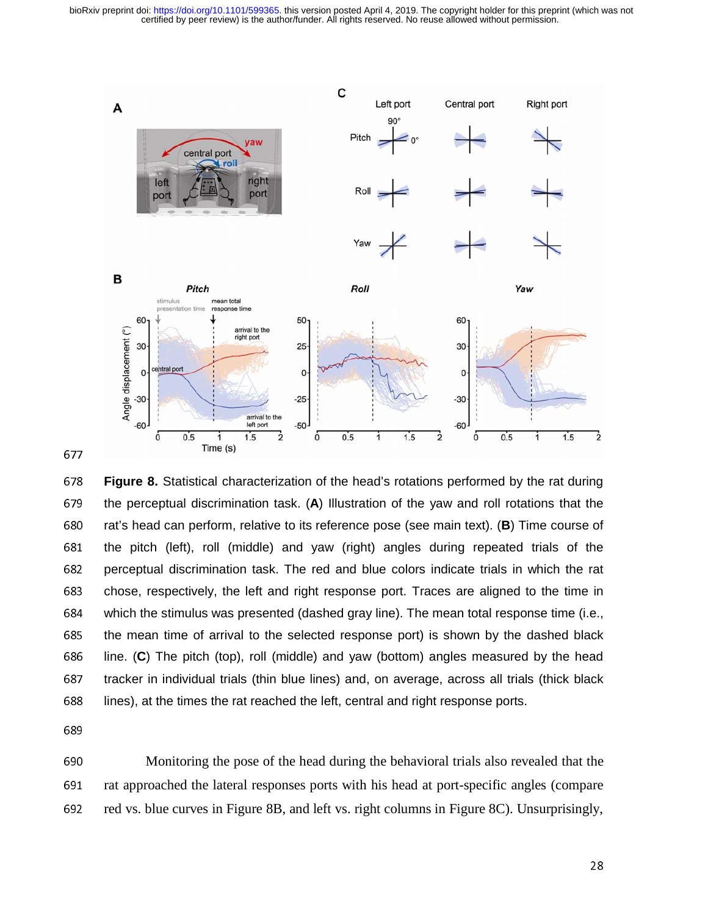**Figure 8.** Statistical characterization of the head's rotations performed by the rat during the perceptual discrimination task. (**A**) Illustration of the yaw and roll rotations that the rat's head can perform, relative to its reference pose (see main text). (**B**) Time course of the pitch (left), roll (middle) and yaw (right) angles during repeated trials of the perceptual discrimination task. The red and blue colors indicate trials in which the rat chose, respectively, the left and right response port. Traces are aligned to the time in which the stimulus was presented (dashed gray line). The mean total response time (i.e., the mean time of arrival to the selected response port) is shown by the dashed black line. (**C**) The pitch (top), roll (middle) and yaw (bottom) angles measured by the head tracker in individual trials (thin blue lines) and, on average, across all trials (thick black lines), at the times the rat reached the left, central and right response ports.

Monitoring the pose of the head during the behavioral trials also revealed that the rat approached the lateral responses ports with his head at port-specific angles (compare red vs. blue curves in Figure 8B, and left vs. right columns in Figure 8C). Unsurprisingly,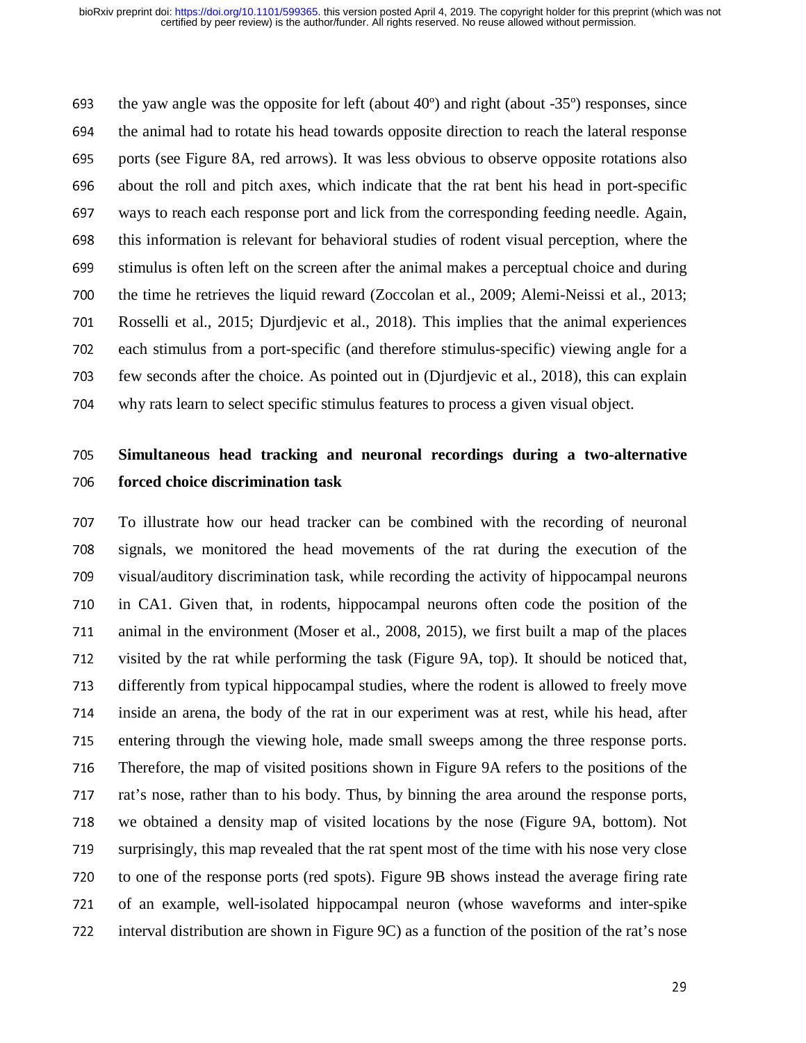the yaw angle was the opposite for left (about 40º) and right (about -35º) responses, since the animal had to rotate his head towards opposite direction to reach the lateral response ports (see Figure 8A, red arrows). It was less obvious to observe opposite rotations also about the roll and pitch axes, which indicate that the rat bent his head in port-specific ways to reach each response port and lick from the corresponding feeding needle. Again, this information is relevant for behavioral studies of rodent visual perception, where the stimulus is often left on the screen after the animal makes a perceptual choice and during the time he retrieves the liquid reward (Zoccolan et al., 2009; Alemi-Neissi et al., 2013; Rosselli et al., 2015; Djurdjevic et al., 2018). This implies that the animal experiences each stimulus from a port-specific (and therefore stimulus-specific) viewing angle for a few seconds after the choice. As pointed out in (Djurdjevic et al., 2018), this can explain why rats learn to select specific stimulus features to process a given visual object.

## Simultaneous head tracking and neuronal recordings during a two-alternative forced choice discrimination task

To illustrate how our head tracker can be combined with the recording of neuronal signals, we monitored the head movements of the rat during the execution of the visual/auditory discrimination task, while recording the activity of hippocampal neurons in CA1. Given that, in rodents, hippocampal neurons often code the position of the animal in the environment (Moser et al., 2008, 2015), we first built a map of the places visited by the rat while performing the task (Figure 9A, top). It should be noticed that, differently from typical hippocampal studies, where the rodent is allowed to freely move inside an arena, the body of the rat in our experiment was at rest, while his head, after entering through the viewing hole, made small sweeps among the three response ports. Therefore, the map of visited positions shown in Figure 9A refers to the positions of the rat's nose, rather than to his body. Thus, by binning the area around the response ports, we obtained a density map of visited locations by the nose (Figure 9A, bottom). Not surprisingly, this map revealed that the rat spent most of the time with his nose very close to one of the response ports (red spots). Figure 9B shows instead the average firing rate of an example, well-isolated hippocampal neuron (whose waveforms and inter-spike interval distribution are shown in Figure 9C) as a function of the position of the rat's nose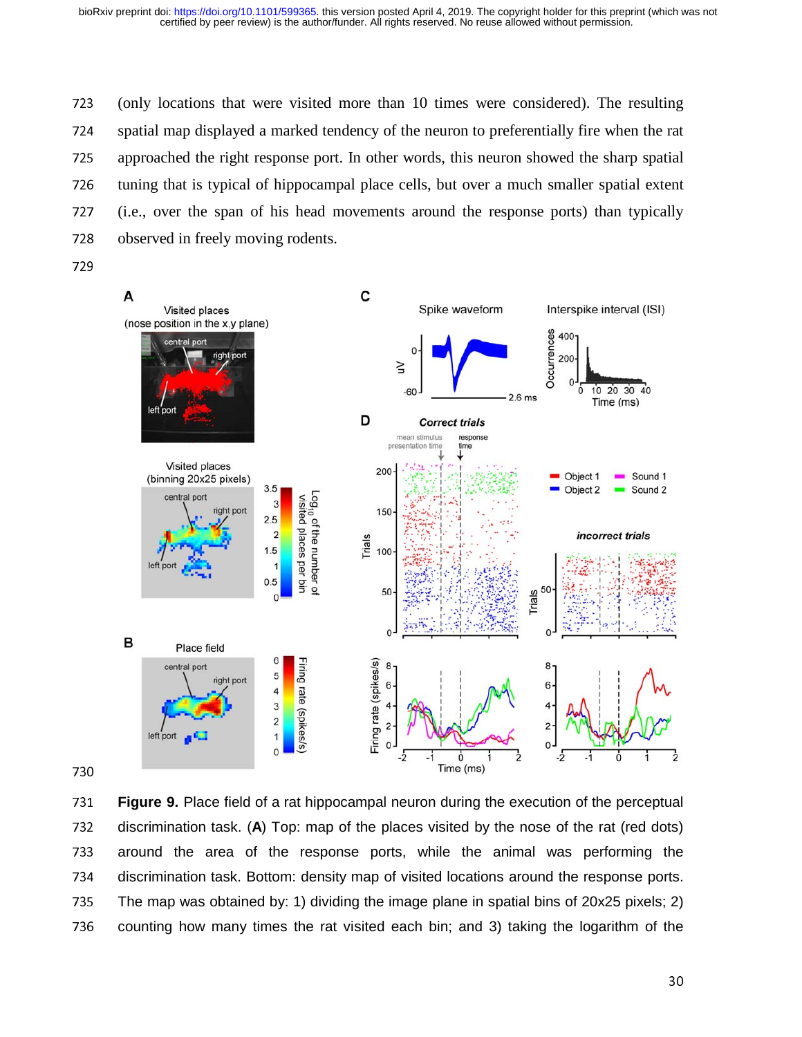(only locations that were visited more than 10 times were considered). The resulting spatial map displayed a marked tendency of the neuron to preferentially fire when the rat approached the right response port. In other words, this neuron showed the sharp spatial tuning that is typical of hippocampal place cells, but over a much smaller spatial extent (i.e., over the span of his head movements around the response ports) than typically observed in freely moving rodents.

**Figure 9.** Place field of a rat hippocampal neuron during the execution of the perceptual discrimination task. (**A**) Top: map of the places visited by the nose of the rat (red dots) around the area of the response ports, while the animal was performing the discrimination task. Bottom: density map of visited locations around the response ports. The map was obtained by: 1) dividing the image plane in spatial bins of 20x25 pixels; 2) counting how many times the rat visited each bin; and 3) taking the logarithm of the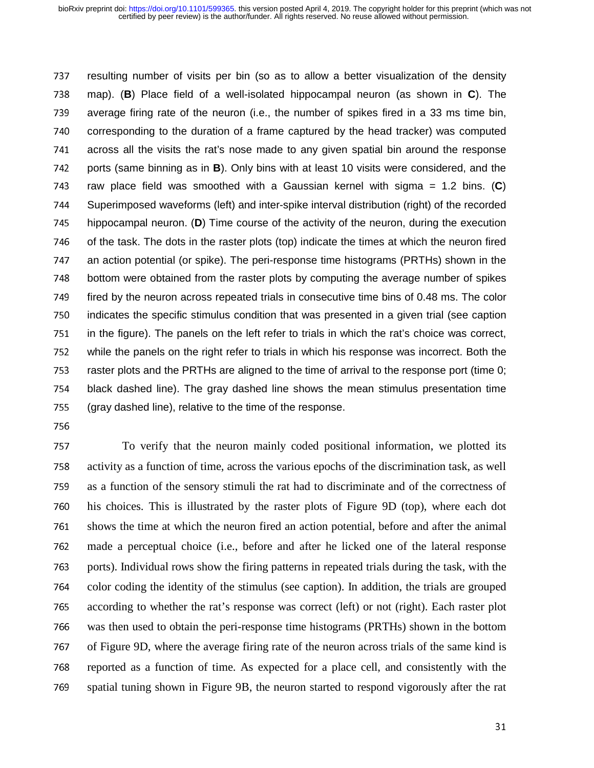resulting number of visits per bin (so as to allow a better visualization of the density map). (**B**) Place field of a well-isolated hippocampal neuron (as shown in **C**). The average firing rate of the neuron (i.e., the number of spikes fired in a 33 ms time bin, corresponding to the duration of a frame captured by the head tracker) was computed across all the visits the rat's nose made to any given spatial bin around the response ports (same binning as in **B**). Only bins with at least 10 visits were considered, and the raw place field was smoothed with a Gaussian kernel with sigma = 1.2 bins. (**C**) Superimposed waveforms (left) and inter-spike interval distribution (right) of the recorded hippocampal neuron. (**D**) Time course of the activity of the neuron, during the execution of the task. The dots in the raster plots (top) indicate the times at which the neuron fired an action potential (or spike). The peri-response time histograms (PRTHs) shown in the bottom were obtained from the raster plots by computing the average number of spikes fired by the neuron across repeated trials in consecutive time bins of 0.48 ms. The color indicates the specific stimulus condition that was presented in a given trial (see caption in the figure). The panels on the left refer to trials in which the rat's choice was correct, while the panels on the right refer to trials in which his response was incorrect. Both the raster plots and the PRTHs are aligned to the time of arrival to the response port (time 0; black dashed line). The gray dashed line shows the mean stimulus presentation time (gray dashed line), relative to the time of the response.

To verify that the neuron mainly coded positional information, we plotted its activity as a function of time, across the various epochs of the discrimination task, as well as a function of the sensory stimuli the rat had to discriminate and of the correctness of his choices. This is illustrated by the raster plots of Figure 9D (top), where each dot shows the time at which the neuron fired an action potential, before and after the animal made a perceptual choice (i.e., before and after he licked one of the lateral response ports). Individual rows show the firing patterns in repeated trials during the task, with the color coding the identity of the stimulus (see caption). In addition, the trials are grouped according to whether the rat's response was correct (left) or not (right). Each raster plot was then used to obtain the peri-response time histograms (PRTHs) shown in the bottom of Figure 9D, where the average firing rate of the neuron across trials of the same kind is reported as a function of time. As expected for a place cell, and consistently with the spatial tuning shown in Figure 9B, the neuron started to respond vigorously after the rat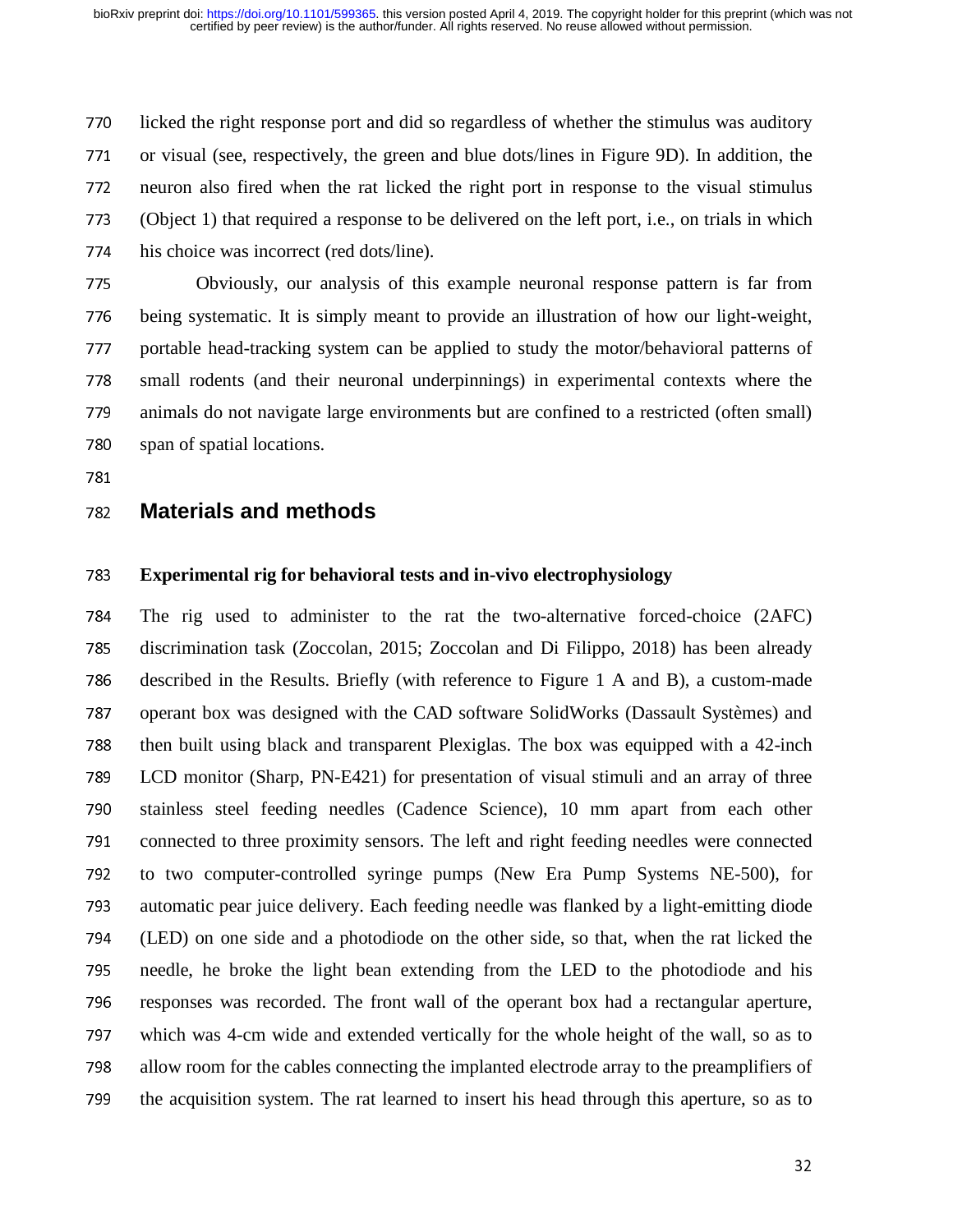licked the right response port and did so regardless of whether the stimulus was auditory or visual (see, respectively, the green and blue dots/lines in Figure 9D). In addition, the neuron also fired when the rat licked the right port in response to the visual stimulus (Object 1) that required a response to be delivered on the left port, i.e., on trials in which his choice was incorrect (red dots/line).

Obviously, our analysis of this example neuronal response pattern is far from being systematic. It is simply meant to provide an illustration of how our light-weight, portable head-tracking system can be applied to study the motor/behavioral patterns of small rodents (and their neuronal underpinnings) in experimental contexts where the animals do not navigate large environments but are confined to a restricted (often small) span of spatial locations.

## Materials and methods

### Experimental rig for behavioral tests and in-vivo electrophysiology

The rig used to administer to the rat the two-alternative forced-choice (2AFC) discrimination task (Zoccolan, 2015; Zoccolan and Di Filippo, 2018) has been already described in the Results. Briefly (with reference to Figure 1 A and B), a custom-made operant box was designed with the CAD software SolidWorks (Dassault Systèmes) and then built using black and transparent Plexiglas. The box was equipped with a 42-inch LCD monitor (Sharp, PN-E421) for presentation of visual stimuli and an array of three stainless steel feeding needles (Cadence Science), 10 mm apart from each other connected to three proximity sensors. The left and right feeding needles were connected to two computer-controlled syringe pumps (New Era Pump Systems NE-500), for automatic pear juice delivery. Each feeding needle was flanked by a light-emitting diode (LED) on one side and a photodiode on the other side, so that, when the rat licked the needle, he broke the light bean extending from the LED to the photodiode and his responses was recorded. The front wall of the operant box had a rectangular aperture, which was 4-cm wide and extended vertically for the whole height of the wall, so as to allow room for the cables connecting the implanted electrode array to the preamplifiers of the acquisition system. The rat learned to insert his head through this aperture, so as to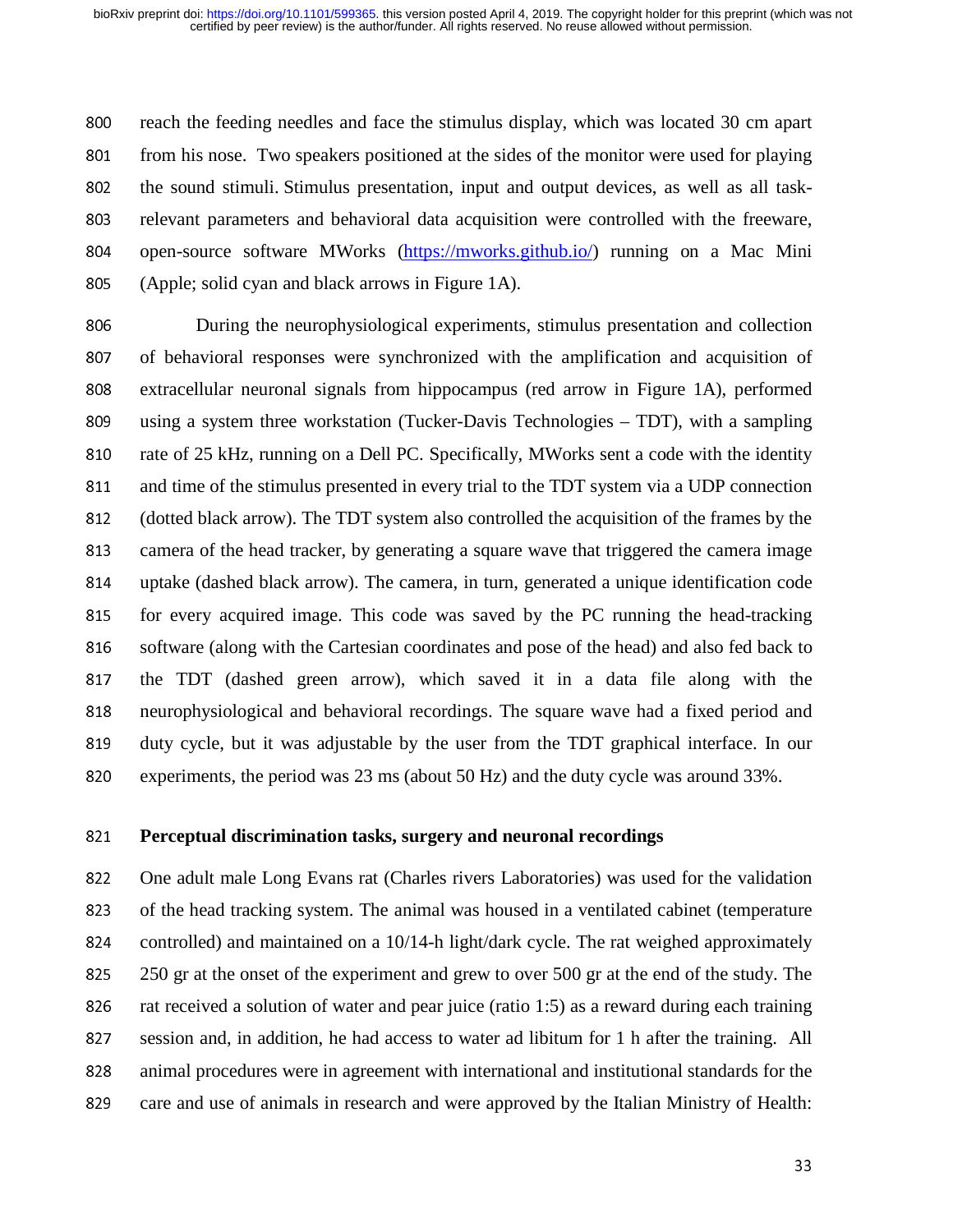reach the feeding needles and face the stimulus display, which was located 30 cm apart from his nose. Two speakers positioned at the sides of the monitor were used for playing the sound stimuli. Stimulus presentation, input and output devices, as well as all task-relevant parameters and behavioral data acquisition were controlled with the freeware, open-source software MWorks (https://mworks.github.io/) running on a Mac Mini (Apple; solid cyan and black arrows in Figure 1A).

During the neurophysiological experiments, stimulus presentation and collection of behavioral responses were synchronized with the amplification and acquisition of extracellular neuronal signals from hippocampus (red arrow in Figure 1A), performed using a system three workstation (Tucker-Davis Technologies – TDT), with a sampling rate of 25 kHz, running on a Dell PC. Specifically, MWorks sent a code with the identity and time of the stimulus presented in every trial to the TDT system via a UDP connection (dotted black arrow). The TDT system also controlled the acquisition of the frames by the camera of the head tracker, by generating a square wave that triggered the camera image uptake (dashed black arrow). The camera, in turn, generated a unique identification code for every acquired image. This code was saved by the PC running the head-tracking software (along with the Cartesian coordinates and pose of the head) and also fed back to the TDT (dashed green arrow), which saved it in a data file along with the neurophysiological and behavioral recordings. The square wave had a fixed period and duty cycle, but it was adjustable by the user from the TDT graphical interface. In our experiments, the period was 23 ms (about 50 Hz) and the duty cycle was around 33%.

**Perceptual discrimination tasks, surgery and neuronal recordings**

One adult male Long Evans rat (Charles rivers Laboratories) was used for the validation of the head tracking system. The animal was housed in a ventilated cabinet (temperature controlled) and maintained on a 10/14-h light/dark cycle. The rat weighed approximately 250 gr at the onset of the experiment and grew to over 500 gr at the end of the study. The rat received a solution of water and pear juice (ratio 1:5) as a reward during each training session and, in addition, he had access to water ad libitum for 1 h after the training. All animal procedures were in agreement with international and institutional standards for the care and use of animals in research and were approved by the Italian Ministry of Health: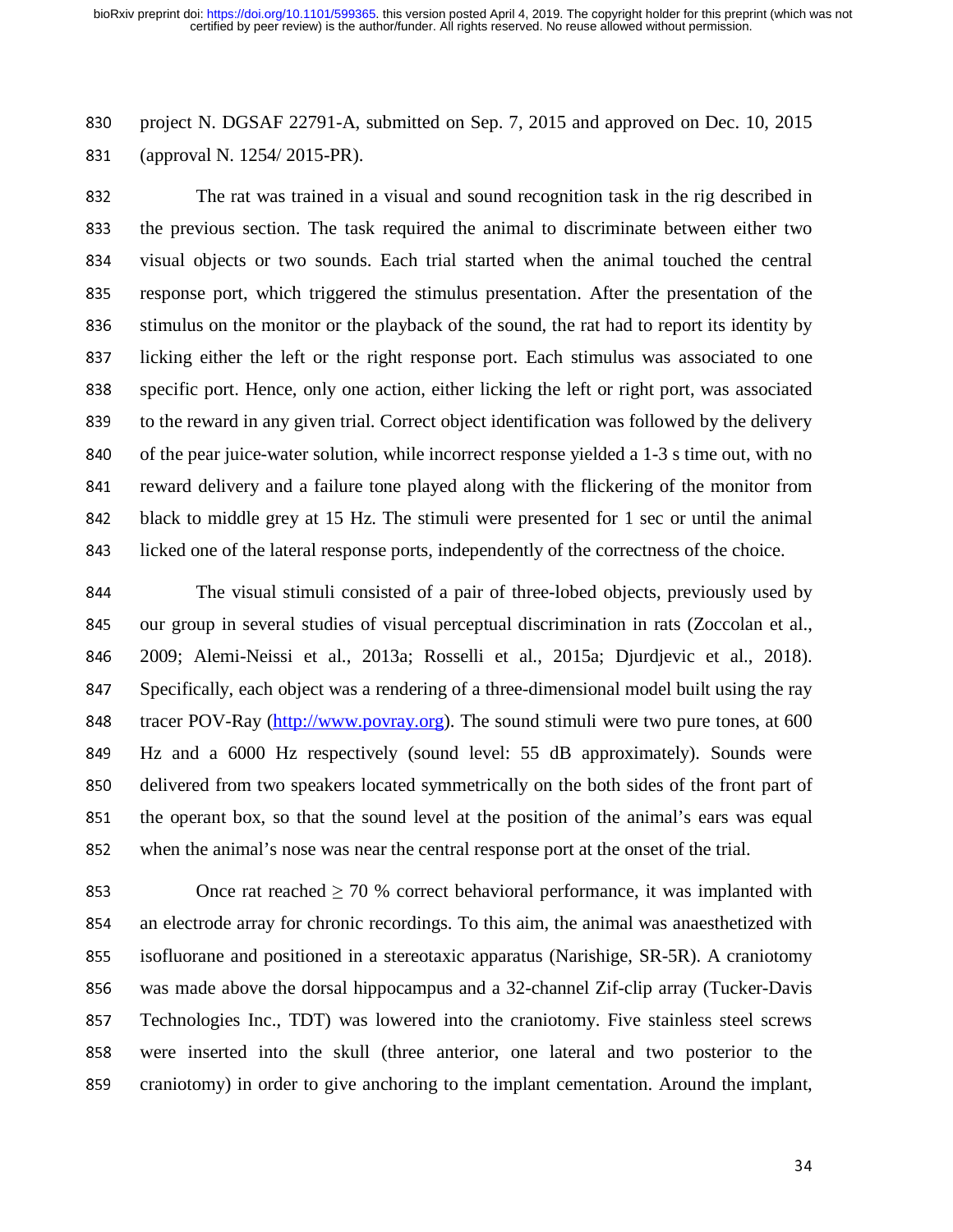project N. DGSAF 22791-A, submitted on Sep. 7, 2015 and approved on Dec. 10, 2015 (approval N. 1254/ 2015-PR).

The rat was trained in a visual and sound recognition task in the rig described in the previous section. The task required the animal to discriminate between either two visual objects or two sounds. Each trial started when the animal touched the central response port, which triggered the stimulus presentation. After the presentation of the stimulus on the monitor or the playback of the sound, the rat had to report its identity by licking either the left or the right response port. Each stimulus was associated to one specific port. Hence, only one action, either licking the left or right port, was associated to the reward in any given trial. Correct object identification was followed by the delivery of the pear juice-water solution, while incorrect response yielded a 1-3 s time out, with no reward delivery and a failure tone played along with the flickering of the monitor from black to middle grey at 15 Hz. The stimuli were presented for 1 sec or until the animal licked one of the lateral response ports, independently of the correctness of the choice.

The visual stimuli consisted of a pair of three-lobed objects, previously used by our group in several studies of visual perceptual discrimination in rats (Zoccolan et al., 2009; Alemi-Neissi et al., 2013a; Rosselli et al., 2015a; Djurdjevic et al., 2018). Specifically, each object was a rendering of a three-dimensional model built using the ray tracer POV-Ray (http://www.povray.org). The sound stimuli were two pure tones, at 600 Hz and a 6000 Hz respectively (sound level: 55 dB approximately). Sounds were delivered from two speakers located symmetrically on the both sides of the front part of the operant box, so that the sound level at the position of the animal's ears was equal when the animal's nose was near the central response port at the onset of the trial.

Once rat reached $\geq$ 70 % correct behavioral performance, it was implanted with an electrode array for chronic recordings. To this aim, the animal was anaesthetized with isofluorane and positioned in a stereotaxic apparatus (Narishige, SR-5R). A craniotomy was made above the dorsal hippocampus and a 32-channel Zif-clip array (Tucker-Davis Technologies Inc., TDT) was lowered into the craniotomy. Five stainless steel screws were inserted into the skull (three anterior, one lateral and two posterior to the craniotomy) in order to give anchoring to the implant cementation. Around the implant,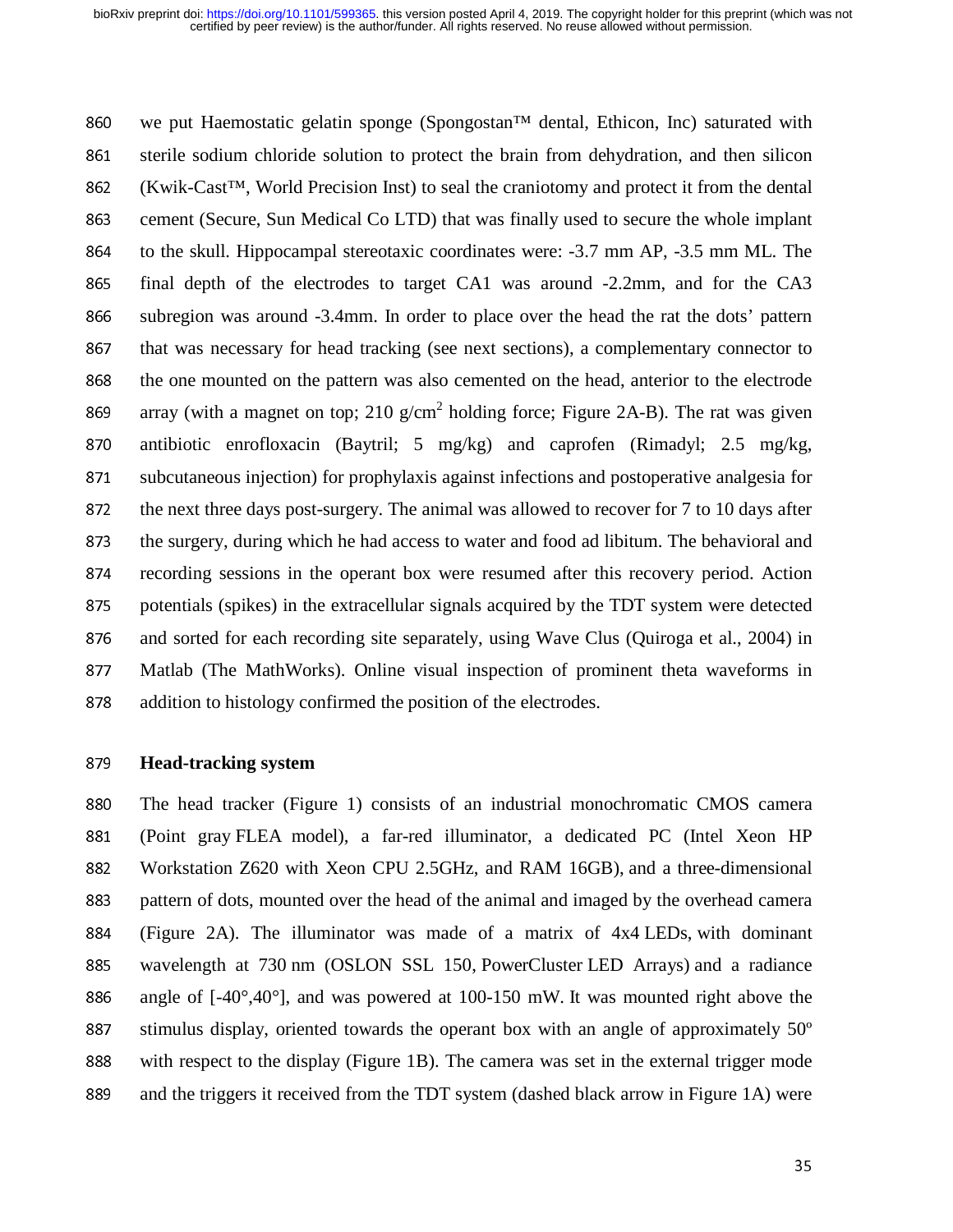we put Haemostatic gelatin sponge (Spongostan™ dental, Ethicon, Inc) saturated with sterile sodium chloride solution to protect the brain from dehydration, and then silicon (Kwik-Cast™, World Precision Inst) to seal the craniotomy and protect it from the dental cement (Secure, Sun Medical Co LTD) that was finally used to secure the whole implant to the skull. Hippocampal stereotaxic coordinates were: -3.7 mm AP, -3.5 mm ML. The final depth of the electrodes to target CA1 was around -2.2mm, and for the CA3 subregion was around -3.4mm. In order to place over the head the rat the dots' pattern that was necessary for head tracking (see next sections), a complementary connector to the one mounted on the pattern was also cemented on the head, anterior to the electrode array (with a magnet on top; 210 g/cm$^2$ holding force; Figure 2A-B). The rat was given antibiotic enrofloxacin (Baytril; 5 mg/kg) and caprofen (Rimadyl; 2.5 mg/kg, subcutaneous injection) for prophylaxis against infections and postoperative analgesia for the next three days post-surgery. The animal was allowed to recover for 7 to 10 days after the surgery, during which he had access to water and food ad libitum. The behavioral and recording sessions in the operant box were resumed after this recovery period. Action potentials (spikes) in the extracellular signals acquired by the TDT system were detected and sorted for each recording site separately, using Wave Clus (Quiroga et al., 2004) in Matlab (The MathWorks). Online visual inspection of prominent theta waveforms in addition to histology confirmed the position of the electrodes.

**Head-tracking system**

The head tracker (Figure 1) consists of an industrial monochromatic CMOS camera (Point gray FLEA model), a far-red illuminator, a dedicated PC (Intel Xeon HP Workstation Z620 with Xeon CPU 2.5GHz, and RAM 16GB), and a three-dimensional pattern of dots, mounted over the head of the animal and imaged by the overhead camera (Figure 2A). The illuminator was made of a matrix of 4x4 LEDs, with dominant wavelength at 730 nm (OSLON SSL 150, PowerCluster LED Arrays) and a radiance angle of [-40°,40°], and was powered at 100-150 mW. It was mounted right above the stimulus display, oriented towards the operant box with an angle of approximately 50º with respect to the display (Figure 1B). The camera was set in the external trigger mode and the triggers it received from the TDT system (dashed black arrow in Figure 1A) were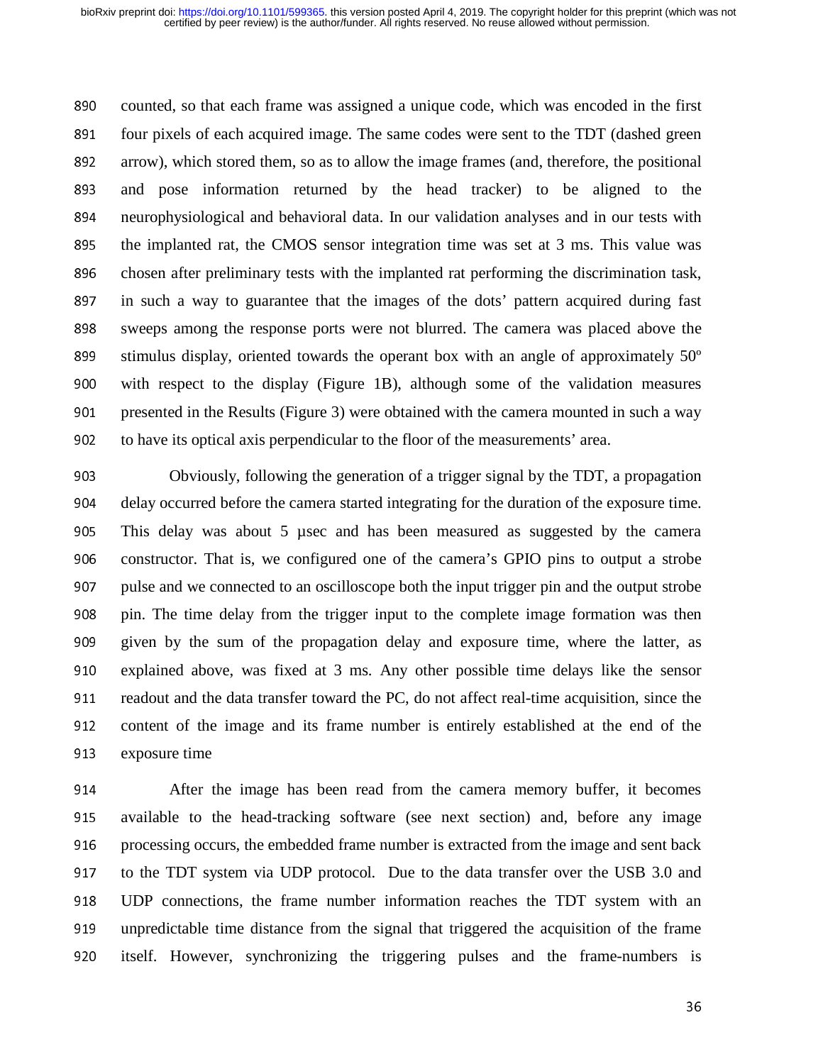counted, so that each frame was assigned a unique code, which was encoded in the first four pixels of each acquired image. The same codes were sent to the TDT (dashed green arrow), which stored them, so as to allow the image frames (and, therefore, the positional and pose information returned by the head tracker) to be aligned to the neurophysiological and behavioral data. In our validation analyses and in our tests with the implanted rat, the CMOS sensor integration time was set at 3 ms. This value was chosen after preliminary tests with the implanted rat performing the discrimination task, in such a way to guarantee that the images of the dots' pattern acquired during fast sweeps among the response ports were not blurred. The camera was placed above the stimulus display, oriented towards the operant box with an angle of approximately 50º with respect to the display (Figure 1B), although some of the validation measures presented in the Results (Figure 3) were obtained with the camera mounted in such a way to have its optical axis perpendicular to the floor of the measurements' area.

Obviously, following the generation of a trigger signal by the TDT, a propagation delay occurred before the camera started integrating for the duration of the exposure time. This delay was about 5 µsec and has been measured as suggested by the camera constructor. That is, we configured one of the camera's GPIO pins to output a strobe pulse and we connected to an oscilloscope both the input trigger pin and the output strobe pin. The time delay from the trigger input to the complete image formation was then given by the sum of the propagation delay and exposure time, where the latter, as explained above, was fixed at 3 ms. Any other possible time delays like the sensor readout and the data transfer toward the PC, do not affect real-time acquisition, since the content of the image and its frame number is entirely established at the end of the exposure time

After the image has been read from the camera memory buffer, it becomes available to the head-tracking software (see next section) and, before any image processing occurs, the embedded frame number is extracted from the image and sent back to the TDT system via UDP protocol. Due to the data transfer over the USB 3.0 and UDP connections, the frame number information reaches the TDT system with an unpredictable time distance from the signal that triggered the acquisition of the frame itself. However, synchronizing the triggering pulses and the frame-numbers is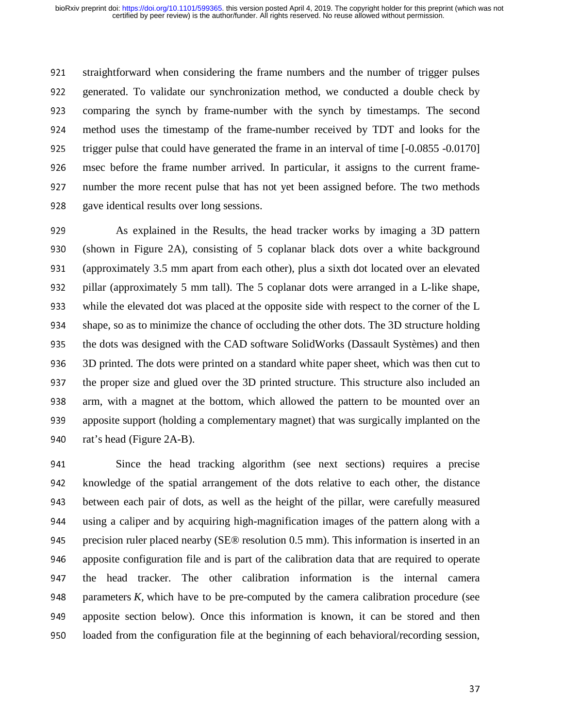straightforward when considering the frame numbers and the number of trigger pulses generated. To validate our synchronization method, we conducted a double check by comparing the synch by frame-number with the synch by timestamps. The second method uses the timestamp of the frame-number received by TDT and looks for the trigger pulse that could have generated the frame in an interval of time [-0.0855 -0.0170] msec before the frame number arrived. In particular, it assigns to the current frame-number the more recent pulse that has not yet been assigned before. The two methods gave identical results over long sessions.

As explained in the Results, the head tracker works by imaging a 3D pattern (shown in Figure 2A), consisting of 5 coplanar black dots over a white background (approximately 3.5 mm apart from each other), plus a sixth dot located over an elevated pillar (approximately 5 mm tall). The 5 coplanar dots were arranged in a L-like shape, while the elevated dot was placed at the opposite side with respect to the corner of the L shape, so as to minimize the chance of occluding the other dots. The 3D structure holding the dots was designed with the CAD software SolidWorks (Dassault Systèmes) and then 3D printed. The dots were printed on a standard white paper sheet, which was then cut to the proper size and glued over the 3D printed structure. This structure also included an arm, with a magnet at the bottom, which allowed the pattern to be mounted over an apposite support (holding a complementary magnet) that was surgically implanted on the rat's head (Figure 2A-B).

Since the head tracking algorithm (see next sections) requires a precise knowledge of the spatial arrangement of the dots relative to each other, the distance between each pair of dots, as well as the height of the pillar, were carefully measured using a caliper and by acquiring high-magnification images of the pattern along with a precision ruler placed nearby (SE® resolution 0.5 mm). This information is inserted in an apposite configuration file and is part of the calibration data that are required to operate the head tracker. The other calibration information is the internal camera parameters $K$, which have to be pre-computed by the camera calibration procedure (see apposite section below). Once this information is known, it can be stored and then loaded from the configuration file at the beginning of each behavioral/recording session,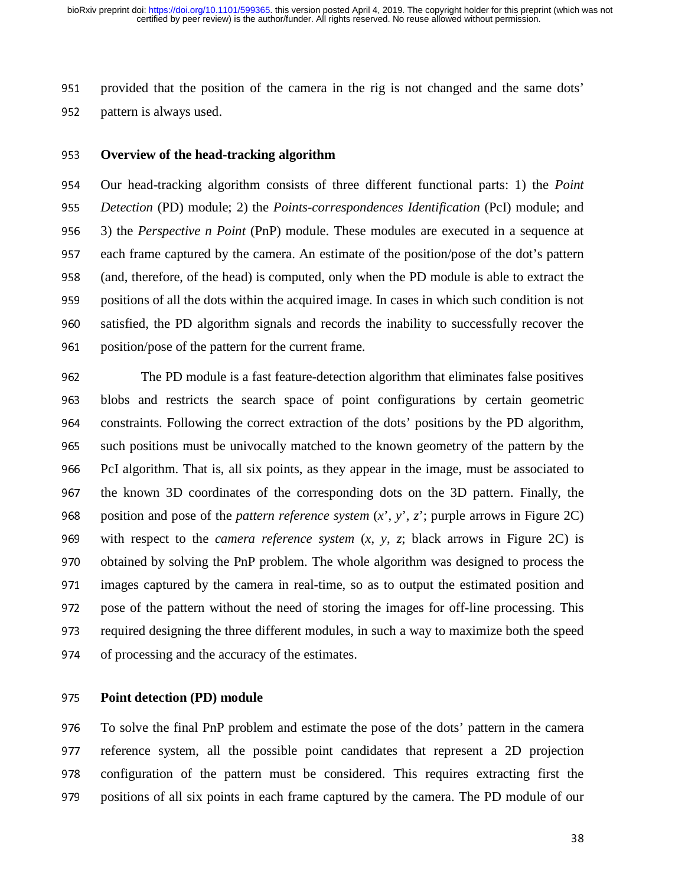provided that the position of the camera in the rig is not changed and the same dots' pattern is always used.

### Overview of the head-tracking algorithm

Our head-tracking algorithm consists of three different functional parts: 1) the *Point Detection* (PD) module; 2) the *Points-correspondences Identification* (PcI) module; and 3) the *Perspective n Point* (PnP) module. These modules are executed in a sequence at each frame captured by the camera. An estimate of the position/pose of the dot's pattern (and, therefore, of the head) is computed, only when the PD module is able to extract the positions of all the dots within the acquired image. In cases in which such condition is not satisfied, the PD algorithm signals and records the inability to successfully recover the position/pose of the pattern for the current frame.

The PD module is a fast feature-detection algorithm that eliminates false positives blobs and restricts the search space of point configurations by certain geometric constraints. Following the correct extraction of the dots' positions by the PD algorithm, such positions must be univocally matched to the known geometry of the pattern by the PcI algorithm. That is, all six points, as they appear in the image, must be associated to the known 3D coordinates of the corresponding dots on the 3D pattern. Finally, the position and pose of the *pattern reference system* ($x'$, $y'$, $z'$; purple arrows in Figure 2C) with respect to the *camera reference system* ($x$, $y$, $z$; black arrows in Figure 2C) is obtained by solving the PnP problem. The whole algorithm was designed to process the images captured by the camera in real-time, so as to output the estimated position and pose of the pattern without the need of storing the images for off-line processing. This required designing the three different modules, in such a way to maximize both the speed of processing and the accuracy of the estimates.

### Point detection (PD) module

To solve the final PnP problem and estimate the pose of the dots' pattern in the camera reference system, all the possible point candidates that represent a 2D projection configuration of the pattern must be considered. This requires extracting first the positions of all six points in each frame captured by the camera. The PD module of our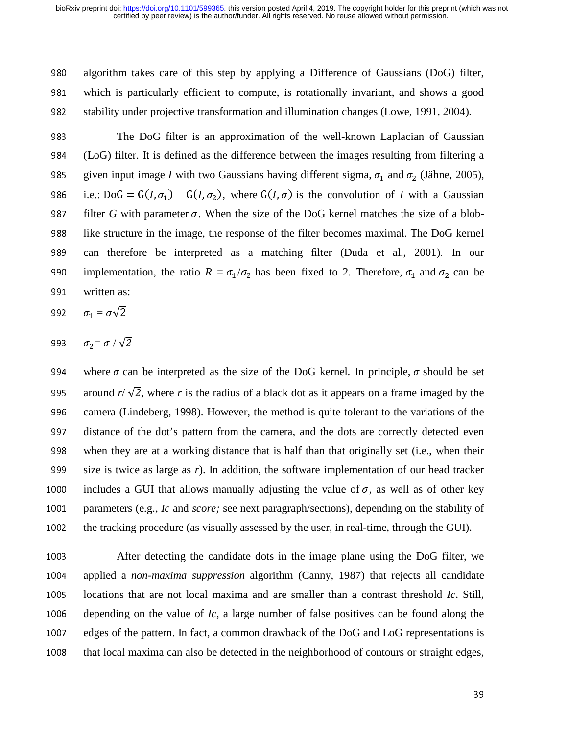algorithm takes care of this step by applying a Difference of Gaussians (DoG) filter, which is particularly efficient to compute, is rotationally invariant, and shows a good stability under projective transformation and illumination changes (Lowe, 1991, 2004).

The DoG filter is an approximation of the well-known Laplacian of Gaussian (LoG) filter. It is defined as the difference between the images resulting from filtering a given input image *I* with two Gaussians having different sigma, $\sigma_1$ and $\sigma_2$ (Jähne, 2005), i.e.: $\mathrm{DoG} = \mathrm{G}(I, \sigma_1) - \mathrm{G}(I, \sigma_2)$, where $\mathrm{G}(I, \sigma)$ is the convolution of *I* with a Gaussian filter *G* with parameter $\sigma$. When the size of the DoG kernel matches the size of a blob-like structure in the image, the response of the filter becomes maximal. The DoG kernel can therefore be interpreted as a matching filter (Duda et al., 2001). In our implementation, the ratio $R = \sigma_1/\sigma_2$ has been fixed to 2. Therefore, $\sigma_1$ and $\sigma_2$ can be written as:

$$\sigma_1 = \sigma\sqrt{2}$$

$$\sigma_2 = \sigma / \sqrt{2}$$

where $\sigma$ can be interpreted as the size of the DoG kernel. In principle, $\sigma$ should be set around $r/\sqrt{2}$, where *r* is the radius of a black dot as it appears on a frame imaged by the camera (Lindeberg, 1998). However, the method is quite tolerant to the variations of the distance of the dot's pattern from the camera, and the dots are correctly detected even when they are at a working distance that is half than that originally set (i.e., when their size is twice as large as *r*). In addition, the software implementation of our head tracker includes a GUI that allows manually adjusting the value of $\sigma$, as well as of other key parameters (e.g., *Ic* and *score;* see next paragraph/sections), depending on the stability of the tracking procedure (as visually assessed by the user, in real-time, through the GUI).

After detecting the candidate dots in the image plane using the DoG filter, we applied a *non-maxima suppression* algorithm (Canny, 1987) that rejects all candidate locations that are not local maxima and are smaller than a contrast threshold *Ic*. Still, depending on the value of *Ic*, a large number of false positives can be found along the edges of the pattern. In fact, a common drawback of the DoG and LoG representations is that local maxima can also be detected in the neighborhood of contours or straight edges,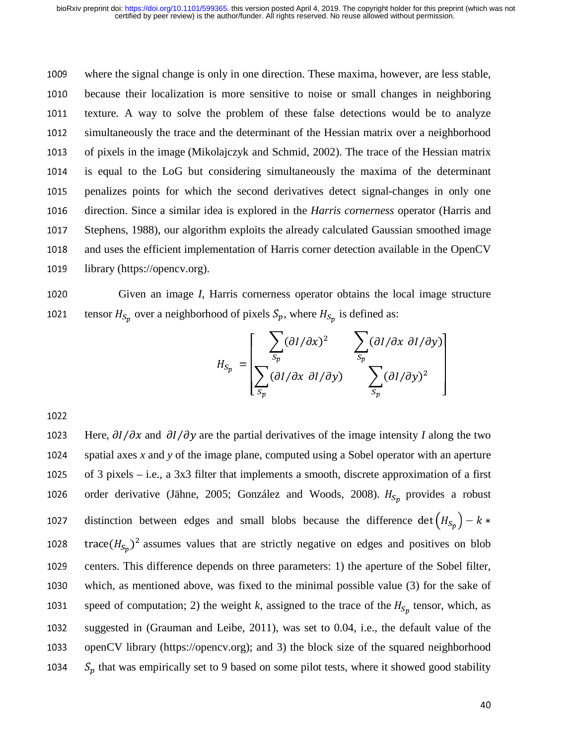where the signal change is only in one direction. These maxima, however, are less stable, because their localization is more sensitive to noise or small changes in neighboring texture. A way to solve the problem of these false detections would be to analyze simultaneously the trace and the determinant of the Hessian matrix over a neighborhood of pixels in the image (Mikolajczyk and Schmid, 2002). The trace of the Hessian matrix is equal to the LoG but considering simultaneously the maxima of the determinant penalizes points for which the second derivatives detect signal-changes in only one direction. Since a similar idea is explored in the *Harris cornerness* operator (Harris and Stephens, 1988), our algorithm exploits the already calculated Gaussian smoothed image and uses the efficient implementation of Harris corner detection available in the OpenCV library (https://opencv.org).

Given an image *I*, Harris cornerness operator obtains the local image structure tensor $H_{S_p}$ over a neighborhood of pixels $S_p$, where $H_{S_p}$ is defined as:

$$H_{S_p} = \begin{bmatrix} \sum_{S_p} (\partial I/\partial x)^2 & \sum_{S_p} (\partial I/\partial x \; \partial I/\partial y) \\ \sum_{S_p} (\partial I/\partial x \; \partial I/\partial y) & \sum_{S_p} (\partial I/\partial y)^2 \end{bmatrix}$$

Here, $\partial I/\partial x$ and $\partial I/\partial y$ are the partial derivatives of the image intensity *I* along the two spatial axes *x* and *y* of the image plane, computed using a Sobel operator with an aperture of 3 pixels – i.e., a 3x3 filter that implements a smooth, discrete approximation of a first order derivative (Jähne, 2005; González and Woods, 2008). $H_{S_p}$ provides a robust distinction between edges and small blobs because the difference $\det\left(H_{S_p}\right) - k * \mathrm{trace}(H_{S_p})^2$ assumes values that are strictly negative on edges and positives on blob centers. This difference depends on three parameters: 1) the aperture of the Sobel filter, which, as mentioned above, was fixed to the minimal possible value (3) for the sake of speed of computation; 2) the weight *k*, assigned to the trace of the $H_{S_p}$ tensor, which, as suggested in (Grauman and Leibe, 2011), was set to 0.04, i.e., the default value of the openCV library (https://opencv.org); and 3) the block size of the squared neighborhood $S_p$ that was empirically set to 9 based on some pilot tests, where it showed good stability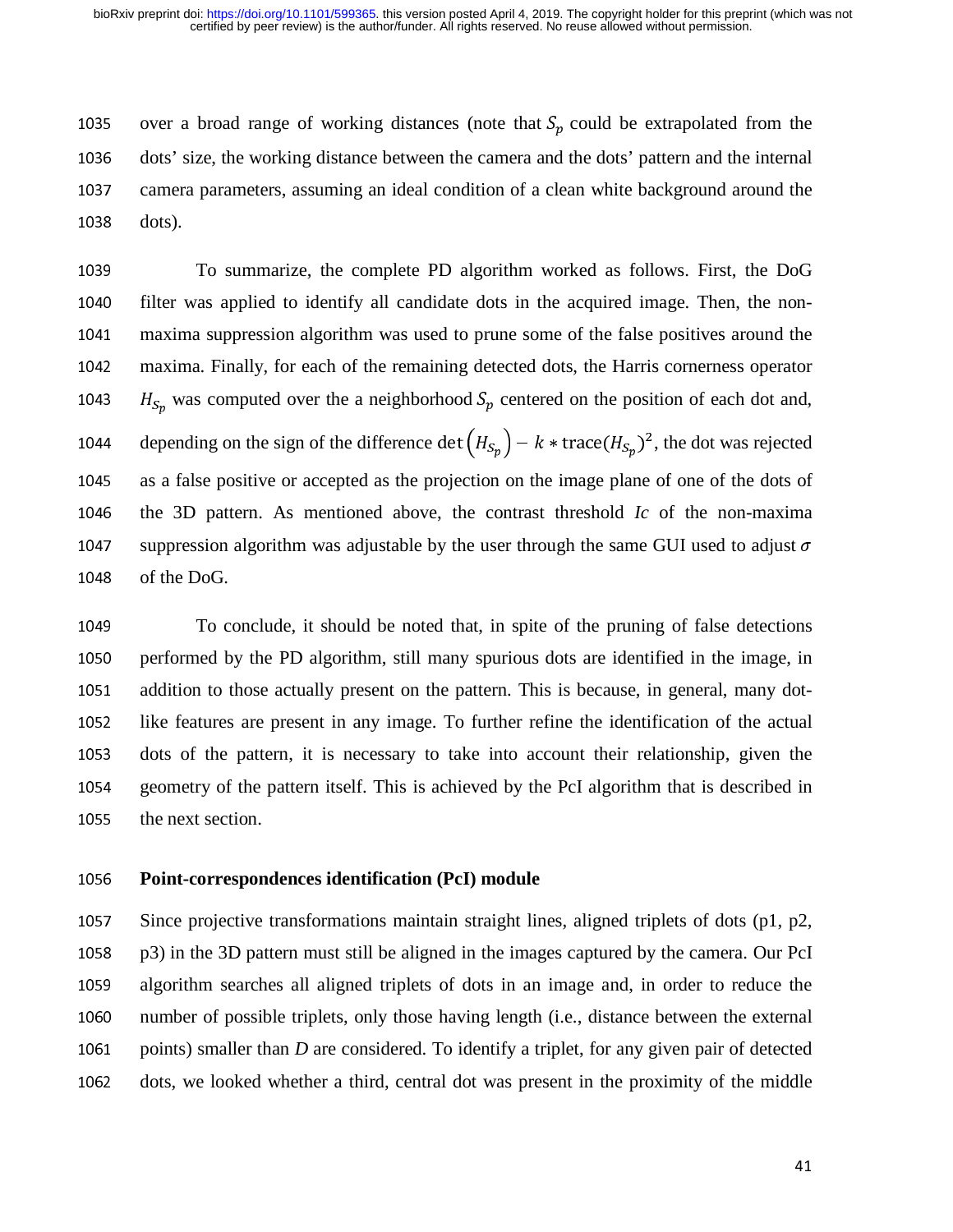over a broad range of working distances (note that $S_p$ could be extrapolated from the dots' size, the working distance between the camera and the dots' pattern and the internal camera parameters, assuming an ideal condition of a clean white background around the dots).

To summarize, the complete PD algorithm worked as follows. First, the DoG filter was applied to identify all candidate dots in the acquired image. Then, the non-maxima suppression algorithm was used to prune some of the false positives around the maxima. Finally, for each of the remaining detected dots, the Harris cornerness operator $H_{S_p}$ was computed over the a neighborhood $S_p$ centered on the position of each dot and, depending on the sign of the difference $\det\left(H_{S_p}\right) - k * \text{trace}(H_{S_p})^2$, the dot was rejected as a false positive or accepted as the projection on the image plane of one of the dots of the 3D pattern. As mentioned above, the contrast threshold *Ic* of the non-maxima suppression algorithm was adjustable by the user through the same GUI used to adjust $\sigma$ of the DoG.

To conclude, it should be noted that, in spite of the pruning of false detections performed by the PD algorithm, still many spurious dots are identified in the image, in addition to those actually present on the pattern. This is because, in general, many dot-like features are present in any image. To further refine the identification of the actual dots of the pattern, it is necessary to take into account their relationship, given the geometry of the pattern itself. This is achieved by the PcI algorithm that is described in the next section.

**Point-correspondences identification (PcI) module**

Since projective transformations maintain straight lines, aligned triplets of dots (p1, p2, p3) in the 3D pattern must still be aligned in the images captured by the camera. Our PcI algorithm searches all aligned triplets of dots in an image and, in order to reduce the number of possible triplets, only those having length (i.e., distance between the external points) smaller than *D* are considered. To identify a triplet, for any given pair of detected dots, we looked whether a third, central dot was present in the proximity of the middle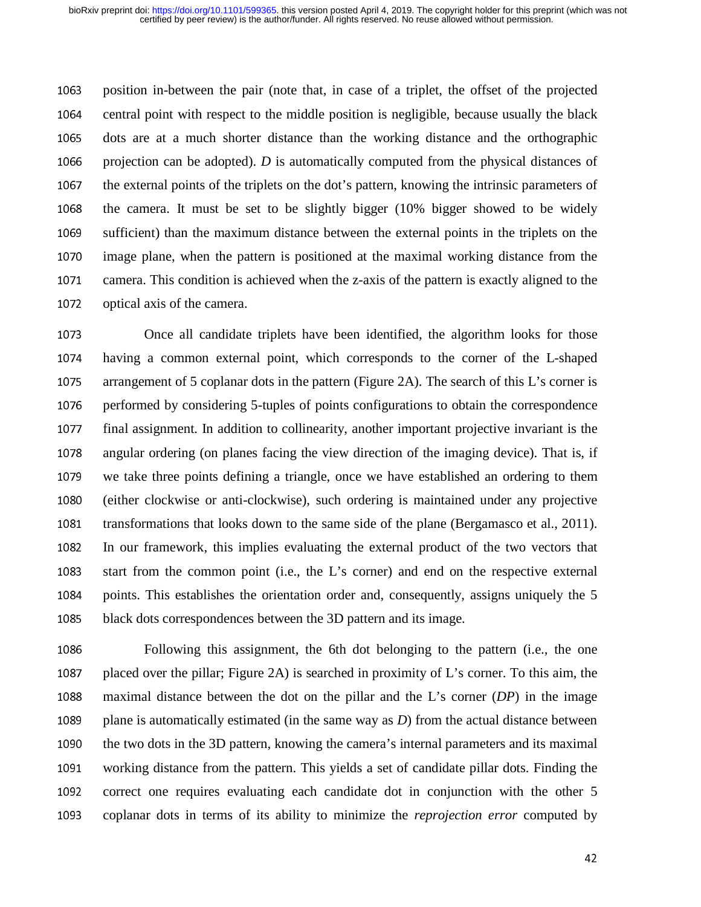position in-between the pair (note that, in case of a triplet, the offset of the projected central point with respect to the middle position is negligible, because usually the black dots are at a much shorter distance than the working distance and the orthographic projection can be adopted). $D$ is automatically computed from the physical distances of the external points of the triplets on the dot's pattern, knowing the intrinsic parameters of the camera. It must be set to be slightly bigger (10% bigger showed to be widely sufficient) than the maximum distance between the external points in the triplets on the image plane, when the pattern is positioned at the maximal working distance from the camera. This condition is achieved when the z-axis of the pattern is exactly aligned to the optical axis of the camera.

Once all candidate triplets have been identified, the algorithm looks for those having a common external point, which corresponds to the corner of the L-shaped arrangement of 5 coplanar dots in the pattern (Figure 2A). The search of this L's corner is performed by considering 5-tuples of points configurations to obtain the correspondence final assignment. In addition to collinearity, another important projective invariant is the angular ordering (on planes facing the view direction of the imaging device). That is, if we take three points defining a triangle, once we have established an ordering to them (either clockwise or anti-clockwise), such ordering is maintained under any projective transformations that looks down to the same side of the plane (Bergamasco et al., 2011). In our framework, this implies evaluating the external product of the two vectors that start from the common point (i.e., the L's corner) and end on the respective external points. This establishes the orientation order and, consequently, assigns uniquely the 5 black dots correspondences between the 3D pattern and its image.

Following this assignment, the 6th dot belonging to the pattern (i.e., the one placed over the pillar; Figure 2A) is searched in proximity of L's corner. To this aim, the maximal distance between the dot on the pillar and the L's corner ($DP$) in the image plane is automatically estimated (in the same way as $D$) from the actual distance between the two dots in the 3D pattern, knowing the camera's internal parameters and its maximal working distance from the pattern. This yields a set of candidate pillar dots. Finding the correct one requires evaluating each candidate dot in conjunction with the other 5 coplanar dots in terms of its ability to minimize the *reprojection error* computed by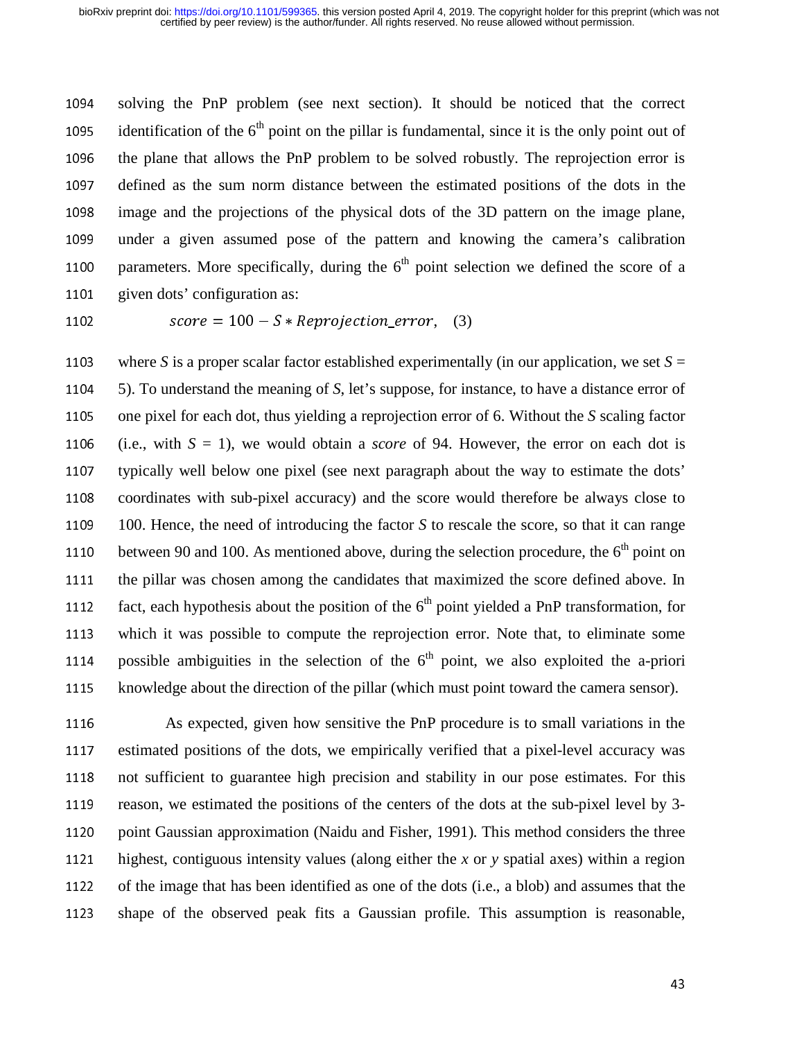solving the PnP problem (see next section). It should be noticed that the correct identification of the 6th point on the pillar is fundamental, since it is the only point out of the plane that allows the PnP problem to be solved robustly. The reprojection error is defined as the sum norm distance between the estimated positions of the dots in the image and the projections of the physical dots of the 3D pattern on the image plane, under a given assumed pose of the pattern and knowing the camera's calibration parameters. More specifically, during the 6th point selection we defined the score of a given dots' configuration as:

$$score = 100 - S * Reprojection\_error, \quad (3)$$

where $S$ is a proper scalar factor established experimentally (in our application, we set $S = 5$). To understand the meaning of $S$, let's suppose, for instance, to have a distance error of one pixel for each dot, thus yielding a reprojection error of 6. Without the $S$ scaling factor (i.e., with $S = 1$), we would obtain a *score* of 94. However, the error on each dot is typically well below one pixel (see next paragraph about the way to estimate the dots' coordinates with sub-pixel accuracy) and the score would therefore be always close to 100. Hence, the need of introducing the factor $S$ to rescale the score, so that it can range between 90 and 100. As mentioned above, during the selection procedure, the 6th point on the pillar was chosen among the candidates that maximized the score defined above. In fact, each hypothesis about the position of the 6th point yielded a PnP transformation, for which it was possible to compute the reprojection error. Note that, to eliminate some possible ambiguities in the selection of the 6th point, we also exploited the a-priori knowledge about the direction of the pillar (which must point toward the camera sensor).

As expected, given how sensitive the PnP procedure is to small variations in the estimated positions of the dots, we empirically verified that a pixel-level accuracy was not sufficient to guarantee high precision and stability in our pose estimates. For this reason, we estimated the positions of the centers of the dots at the sub-pixel level by 3-point Gaussian approximation (Naidu and Fisher, 1991). This method considers the three highest, contiguous intensity values (along either the $x$ or $y$ spatial axes) within a region of the image that has been identified as one of the dots (i.e., a blob) and assumes that the shape of the observed peak fits a Gaussian profile. This assumption is reasonable,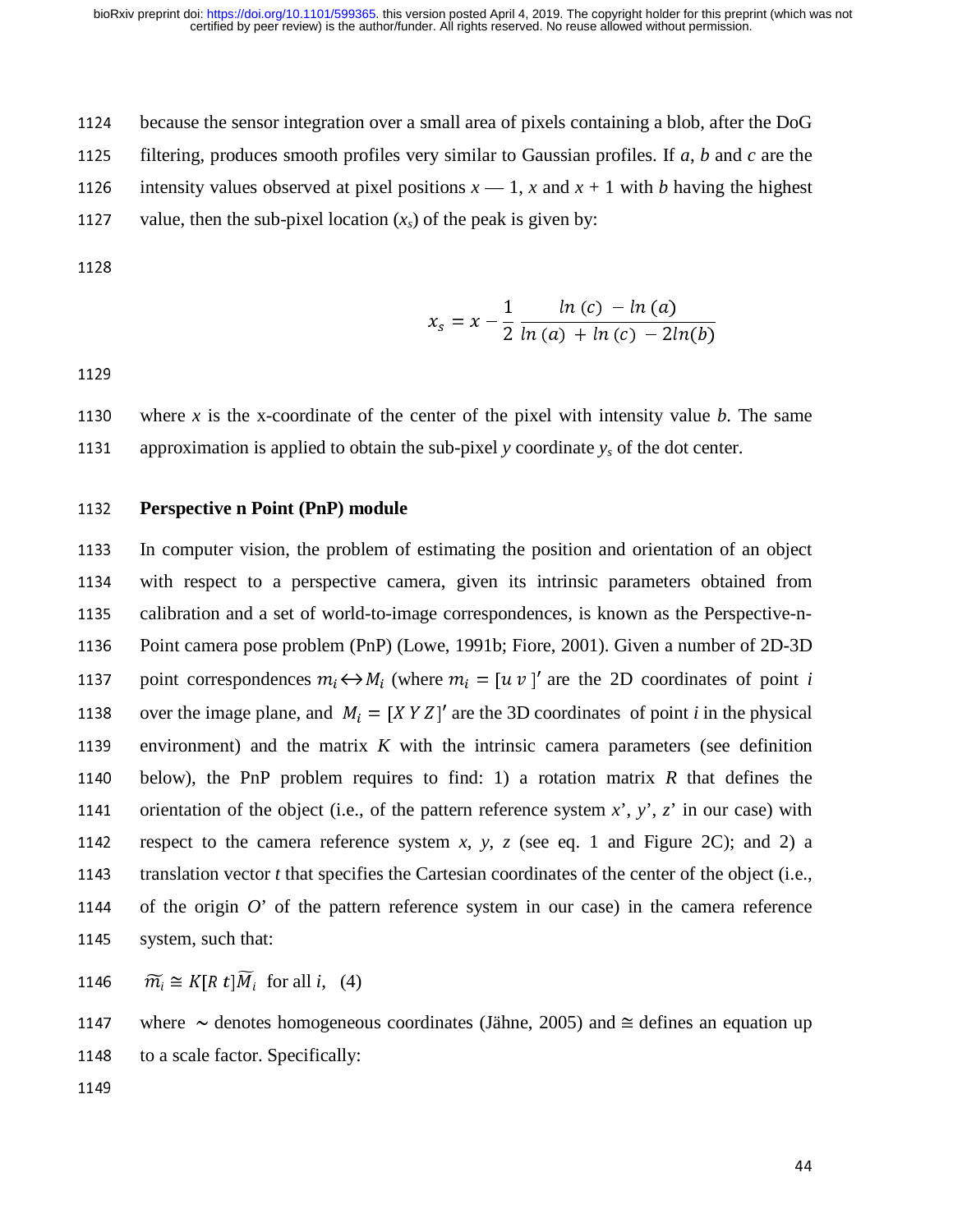because the sensor integration over a small area of pixels containing a blob, after the DoG filtering, produces smooth profiles very similar to Gaussian profiles. If $a$, $b$ and $c$ are the intensity values observed at pixel positions $x - 1$, $x$ and $x + 1$ with $b$ having the highest value, then the sub-pixel location ($x_s$) of the peak is given by:

$$x_s = x - \frac{1}{2} \frac{ln\,(c)\; - ln\,(a)}{ln\,(a)\; + ln\,(c)\; - 2ln(b)}$$

where $x$ is the x-coordinate of the center of the pixel with intensity value $b$. The same approximation is applied to obtain the sub-pixel $y$ coordinate $y_s$ of the dot center.

**Perspective n Point (PnP) module**

In computer vision, the problem of estimating the position and orientation of an object with respect to a perspective camera, given its intrinsic parameters obtained from calibration and a set of world-to-image correspondences, is known as the Perspective-n-Point camera pose problem (PnP) (Lowe, 1991b; Fiore, 2001). Given a number of 2D-3D point correspondences $m_i \leftrightarrow M_i$ (where $m_i = [u\ v\,]'$ are the 2D coordinates of point $i$ over the image plane, and $M_i = [X\,Y\,Z]'$ are the 3D coordinates of point $i$ in the physical environment) and the matrix $K$ with the intrinsic camera parameters (see definition below), the PnP problem requires to find: 1) a rotation matrix $R$ that defines the orientation of the object (i.e., of the pattern reference system $x'$, $y'$, $z'$ in our case) with respect to the camera reference system $x$, $y$, $z$ (see eq. 1 and Figure 2C); and 2) a translation vector $t$ that specifies the Cartesian coordinates of the center of the object (i.e., of the origin $O'$ of the pattern reference system in our case) in the camera reference system, such that:

$$\widetilde{m_i} \cong K[R\ t]\widetilde{M_i} \quad \text{for all } i, \quad (4)$$

where $\sim$ denotes homogeneous coordinates (Jähne, 2005) and $\cong$ defines an equation up to a scale factor. Specifically: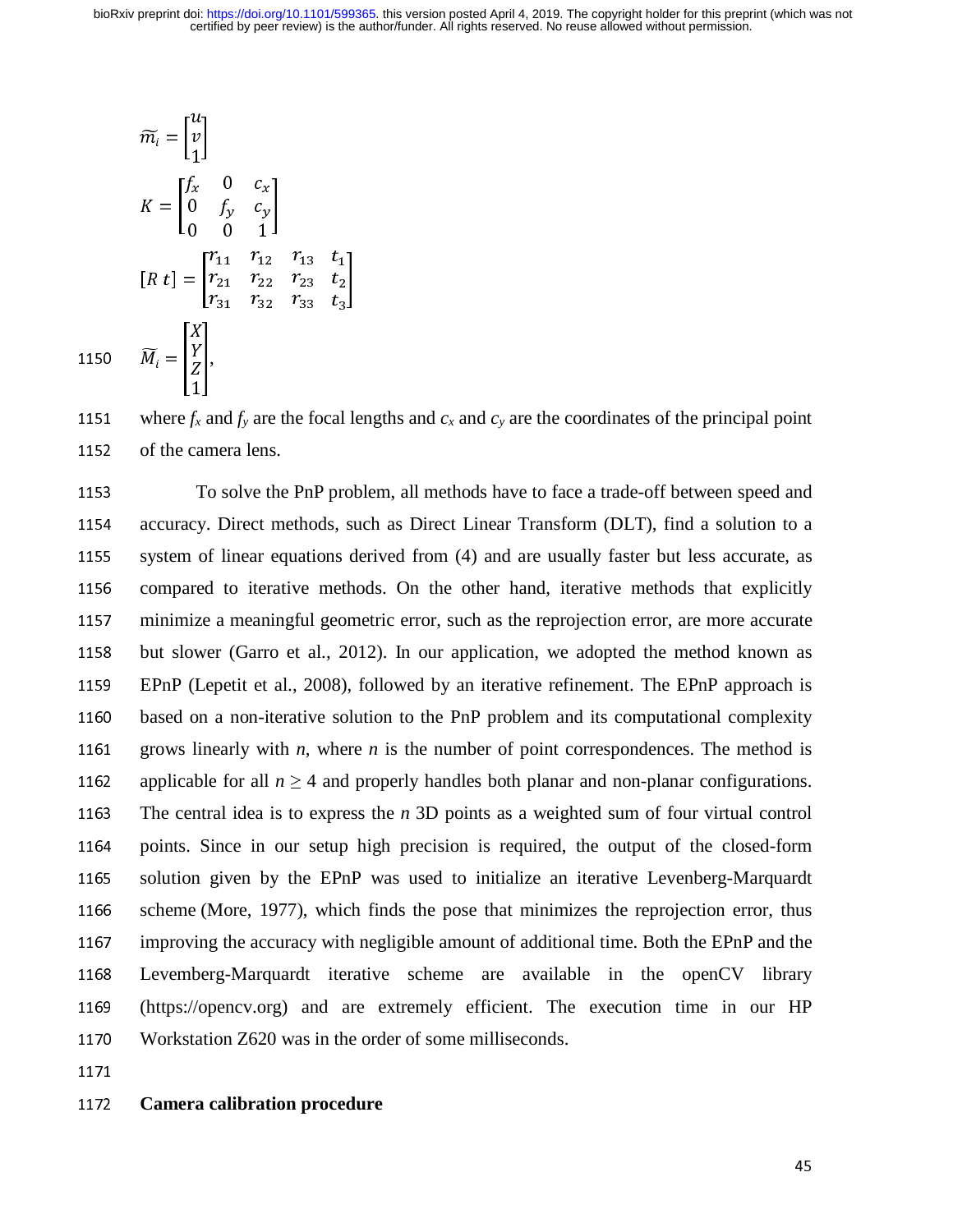$$\widetilde{m_i} = \begin{bmatrix} u \\ v \\ 1 \end{bmatrix}$$

$$K = \begin{bmatrix} f_x & 0 & c_x \\ 0 & f_y & c_y \\ 0 & 0 & 1 \end{bmatrix}$$

$$[R\ t] = \begin{bmatrix} r_{11} & r_{12} & r_{13} & t_1 \\ r_{21} & r_{22} & r_{23} & t_2 \\ r_{31} & r_{32} & r_{33} & t_3 \end{bmatrix}$$

$$\widetilde{M_i} = \begin{bmatrix} X \\ Y \\ Z \\ 1 \end{bmatrix},$$

where $f_x$ and $f_y$ are the focal lengths and $c_x$ and $c_y$ are the coordinates of the principal point of the camera lens.

To solve the PnP problem, all methods have to face a trade-off between speed and accuracy. Direct methods, such as Direct Linear Transform (DLT), find a solution to a system of linear equations derived from (4) and are usually faster but less accurate, as compared to iterative methods. On the other hand, iterative methods that explicitly minimize a meaningful geometric error, such as the reprojection error, are more accurate but slower (Garro et al., 2012). In our application, we adopted the method known as EPnP (Lepetit et al., 2008), followed by an iterative refinement. The EPnP approach is based on a non-iterative solution to the PnP problem and its computational complexity grows linearly with $n$, where $n$ is the number of point correspondences. The method is applicable for all $n \geq 4$ and properly handles both planar and non-planar configurations. The central idea is to express the $n$ 3D points as a weighted sum of four virtual control points. Since in our setup high precision is required, the output of the closed-form solution given by the EPnP was used to initialize an iterative Levenberg-Marquardt scheme (More, 1977), which finds the pose that minimizes the reprojection error, thus improving the accuracy with negligible amount of additional time. Both the EPnP and the Levemberg-Marquardt iterative scheme are available in the openCV library (https://opencv.org) and are extremely efficient. The execution time in our HP Workstation Z620 was in the order of some milliseconds.

**Camera calibration procedure**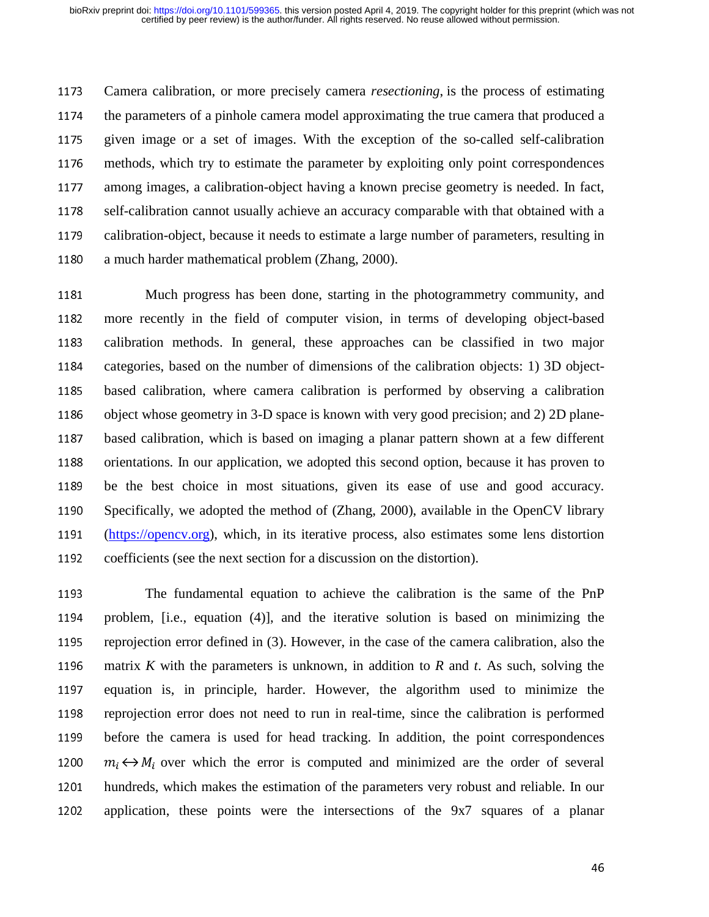Camera calibration, or more precisely camera *resectioning*, is the process of estimating the parameters of a pinhole camera model approximating the true camera that produced a given image or a set of images. With the exception of the so-called self-calibration methods, which try to estimate the parameter by exploiting only point correspondences among images, a calibration-object having a known precise geometry is needed. In fact, self-calibration cannot usually achieve an accuracy comparable with that obtained with a calibration-object, because it needs to estimate a large number of parameters, resulting in a much harder mathematical problem (Zhang, 2000).

Much progress has been done, starting in the photogrammetry community, and more recently in the field of computer vision, in terms of developing object-based calibration methods. In general, these approaches can be classified in two major categories, based on the number of dimensions of the calibration objects: 1) 3D object-based calibration, where camera calibration is performed by observing a calibration object whose geometry in 3-D space is known with very good precision; and 2) 2D plane-based calibration, which is based on imaging a planar pattern shown at a few different orientations. In our application, we adopted this second option, because it has proven to be the best choice in most situations, given its ease of use and good accuracy. Specifically, we adopted the method of (Zhang, 2000), available in the OpenCV library (https://opencv.org), which, in its iterative process, also estimates some lens distortion coefficients (see the next section for a discussion on the distortion).

The fundamental equation to achieve the calibration is the same of the PnP problem, [i.e., equation (4)], and the iterative solution is based on minimizing the reprojection error defined in (3). However, in the case of the camera calibration, also the matrix $K$ with the parameters is unknown, in addition to $R$ and $t$. As such, solving the equation is, in principle, harder. However, the algorithm used to minimize the reprojection error does not need to run in real-time, since the calibration is performed before the camera is used for head tracking. In addition, the point correspondences $m_i \leftrightarrow M_i$ over which the error is computed and minimized are the order of several hundreds, which makes the estimation of the parameters very robust and reliable. In our application, these points were the intersections of the 9x7 squares of a planar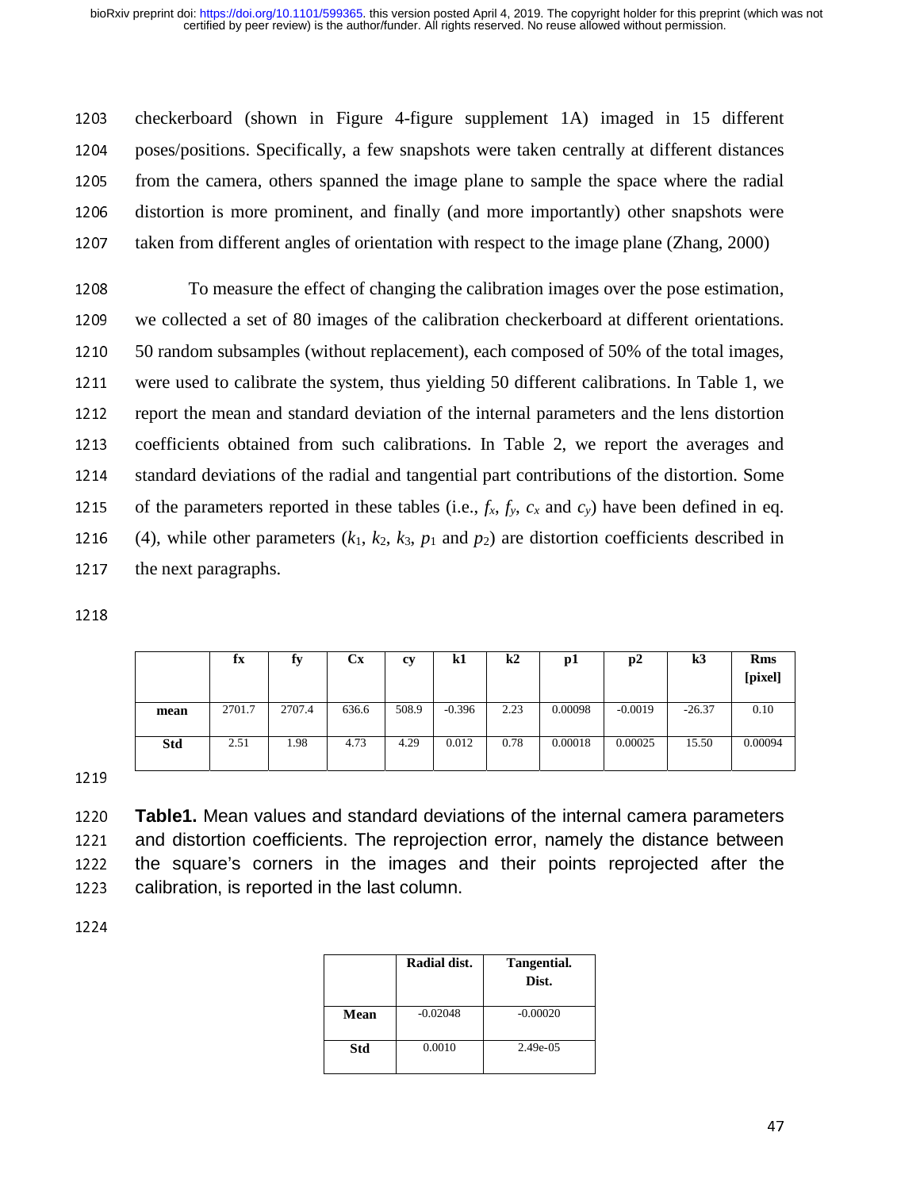checkerboard (shown in Figure 4-figure supplement 1A) imaged in 15 different poses/positions. Specifically, a few snapshots were taken centrally at different distances from the camera, others spanned the image plane to sample the space where the radial distortion is more prominent, and finally (and more importantly) other snapshots were taken from different angles of orientation with respect to the image plane (Zhang, 2000)

To measure the effect of changing the calibration images over the pose estimation, we collected a set of 80 images of the calibration checkerboard at different orientations. 50 random subsamples (without replacement), each composed of 50% of the total images, were used to calibrate the system, thus yielding 50 different calibrations. In Table 1, we report the mean and standard deviation of the internal parameters and the lens distortion coefficients obtained from such calibrations. In Table 2, we report the averages and standard deviations of the radial and tangential part contributions of the distortion. Some of the parameters reported in these tables (i.e., $f_x$, $f_y$, $c_x$ and $c_y$) have been defined in eq. (4), while other parameters ($k_1$, $k_2$, $k_3$, $p_1$ and $p_2$) are distortion coefficients described in the next paragraphs.

| | fx | fy | Cx | cy | k1 | k2 | p1 | p2 | k3 | Rms [pixel] |
|---|---|---|---|---|---|---|---|---|---|---|
| **mean** | 2701.7 | 2707.4 | 636.6 | 508.9 | -0.396 | 2.23 | 0.00098 | -0.0019 | -26.37 | 0.10 |
| **Std** | 2.51 | 1.98 | 4.73 | 4.29 | 0.012 | 0.78 | 0.00018 | 0.00025 | 15.50 | 0.00094 |

**Table1.** Mean values and standard deviations of the internal camera parameters and distortion coefficients. The reprojection error, namely the distance between the square's corners in the images and their points reprojected after the calibration, is reported in the last column.

| | Radial dist. | Tangential. Dist. |
|---|---|---|
| **Mean** | -0.02048 | -0.00020 |
| **Std** | 0.0010 | 2.49e-05 |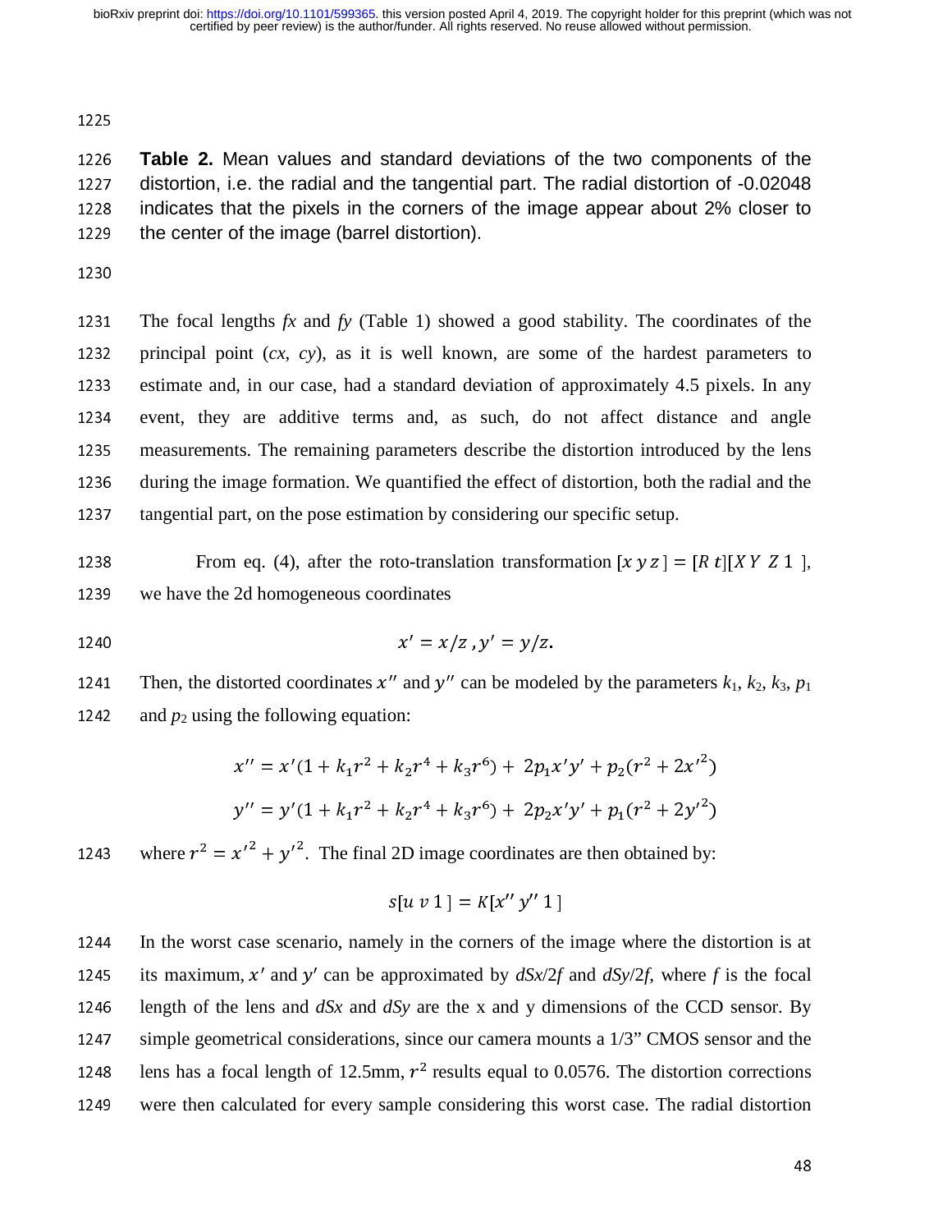**Table 2.** Mean values and standard deviations of the two components of the distortion, i.e. the radial and the tangential part. The radial distortion of -0.02048 indicates that the pixels in the corners of the image appear about 2% closer to the center of the image (barrel distortion).

The focal lengths *fx* and *fy* (Table 1) showed a good stability. The coordinates of the principal point (*cx*, *cy*), as it is well known, are some of the hardest parameters to estimate and, in our case, had a standard deviation of approximately 4.5 pixels. In any event, they are additive terms and, as such, do not affect distance and angle measurements. The remaining parameters describe the distortion introduced by the lens during the image formation. We quantified the effect of distortion, both the radial and the tangential part, on the pose estimation by considering our specific setup.

From eq. (4), after the roto-translation transformation $[x\ y\ z\,] = [R\ t][X\ Y\ Z\ 1\ ]$, we have the 2d homogeneous coordinates

$$x' = x/z\,, y' = y/z.$$

Then, the distorted coordinates $x''$ and $y''$ can be modeled by the parameters $k_1$, $k_2$, $k_3$, $p_1$ and $p_2$ using the following equation:

$$x'' = x'(1 + k_1 r^2 + k_2 r^4 + k_3 r^6) + 2p_1 x' y' + p_2(r^2 + 2x'^2)$$

$$y'' = y'(1 + k_1 r^2 + k_2 r^4 + k_3 r^6) + 2p_2 x' y' + p_1(r^2 + 2y'^2)$$

where $r^2 = x'^2 + y'^2$. The final 2D image coordinates are then obtained by:

$$s[u\ v\ 1\,] = K[x''\ y''\ 1\,]$$

In the worst case scenario, namely in the corners of the image where the distortion is at its maximum, $x'$ and $y'$ can be approximated by $dSx/2f$ and $dSy/2f$, where $f$ is the focal length of the lens and $dSx$ and $dSy$ are the x and y dimensions of the CCD sensor. By simple geometrical considerations, since our camera mounts a 1/3" CMOS sensor and the lens has a focal length of 12.5mm, $r^2$ results equal to 0.0576. The distortion corrections were then calculated for every sample considering this worst case. The radial distortion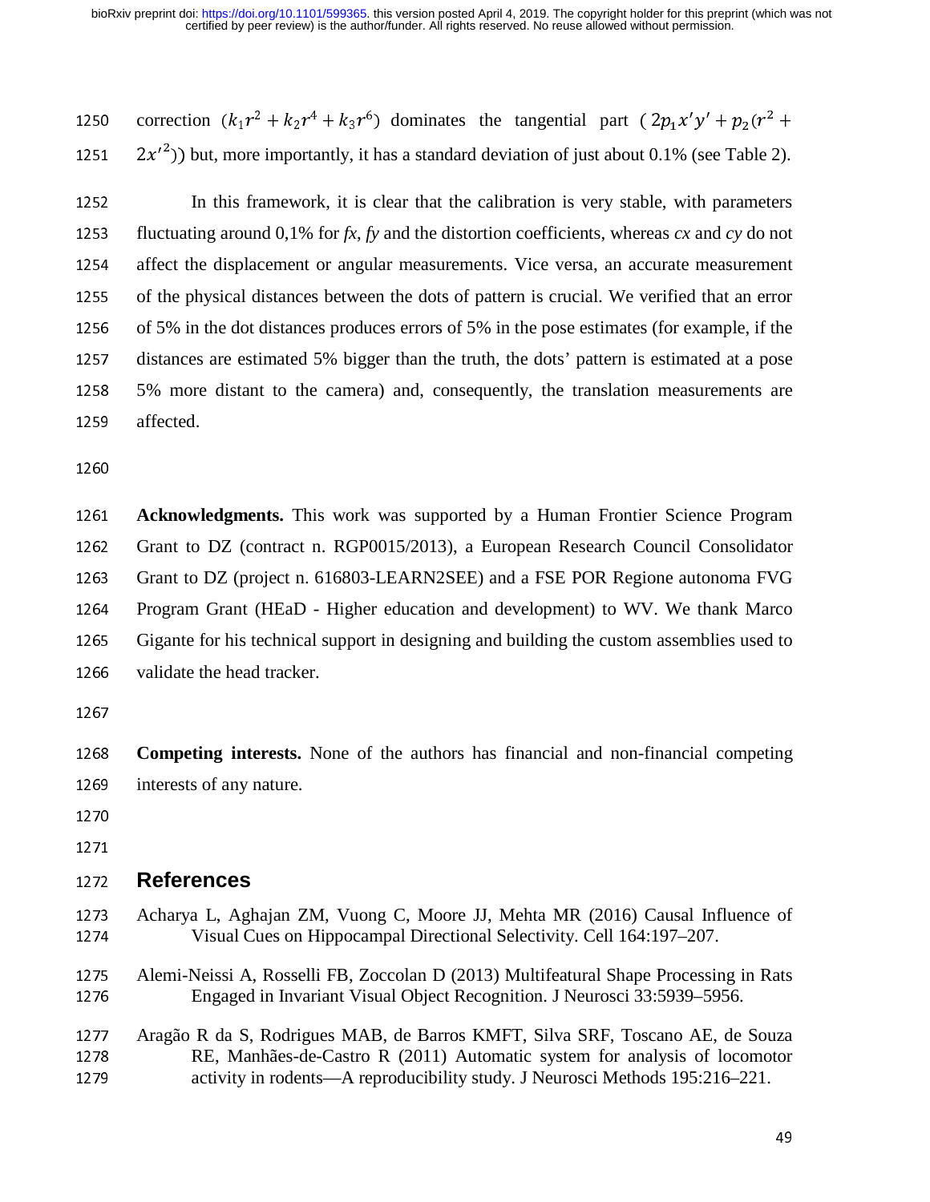correction ($k_1r^2 + k_2r^4 + k_3r^6$) dominates the tangential part ($2p_1x'y' + p_2(r^2 + 2x'^2)$) but, more importantly, it has a standard deviation of just about 0.1% (see Table 2).

In this framework, it is clear that the calibration is very stable, with parameters fluctuating around 0,1% for *fx, fy* and the distortion coefficients, whereas *cx* and *cy* do not affect the displacement or angular measurements. Vice versa, an accurate measurement of the physical distances between the dots of pattern is crucial. We verified that an error of 5% in the dot distances produces errors of 5% in the pose estimates (for example, if the distances are estimated 5% bigger than the truth, the dots' pattern is estimated at a pose 5% more distant to the camera) and, consequently, the translation measurements are affected.

**Acknowledgments.** This work was supported by a Human Frontier Science Program Grant to DZ (contract n. RGP0015/2013), a European Research Council Consolidator Grant to DZ (project n. 616803-LEARN2SEE) and a FSE POR Regione autonoma FVG Program Grant (HEaD - Higher education and development) to WV. We thank Marco Gigante for his technical support in designing and building the custom assemblies used to validate the head tracker.

**Competing interests.** None of the authors has financial and non-financial competing interests of any nature.

## References

Acharya L, Aghajan ZM, Vuong C, Moore JJ, Mehta MR (2016) Causal Influence of Visual Cues on Hippocampal Directional Selectivity. Cell 164:197–207.

Alemi-Neissi A, Rosselli FB, Zoccolan D (2013) Multifeatural Shape Processing in Rats Engaged in Invariant Visual Object Recognition. J Neurosci 33:5939–5956.

Aragão R da S, Rodrigues MAB, de Barros KMFT, Silva SRF, Toscano AE, de Souza RE, Manhães-de-Castro R (2011) Automatic system for analysis of locomotor activity in rodents—A reproducibility study. J Neurosci Methods 195:216–221.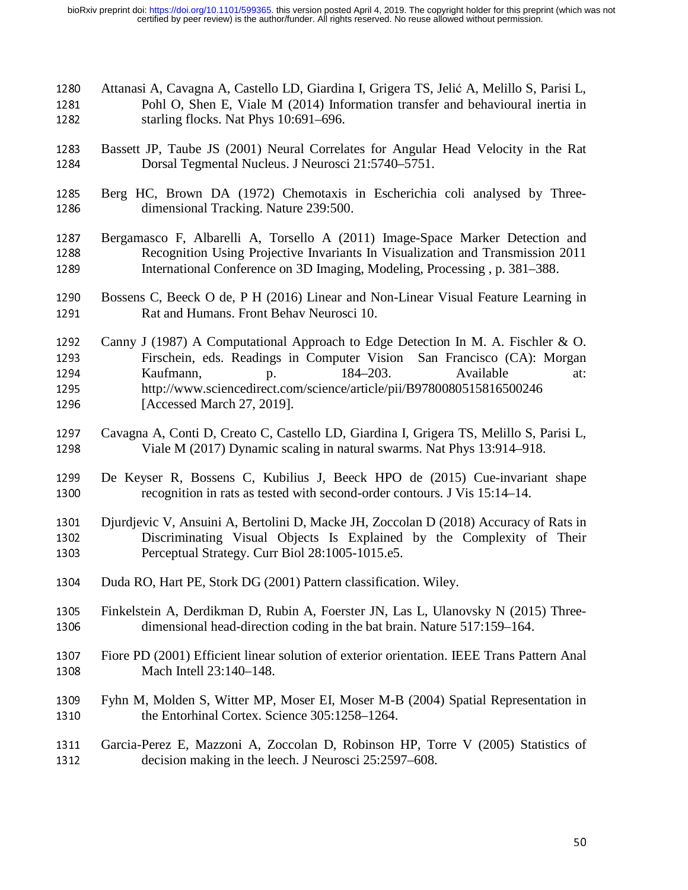Attanasi A, Cavagna A, Castello LD, Giardina I, Grigera TS, Jelić A, Melillo S, Parisi L, Pohl O, Shen E, Viale M (2014) Information transfer and behavioural inertia in starling flocks. Nat Phys 10:691–696.

Bassett JP, Taube JS (2001) Neural Correlates for Angular Head Velocity in the Rat Dorsal Tegmental Nucleus. J Neurosci 21:5740–5751.

Berg HC, Brown DA (1972) Chemotaxis in Escherichia coli analysed by Three-dimensional Tracking. Nature 239:500.

Bergamasco F, Albarelli A, Torsello A (2011) Image-Space Marker Detection and Recognition Using Projective Invariants In Visualization and Transmission 2011 International Conference on 3D Imaging, Modeling, Processing , p. 381–388.

Bossens C, Beeck O de, P H (2016) Linear and Non-Linear Visual Feature Learning in Rat and Humans. Front Behav Neurosci 10.

Canny J (1987) A Computational Approach to Edge Detection In M. A. Fischler & O. Firschein, eds. Readings in Computer Vision San Francisco (CA): Morgan Kaufmann, p. 184–203. Available at: http://www.sciencedirect.com/science/article/pii/B9780080515816500246 [Accessed March 27, 2019].

Cavagna A, Conti D, Creato C, Castello LD, Giardina I, Grigera TS, Melillo S, Parisi L, Viale M (2017) Dynamic scaling in natural swarms. Nat Phys 13:914–918.

De Keyser R, Bossens C, Kubilius J, Beeck HPO de (2015) Cue-invariant shape recognition in rats as tested with second-order contours. J Vis 15:14–14.

Djurdjevic V, Ansuini A, Bertolini D, Macke JH, Zoccolan D (2018) Accuracy of Rats in Discriminating Visual Objects Is Explained by the Complexity of Their Perceptual Strategy. Curr Biol 28:1005-1015.e5.

Duda RO, Hart PE, Stork DG (2001) Pattern classification. Wiley.

Finkelstein A, Derdikman D, Rubin A, Foerster JN, Las L, Ulanovsky N (2015) Three-dimensional head-direction coding in the bat brain. Nature 517:159–164.

Fiore PD (2001) Efficient linear solution of exterior orientation. IEEE Trans Pattern Anal Mach Intell 23:140–148.

Fyhn M, Molden S, Witter MP, Moser EI, Moser M-B (2004) Spatial Representation in the Entorhinal Cortex. Science 305:1258–1264.

Garcia-Perez E, Mazzoni A, Zoccolan D, Robinson HP, Torre V (2005) Statistics of decision making in the leech. J Neurosci 25:2597–608.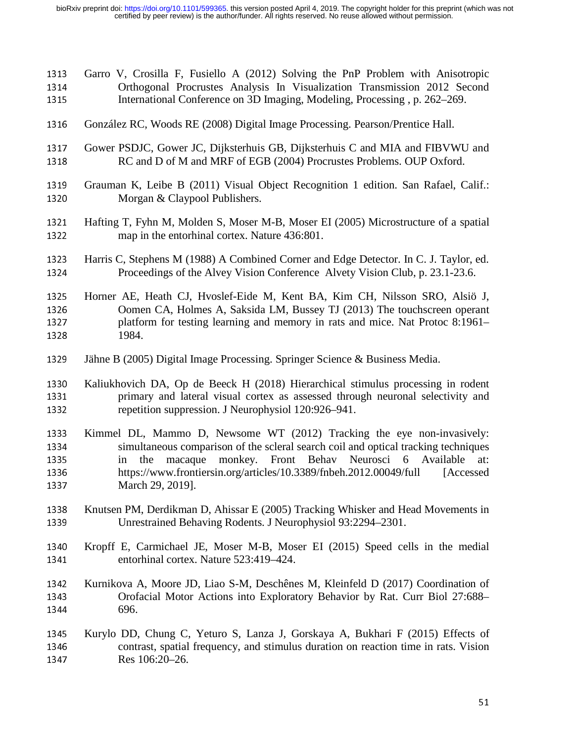Garro V, Crosilla F, Fusiello A (2012) Solving the PnP Problem with Anisotropic Orthogonal Procrustes Analysis In Visualization Transmission 2012 Second International Conference on 3D Imaging, Modeling, Processing , p. 262–269.

González RC, Woods RE (2008) Digital Image Processing. Pearson/Prentice Hall.

Gower PSDJC, Gower JC, Dijksterhuis GB, Dijksterhuis C and MIA and FIBVWU and RC and D of M and MRF of EGB (2004) Procrustes Problems. OUP Oxford.

Grauman K, Leibe B (2011) Visual Object Recognition 1 edition. San Rafael, Calif.: Morgan & Claypool Publishers.

Hafting T, Fyhn M, Molden S, Moser M-B, Moser EI (2005) Microstructure of a spatial map in the entorhinal cortex. Nature 436:801.

Harris C, Stephens M (1988) A Combined Corner and Edge Detector. In C. J. Taylor, ed. Proceedings of the Alvey Vision Conference Alvety Vision Club, p. 23.1-23.6.

Horner AE, Heath CJ, Hvoslef-Eide M, Kent BA, Kim CH, Nilsson SRO, Alsiö J, Oomen CA, Holmes A, Saksida LM, Bussey TJ (2013) The touchscreen operant platform for testing learning and memory in rats and mice. Nat Protoc 8:1961–1984.

Jähne B (2005) Digital Image Processing. Springer Science & Business Media.

Kaliukhovich DA, Op de Beeck H (2018) Hierarchical stimulus processing in rodent primary and lateral visual cortex as assessed through neuronal selectivity and repetition suppression. J Neurophysiol 120:926–941.

Kimmel DL, Mammo D, Newsome WT (2012) Tracking the eye non-invasively: simultaneous comparison of the scleral search coil and optical tracking techniques in the macaque monkey. Front Behav Neurosci 6 Available at: https://www.frontiersin.org/articles/10.3389/fnbeh.2012.00049/full [Accessed March 29, 2019].

Knutsen PM, Derdikman D, Ahissar E (2005) Tracking Whisker and Head Movements in Unrestrained Behaving Rodents. J Neurophysiol 93:2294–2301.

Kropff E, Carmichael JE, Moser M-B, Moser EI (2015) Speed cells in the medial entorhinal cortex. Nature 523:419–424.

Kurnikova A, Moore JD, Liao S-M, Deschênes M, Kleinfeld D (2017) Coordination of Orofacial Motor Actions into Exploratory Behavior by Rat. Curr Biol 27:688–696.

Kurylo DD, Chung C, Yeturo S, Lanza J, Gorskaya A, Bukhari F (2015) Effects of contrast, spatial frequency, and stimulus duration on reaction time in rats. Vision Res 106:20–26.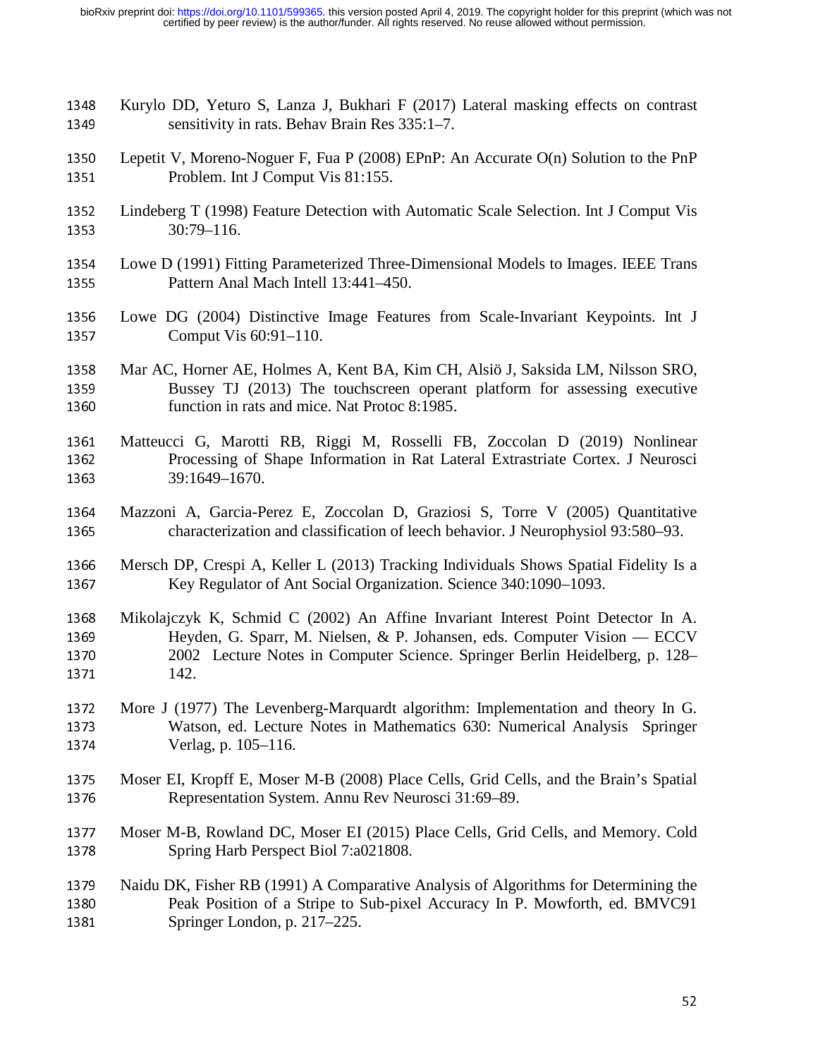Kurylo DD, Yeturo S, Lanza J, Bukhari F (2017) Lateral masking effects on contrast sensitivity in rats. Behav Brain Res 335:1–7.

Lepetit V, Moreno-Noguer F, Fua P (2008) EPnP: An Accurate O(n) Solution to the PnP Problem. Int J Comput Vis 81:155.

Lindeberg T (1998) Feature Detection with Automatic Scale Selection. Int J Comput Vis 30:79–116.

Lowe D (1991) Fitting Parameterized Three-Dimensional Models to Images. IEEE Trans Pattern Anal Mach Intell 13:441–450.

Lowe DG (2004) Distinctive Image Features from Scale-Invariant Keypoints. Int J Comput Vis 60:91–110.

Mar AC, Horner AE, Holmes A, Kent BA, Kim CH, Alsiö J, Saksida LM, Nilsson SRO, Bussey TJ (2013) The touchscreen operant platform for assessing executive function in rats and mice. Nat Protoc 8:1985.

Matteucci G, Marotti RB, Riggi M, Rosselli FB, Zoccolan D (2019) Nonlinear Processing of Shape Information in Rat Lateral Extrastriate Cortex. J Neurosci 39:1649–1670.

Mazzoni A, Garcia-Perez E, Zoccolan D, Graziosi S, Torre V (2005) Quantitative characterization and classification of leech behavior. J Neurophysiol 93:580–93.

Mersch DP, Crespi A, Keller L (2013) Tracking Individuals Shows Spatial Fidelity Is a Key Regulator of Ant Social Organization. Science 340:1090–1093.

Mikolajczyk K, Schmid C (2002) An Affine Invariant Interest Point Detector In A. Heyden, G. Sparr, M. Nielsen, & P. Johansen, eds. Computer Vision — ECCV 2002 Lecture Notes in Computer Science. Springer Berlin Heidelberg, p. 128–142.

More J (1977) The Levenberg-Marquardt algorithm: Implementation and theory In G. Watson, ed. Lecture Notes in Mathematics 630: Numerical Analysis Springer Verlag, p. 105–116.

Moser EI, Kropff E, Moser M-B (2008) Place Cells, Grid Cells, and the Brain's Spatial Representation System. Annu Rev Neurosci 31:69–89.

Moser M-B, Rowland DC, Moser EI (2015) Place Cells, Grid Cells, and Memory. Cold Spring Harb Perspect Biol 7:a021808.

Naidu DK, Fisher RB (1991) A Comparative Analysis of Algorithms for Determining the Peak Position of a Stripe to Sub-pixel Accuracy In P. Mowforth, ed. BMVC91 Springer London, p. 217–225.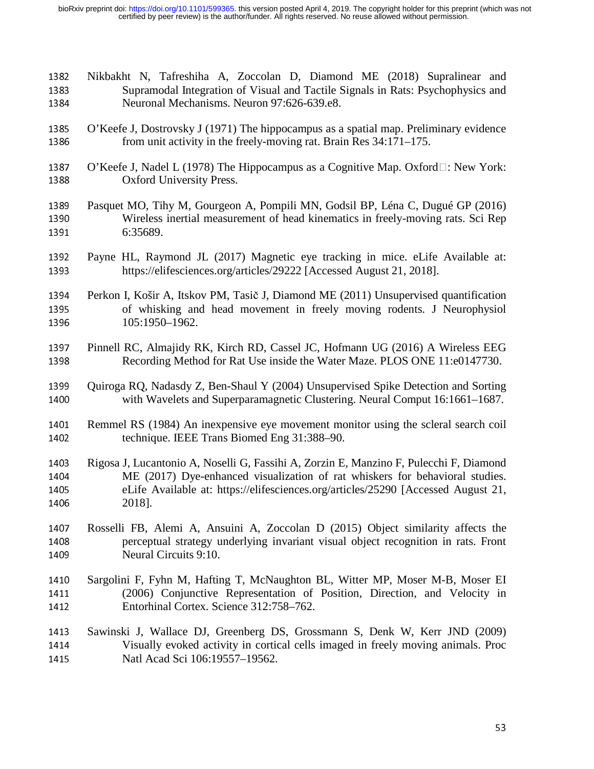Nikbakht N, Tafreshiha A, Zoccolan D, Diamond ME (2018) Supralinear and Supramodal Integration of Visual and Tactile Signals in Rats: Psychophysics and Neuronal Mechanisms. Neuron 97:626-639.e8.

O'Keefe J, Dostrovsky J (1971) The hippocampus as a spatial map. Preliminary evidence from unit activity in the freely-moving rat. Brain Res 34:171–175.

O'Keefe J, Nadel L (1978) The Hippocampus as a Cognitive Map. Oxford□: New York: Oxford University Press.

Pasquet MO, Tihy M, Gourgeon A, Pompili MN, Godsil BP, Léna C, Dugué GP (2016) Wireless inertial measurement of head kinematics in freely-moving rats. Sci Rep 6:35689.

Payne HL, Raymond JL (2017) Magnetic eye tracking in mice. eLife Available at: https://elifesciences.org/articles/29222 [Accessed August 21, 2018].

Perkon I, Košir A, Itskov PM, Tasič J, Diamond ME (2011) Unsupervised quantification of whisking and head movement in freely moving rodents. J Neurophysiol 105:1950–1962.

Pinnell RC, Almajidy RK, Kirch RD, Cassel JC, Hofmann UG (2016) A Wireless EEG Recording Method for Rat Use inside the Water Maze. PLOS ONE 11:e0147730.

Quiroga RQ, Nadasdy Z, Ben-Shaul Y (2004) Unsupervised Spike Detection and Sorting with Wavelets and Superparamagnetic Clustering. Neural Comput 16:1661–1687.

Remmel RS (1984) An inexpensive eye movement monitor using the scleral search coil technique. IEEE Trans Biomed Eng 31:388–90.

Rigosa J, Lucantonio A, Noselli G, Fassihi A, Zorzin E, Manzino F, Pulecchi F, Diamond ME (2017) Dye-enhanced visualization of rat whiskers for behavioral studies. eLife Available at: https://elifesciences.org/articles/25290 [Accessed August 21, 2018].

Rosselli FB, Alemi A, Ansuini A, Zoccolan D (2015) Object similarity affects the perceptual strategy underlying invariant visual object recognition in rats. Front Neural Circuits 9:10.

Sargolini F, Fyhn M, Hafting T, McNaughton BL, Witter MP, Moser M-B, Moser EI (2006) Conjunctive Representation of Position, Direction, and Velocity in Entorhinal Cortex. Science 312:758–762.

Sawinski J, Wallace DJ, Greenberg DS, Grossmann S, Denk W, Kerr JND (2009) Visually evoked activity in cortical cells imaged in freely moving animals. Proc Natl Acad Sci 106:19557–19562.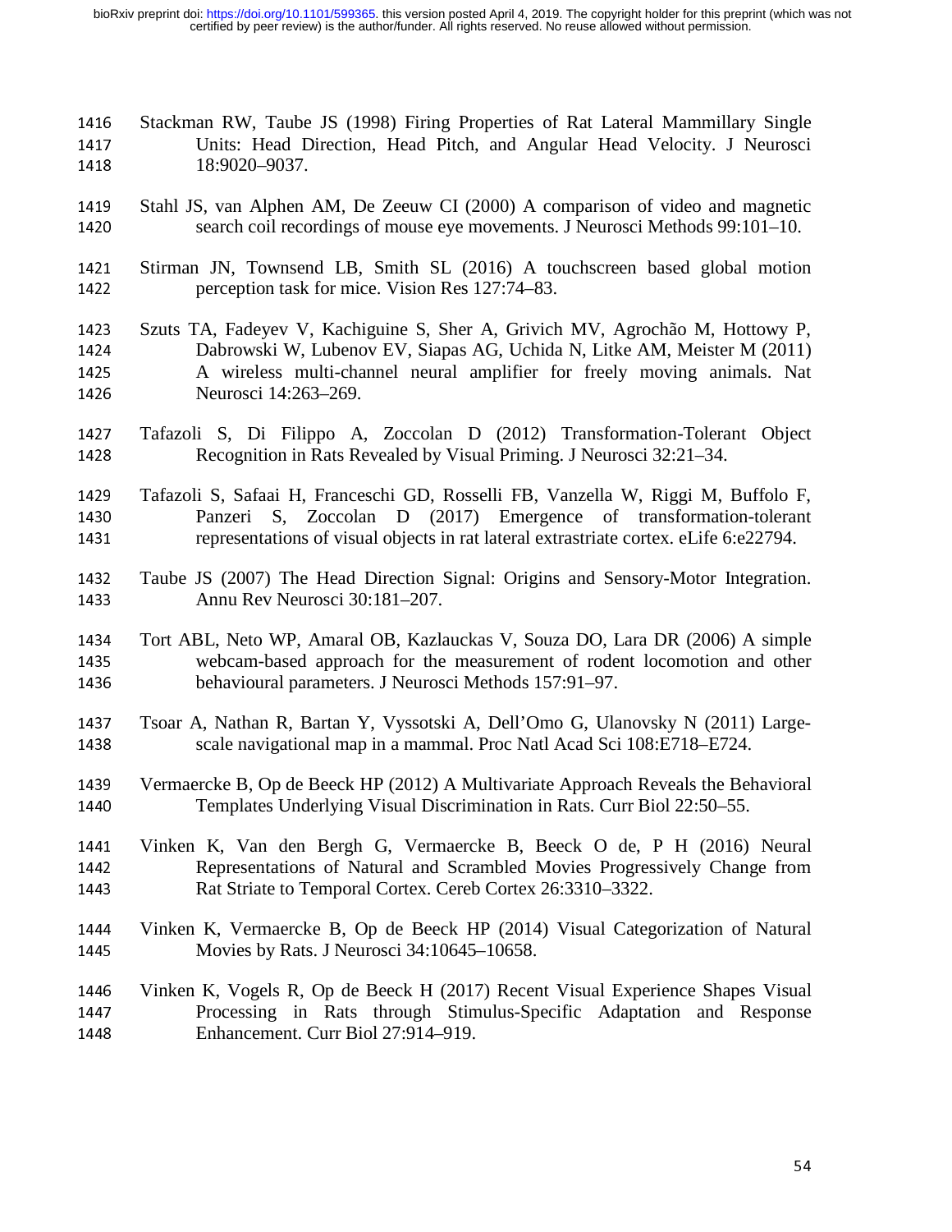Stackman RW, Taube JS (1998) Firing Properties of Rat Lateral Mammillary Single Units: Head Direction, Head Pitch, and Angular Head Velocity. J Neurosci 18:9020–9037.

Stahl JS, van Alphen AM, De Zeeuw CI (2000) A comparison of video and magnetic search coil recordings of mouse eye movements. J Neurosci Methods 99:101–10.

Stirman JN, Townsend LB, Smith SL (2016) A touchscreen based global motion perception task for mice. Vision Res 127:74–83.

Szuts TA, Fadeyev V, Kachiguine S, Sher A, Grivich MV, Agrochão M, Hottowy P, Dabrowski W, Lubenov EV, Siapas AG, Uchida N, Litke AM, Meister M (2011) A wireless multi-channel neural amplifier for freely moving animals. Nat Neurosci 14:263–269.

Tafazoli S, Di Filippo A, Zoccolan D (2012) Transformation-Tolerant Object Recognition in Rats Revealed by Visual Priming. J Neurosci 32:21–34.

Tafazoli S, Safaai H, Franceschi GD, Rosselli FB, Vanzella W, Riggi M, Buffolo F, Panzeri S, Zoccolan D (2017) Emergence of transformation-tolerant representations of visual objects in rat lateral extrastriate cortex. eLife 6:e22794.

Taube JS (2007) The Head Direction Signal: Origins and Sensory-Motor Integration. Annu Rev Neurosci 30:181–207.

Tort ABL, Neto WP, Amaral OB, Kazlauckas V, Souza DO, Lara DR (2006) A simple webcam-based approach for the measurement of rodent locomotion and other behavioural parameters. J Neurosci Methods 157:91–97.

Tsoar A, Nathan R, Bartan Y, Vyssotski A, Dell'Omo G, Ulanovsky N (2011) Large-scale navigational map in a mammal. Proc Natl Acad Sci 108:E718–E724.

Vermaercke B, Op de Beeck HP (2012) A Multivariate Approach Reveals the Behavioral Templates Underlying Visual Discrimination in Rats. Curr Biol 22:50–55.

Vinken K, Van den Bergh G, Vermaercke B, Beeck O de, P H (2016) Neural Representations of Natural and Scrambled Movies Progressively Change from Rat Striate to Temporal Cortex. Cereb Cortex 26:3310–3322.

Vinken K, Vermaercke B, Op de Beeck HP (2014) Visual Categorization of Natural Movies by Rats. J Neurosci 34:10645–10658.

Vinken K, Vogels R, Op de Beeck H (2017) Recent Visual Experience Shapes Visual Processing in Rats through Stimulus-Specific Adaptation and Response Enhancement. Curr Biol 27:914–919.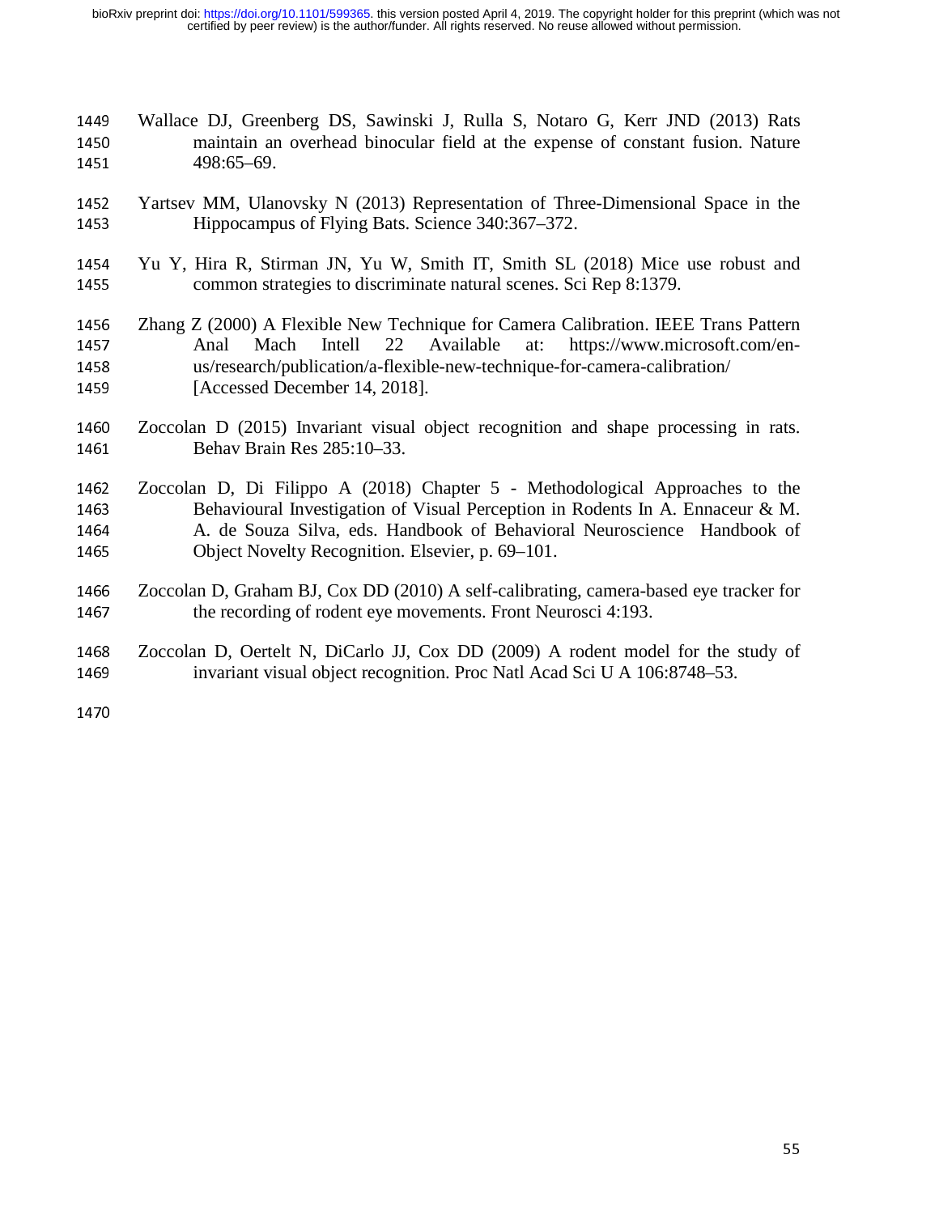Wallace DJ, Greenberg DS, Sawinski J, Rulla S, Notaro G, Kerr JND (2013) Rats maintain an overhead binocular field at the expense of constant fusion. Nature 498:65–69.

Yartsev MM, Ulanovsky N (2013) Representation of Three-Dimensional Space in the Hippocampus of Flying Bats. Science 340:367–372.

Yu Y, Hira R, Stirman JN, Yu W, Smith IT, Smith SL (2018) Mice use robust and common strategies to discriminate natural scenes. Sci Rep 8:1379.

Zhang Z (2000) A Flexible New Technique for Camera Calibration. IEEE Trans Pattern Anal Mach Intell 22 Available at: https://www.microsoft.com/en-us/research/publication/a-flexible-new-technique-for-camera-calibration/ [Accessed December 14, 2018].

Zoccolan D (2015) Invariant visual object recognition and shape processing in rats. Behav Brain Res 285:10–33.

Zoccolan D, Di Filippo A (2018) Chapter 5 - Methodological Approaches to the Behavioural Investigation of Visual Perception in Rodents In A. Ennaceur & M. A. de Souza Silva, eds. Handbook of Behavioral Neuroscience Handbook of Object Novelty Recognition. Elsevier, p. 69–101.

Zoccolan D, Graham BJ, Cox DD (2010) A self-calibrating, camera-based eye tracker for the recording of rodent eye movements. Front Neurosci 4:193.

Zoccolan D, Oertelt N, DiCarlo JJ, Cox DD (2009) A rodent model for the study of invariant visual object recognition. Proc Natl Acad Sci U A 106:8748–53.